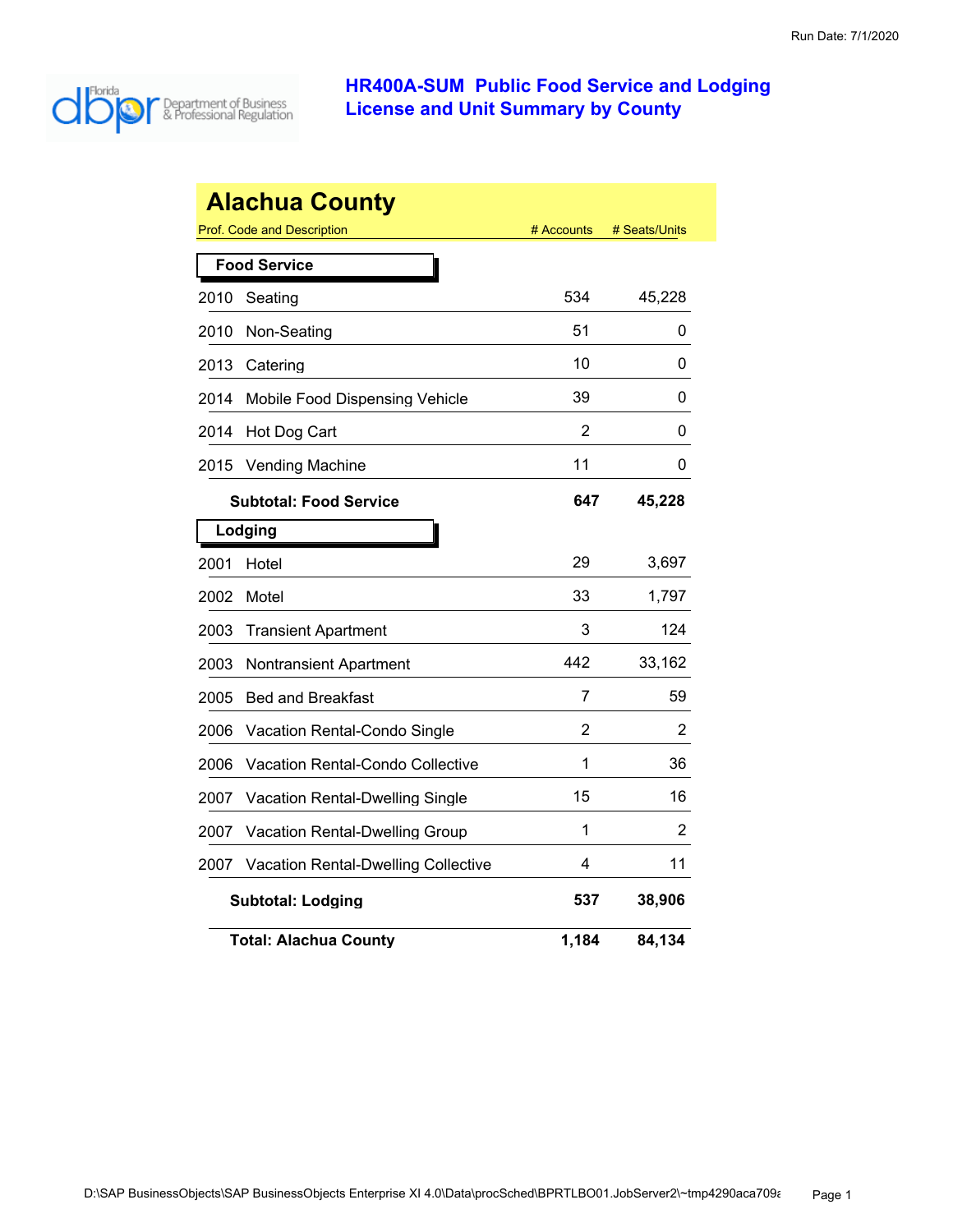Run Date: 7/1/2020

# HR400A-SUM Public Food Service and Lodging License and Unit Summary by County

## Alachua County

| Prof. Code and Description | | # Accounts | # Seats/Units |
|---|---|---|---|
| **Food Service** | | | |
| 2010 | Seating | 534 | 45,228 |
| 2010 | Non-Seating | 51 | 0 |
| 2013 | Catering | 10 | 0 |
| 2014 | Mobile Food Dispensing Vehicle | 39 | 0 |
| 2014 | Hot Dog Cart | 2 | 0 |
| 2015 | Vending Machine | 11 | 0 |
| | **Subtotal: Food Service** | **647** | **45,228** |
| **Lodging** | | | |
| 2001 | Hotel | 29 | 3,697 |
| 2002 | Motel | 33 | 1,797 |
| 2003 | Transient Apartment | 3 | 124 |
| 2003 | Nontransient Apartment | 442 | 33,162 |
| 2005 | Bed and Breakfast | 7 | 59 |
| 2006 | Vacation Rental-Condo Single | 2 | 2 |
| 2006 | Vacation Rental-Condo Collective | 1 | 36 |
| 2007 | Vacation Rental-Dwelling Single | 15 | 16 |
| 2007 | Vacation Rental-Dwelling Group | 1 | 2 |
| 2007 | Vacation Rental-Dwelling Collective | 4 | 11 |
| | **Subtotal: Lodging** | **537** | **38,906** |
| | **Total: Alachua County** | **1,184** | **84,134** |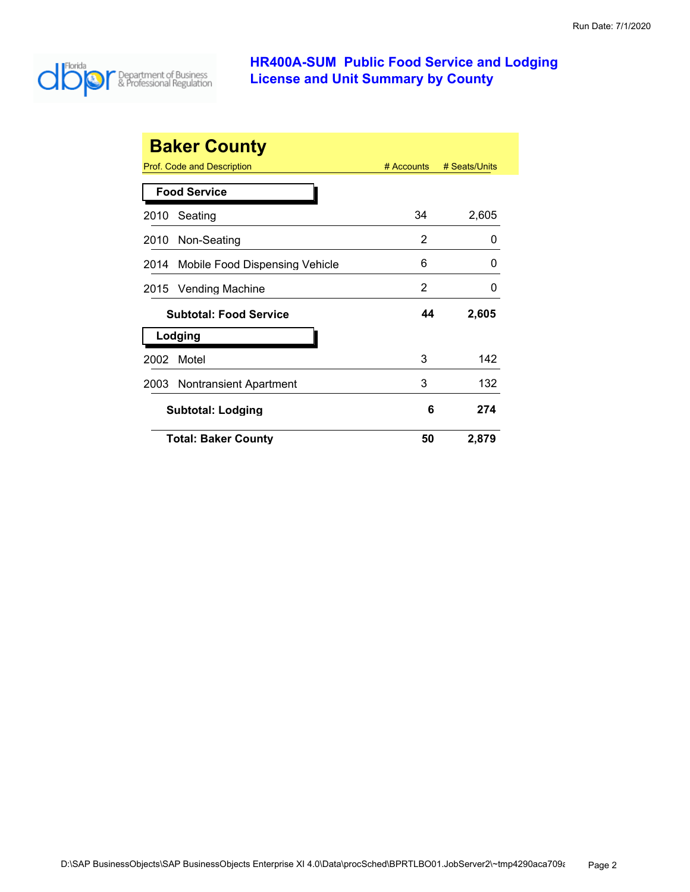# HR400A-SUM Public Food Service and Lodging License and Unit Summary by County

## Baker County

| Prof. Code and Description | # Accounts | # Seats/Units |
|---|---|---|
| **Food Service** | | |
| 2010 Seating | 34 | 2,605 |
| 2010 Non-Seating | 2 | 0 |
| 2014 Mobile Food Dispensing Vehicle | 6 | 0 |
| 2015 Vending Machine | 2 | 0 |
| **Subtotal: Food Service** | **44** | **2,605** |
| **Lodging** | | |
| 2002 Motel | 3 | 142 |
| 2003 Nontransient Apartment | 3 | 132 |
| **Subtotal: Lodging** | **6** | **274** |
| **Total: Baker County** | **50** | **2,879** |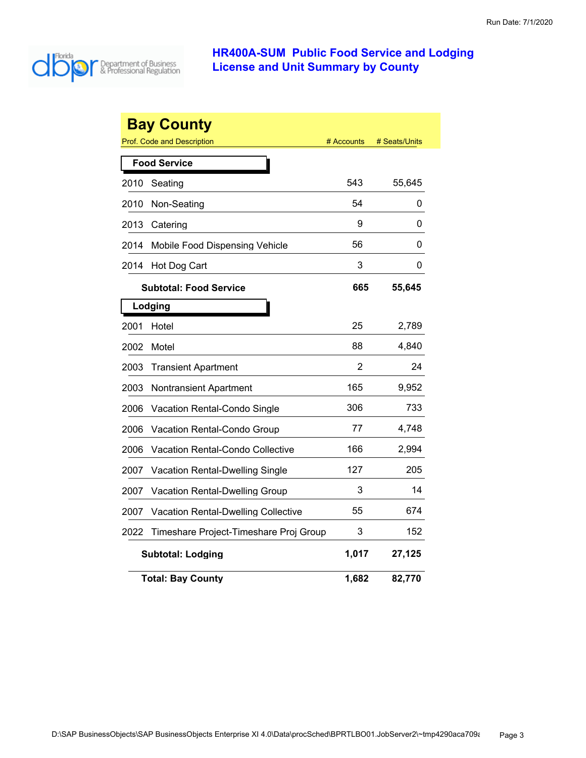# HR400A-SUM Public Food Service and Lodging License and Unit Summary by County

## Bay County

| Prof. Code and Description | | # Accounts | # Seats/Units |
|---|---|---|---|
| **Food Service** | | | |
| 2010 | Seating | 543 | 55,645 |
| 2010 | Non-Seating | 54 | 0 |
| 2013 | Catering | 9 | 0 |
| 2014 | Mobile Food Dispensing Vehicle | 56 | 0 |
| 2014 | Hot Dog Cart | 3 | 0 |
| | **Subtotal: Food Service** | **665** | **55,645** |
| **Lodging** | | | |
| 2001 | Hotel | 25 | 2,789 |
| 2002 | Motel | 88 | 4,840 |
| 2003 | Transient Apartment | 2 | 24 |
| 2003 | Nontransient Apartment | 165 | 9,952 |
| 2006 | Vacation Rental-Condo Single | 306 | 733 |
| 2006 | Vacation Rental-Condo Group | 77 | 4,748 |
| 2006 | Vacation Rental-Condo Collective | 166 | 2,994 |
| 2007 | Vacation Rental-Dwelling Single | 127 | 205 |
| 2007 | Vacation Rental-Dwelling Group | 3 | 14 |
| 2007 | Vacation Rental-Dwelling Collective | 55 | 674 |
| 2022 | Timeshare Project-Timeshare Proj Group | 3 | 152 |
| | **Subtotal: Lodging** | **1,017** | **27,125** |
| | **Total: Bay County** | **1,682** | **82,770** |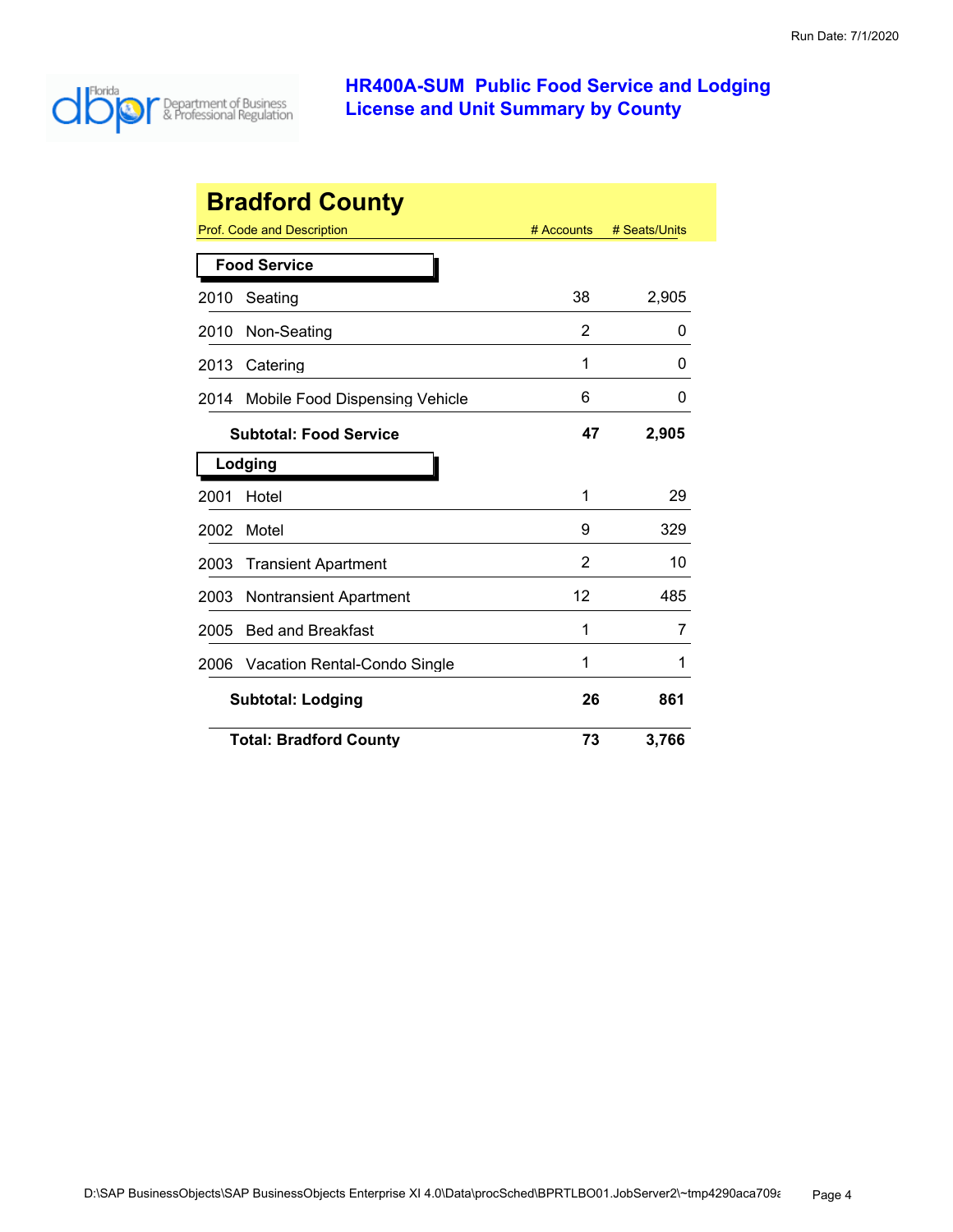Run Date: 7/1/2020

# HR400A-SUM Public Food Service and Lodging License and Unit Summary by County

## Bradford County

| Prof. Code and Description | | # Accounts | # Seats/Units |
|---|---|---|---|
| **Food Service** | | | |
| 2010 | Seating | 38 | 2,905 |
| 2010 | Non-Seating | 2 | 0 |
| 2013 | Catering | 1 | 0 |
| 2014 | Mobile Food Dispensing Vehicle | 6 | 0 |
| | **Subtotal: Food Service** | **47** | **2,905** |
| **Lodging** | | | |
| 2001 | Hotel | 1 | 29 |
| 2002 | Motel | 9 | 329 |
| 2003 | Transient Apartment | 2 | 10 |
| 2003 | Nontransient Apartment | 12 | 485 |
| 2005 | Bed and Breakfast | 1 | 7 |
| 2006 | Vacation Rental-Condo Single | 1 | 1 |
| | **Subtotal: Lodging** | **26** | **861** |
| | **Total: Bradford County** | **73** | **3,766** |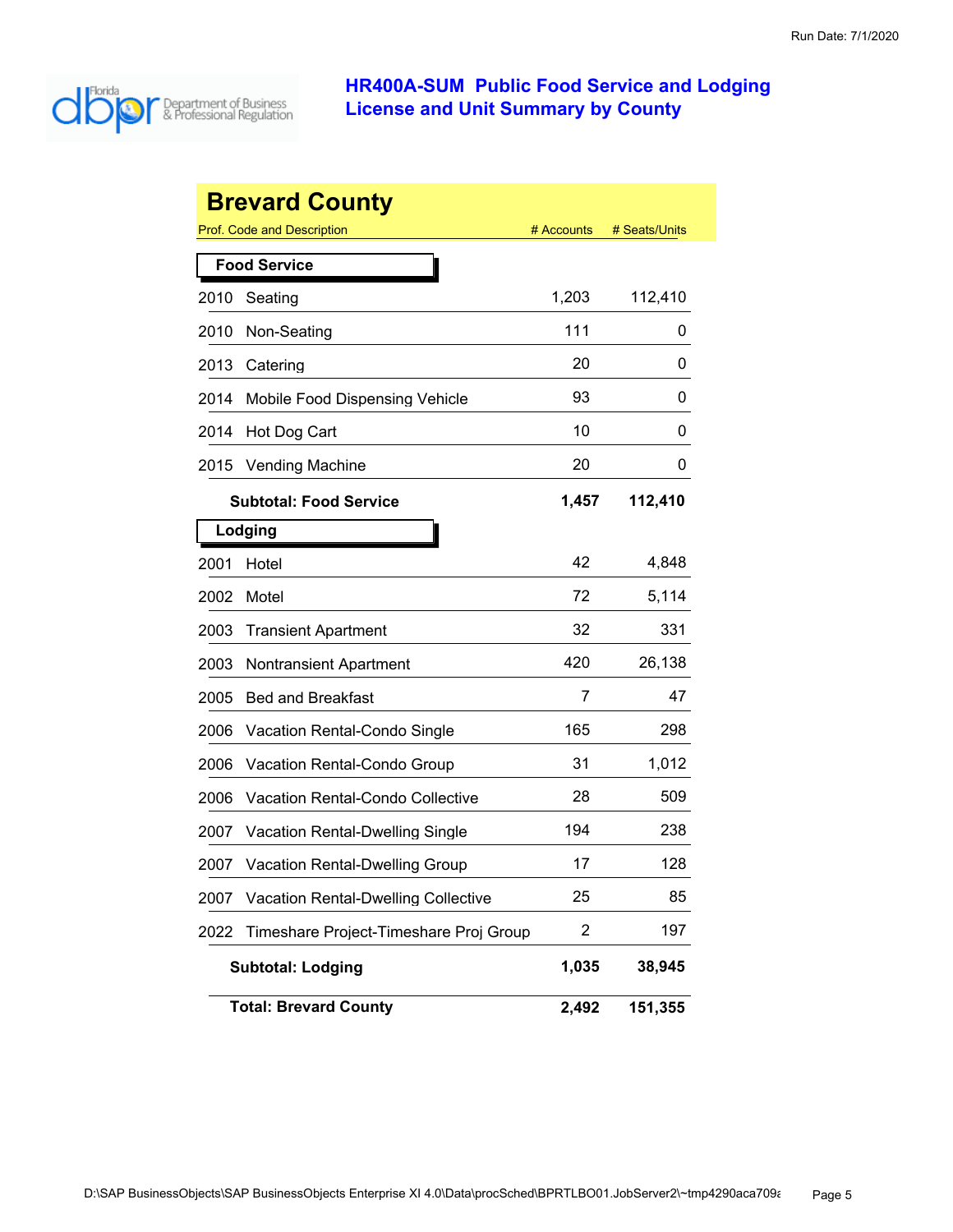# HR400A-SUM Public Food Service and Lodging License and Unit Summary by County

Run Date: 7/1/2020

## Brevard County

| Prof. Code and Description | | # Accounts | # Seats/Units |
|---|---|---|---|
| **Food Service** | | | |
| 2010 | Seating | 1,203 | 112,410 |
| 2010 | Non-Seating | 111 | 0 |
| 2013 | Catering | 20 | 0 |
| 2014 | Mobile Food Dispensing Vehicle | 93 | 0 |
| 2014 | Hot Dog Cart | 10 | 0 |
| 2015 | Vending Machine | 20 | 0 |
| | **Subtotal: Food Service** | **1,457** | **112,410** |
| **Lodging** | | | |
| 2001 | Hotel | 42 | 4,848 |
| 2002 | Motel | 72 | 5,114 |
| 2003 | Transient Apartment | 32 | 331 |
| 2003 | Nontransient Apartment | 420 | 26,138 |
| 2005 | Bed and Breakfast | 7 | 47 |
| 2006 | Vacation Rental-Condo Single | 165 | 298 |
| 2006 | Vacation Rental-Condo Group | 31 | 1,012 |
| 2006 | Vacation Rental-Condo Collective | 28 | 509 |
| 2007 | Vacation Rental-Dwelling Single | 194 | 238 |
| 2007 | Vacation Rental-Dwelling Group | 17 | 128 |
| 2007 | Vacation Rental-Dwelling Collective | 25 | 85 |
| 2022 | Timeshare Project-Timeshare Proj Group | 2 | 197 |
| | **Subtotal: Lodging** | **1,035** | **38,945** |
| | **Total: Brevard County** | **2,492** | **151,355** |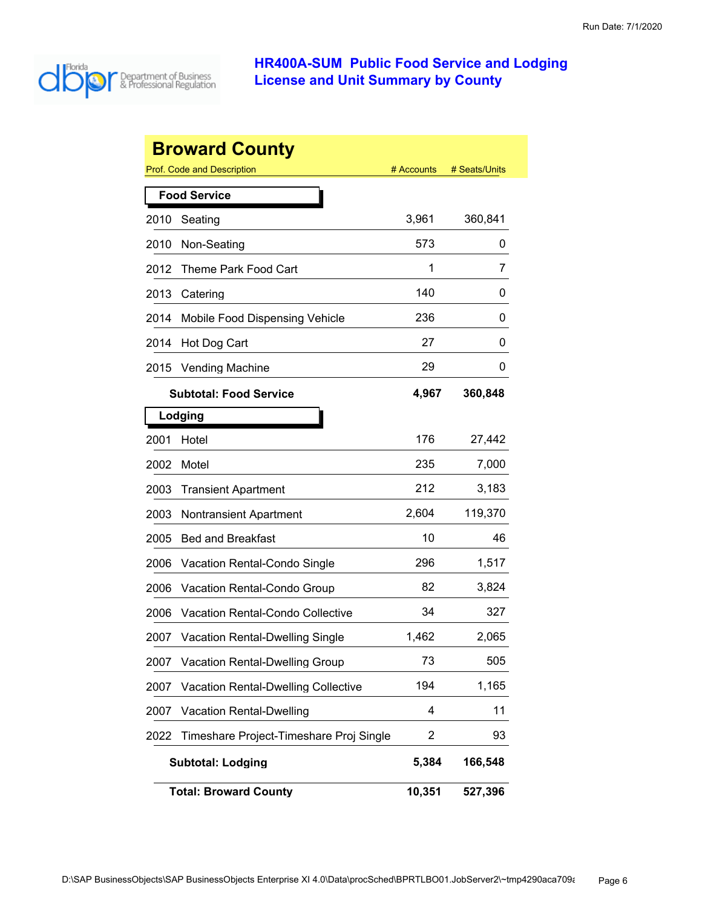# HR400A-SUM Public Food Service and Lodging License and Unit Summary by County

## Broward County

| Prof. Code and Description | # Accounts | # Seats/Units |
|---|---|---|
| **Food Service** | | |
| 2010 Seating | 3,961 | 360,841 |
| 2010 Non-Seating | 573 | 0 |
| 2012 Theme Park Food Cart | 1 | 7 |
| 2013 Catering | 140 | 0 |
| 2014 Mobile Food Dispensing Vehicle | 236 | 0 |
| 2014 Hot Dog Cart | 27 | 0 |
| 2015 Vending Machine | 29 | 0 |
| **Subtotal: Food Service** | **4,967** | **360,848** |
| **Lodging** | | |
| 2001 Hotel | 176 | 27,442 |
| 2002 Motel | 235 | 7,000 |
| 2003 Transient Apartment | 212 | 3,183 |
| 2003 Nontransient Apartment | 2,604 | 119,370 |
| 2005 Bed and Breakfast | 10 | 46 |
| 2006 Vacation Rental-Condo Single | 296 | 1,517 |
| 2006 Vacation Rental-Condo Group | 82 | 3,824 |
| 2006 Vacation Rental-Condo Collective | 34 | 327 |
| 2007 Vacation Rental-Dwelling Single | 1,462 | 2,065 |
| 2007 Vacation Rental-Dwelling Group | 73 | 505 |
| 2007 Vacation Rental-Dwelling Collective | 194 | 1,165 |
| 2007 Vacation Rental-Dwelling | 4 | 11 |
| 2022 Timeshare Project-Timeshare Proj Single | 2 | 93 |
| **Subtotal: Lodging** | **5,384** | **166,548** |
| **Total: Broward County** | **10,351** | **527,396** |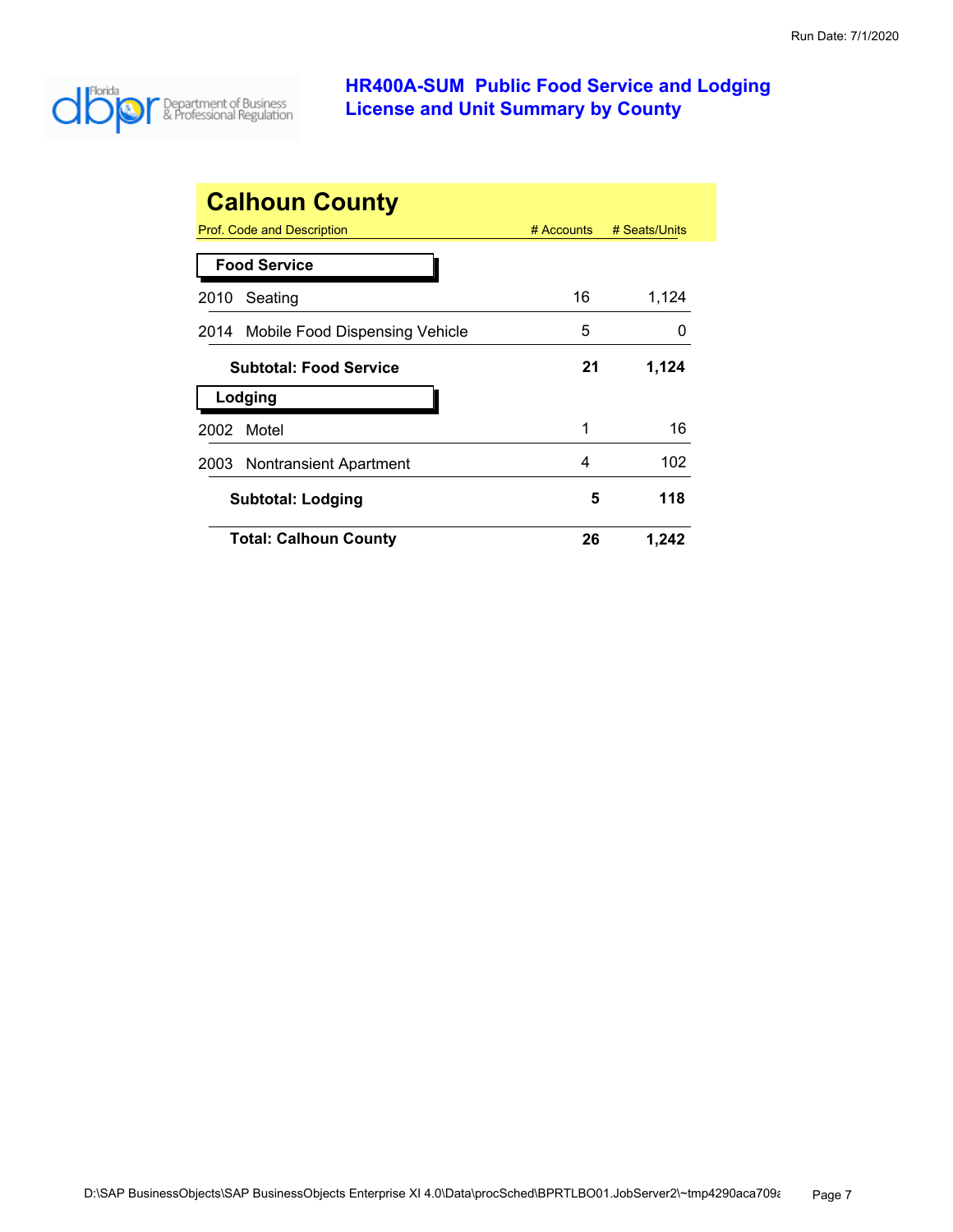# HR400A-SUM Public Food Service and Lodging License and Unit Summary by County

## Calhoun County

| Prof. Code and Description | # Accounts | # Seats/Units |
|---|---|---|
| **Food Service** | | |
| 2010 Seating | 16 | 1,124 |
| 2014 Mobile Food Dispensing Vehicle | 5 | 0 |
| **Subtotal: Food Service** | **21** | **1,124** |
| **Lodging** | | |
| 2002 Motel | 1 | 16 |
| 2003 Nontransient Apartment | 4 | 102 |
| **Subtotal: Lodging** | **5** | **118** |
| **Total: Calhoun County** | **26** | **1,242** |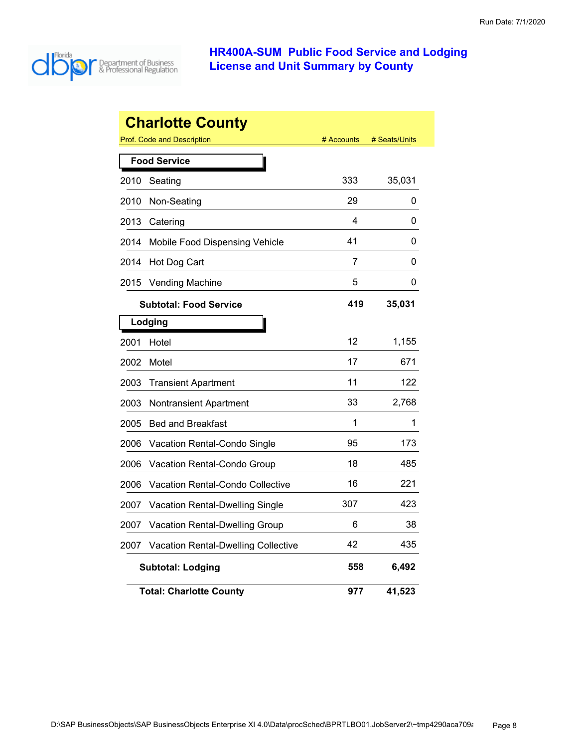# HR400A-SUM Public Food Service and Lodging License and Unit Summary by County

## Charlotte County

| Prof. Code and Description | | # Accounts | # Seats/Units |
|---|---|---|---|
| **Food Service** | | | |
| 2010 | Seating | 333 | 35,031 |
| 2010 | Non-Seating | 29 | 0 |
| 2013 | Catering | 4 | 0 |
| 2014 | Mobile Food Dispensing Vehicle | 41 | 0 |
| 2014 | Hot Dog Cart | 7 | 0 |
| 2015 | Vending Machine | 5 | 0 |
| | **Subtotal: Food Service** | **419** | **35,031** |
| **Lodging** | | | |
| 2001 | Hotel | 12 | 1,155 |
| 2002 | Motel | 17 | 671 |
| 2003 | Transient Apartment | 11 | 122 |
| 2003 | Nontransient Apartment | 33 | 2,768 |
| 2005 | Bed and Breakfast | 1 | 1 |
| 2006 | Vacation Rental-Condo Single | 95 | 173 |
| 2006 | Vacation Rental-Condo Group | 18 | 485 |
| 2006 | Vacation Rental-Condo Collective | 16 | 221 |
| 2007 | Vacation Rental-Dwelling Single | 307 | 423 |
| 2007 | Vacation Rental-Dwelling Group | 6 | 38 |
| 2007 | Vacation Rental-Dwelling Collective | 42 | 435 |
| | **Subtotal: Lodging** | **558** | **6,492** |
| | **Total: Charlotte County** | **977** | **41,523** |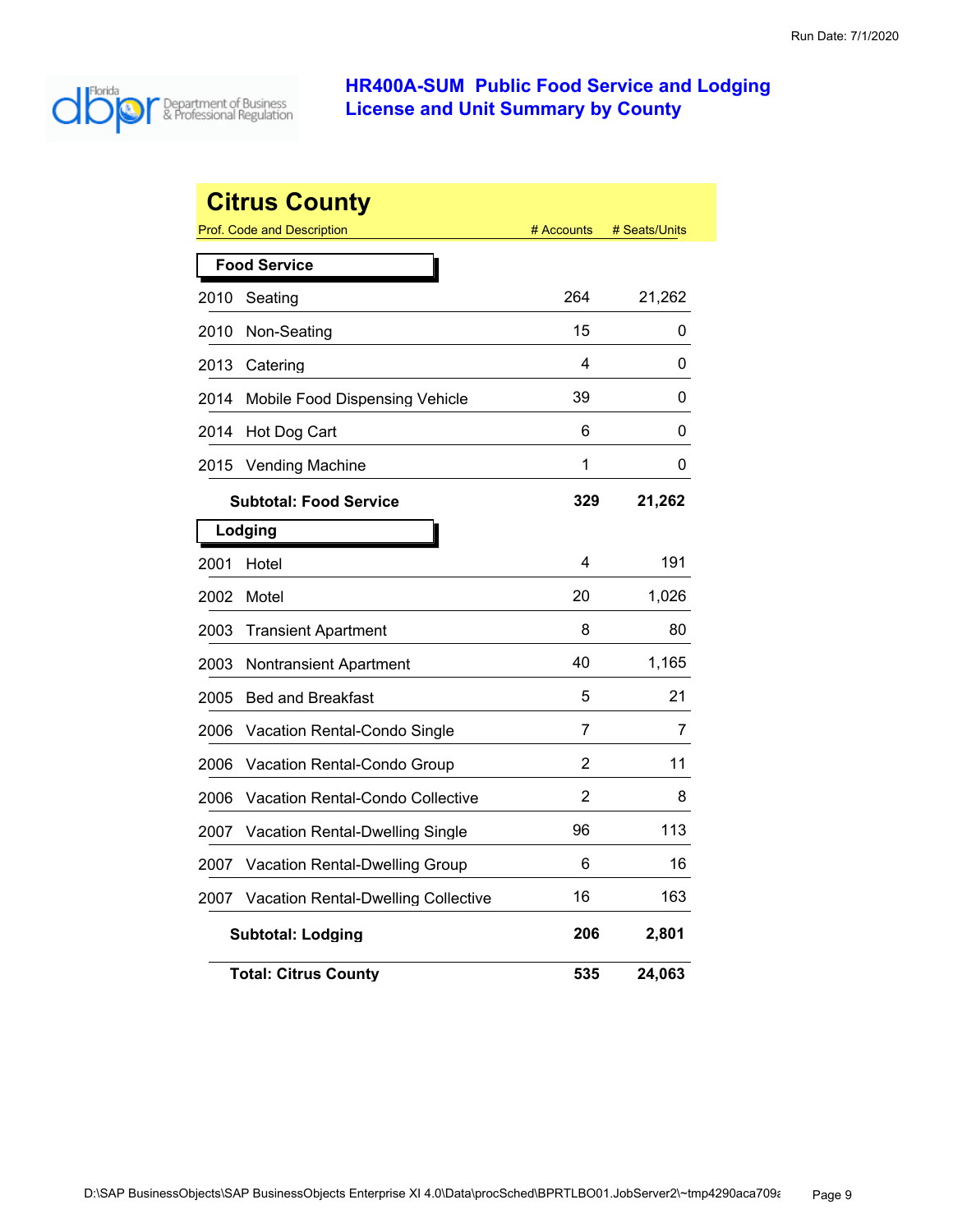# HR400A-SUM Public Food Service and Lodging License and Unit Summary by County

## Citrus County

| Prof. Code and Description | | # Accounts | # Seats/Units |
|---|---|---|---|
| **Food Service** | | | |
| 2010 | Seating | 264 | 21,262 |
| 2010 | Non-Seating | 15 | 0 |
| 2013 | Catering | 4 | 0 |
| 2014 | Mobile Food Dispensing Vehicle | 39 | 0 |
| 2014 | Hot Dog Cart | 6 | 0 |
| 2015 | Vending Machine | 1 | 0 |
| | **Subtotal: Food Service** | **329** | **21,262** |
| **Lodging** | | | |
| 2001 | Hotel | 4 | 191 |
| 2002 | Motel | 20 | 1,026 |
| 2003 | Transient Apartment | 8 | 80 |
| 2003 | Nontransient Apartment | 40 | 1,165 |
| 2005 | Bed and Breakfast | 5 | 21 |
| 2006 | Vacation Rental-Condo Single | 7 | 7 |
| 2006 | Vacation Rental-Condo Group | 2 | 11 |
| 2006 | Vacation Rental-Condo Collective | 2 | 8 |
| 2007 | Vacation Rental-Dwelling Single | 96 | 113 |
| 2007 | Vacation Rental-Dwelling Group | 6 | 16 |
| 2007 | Vacation Rental-Dwelling Collective | 16 | 163 |
| | **Subtotal: Lodging** | **206** | **2,801** |
| | **Total: Citrus County** | **535** | **24,063** |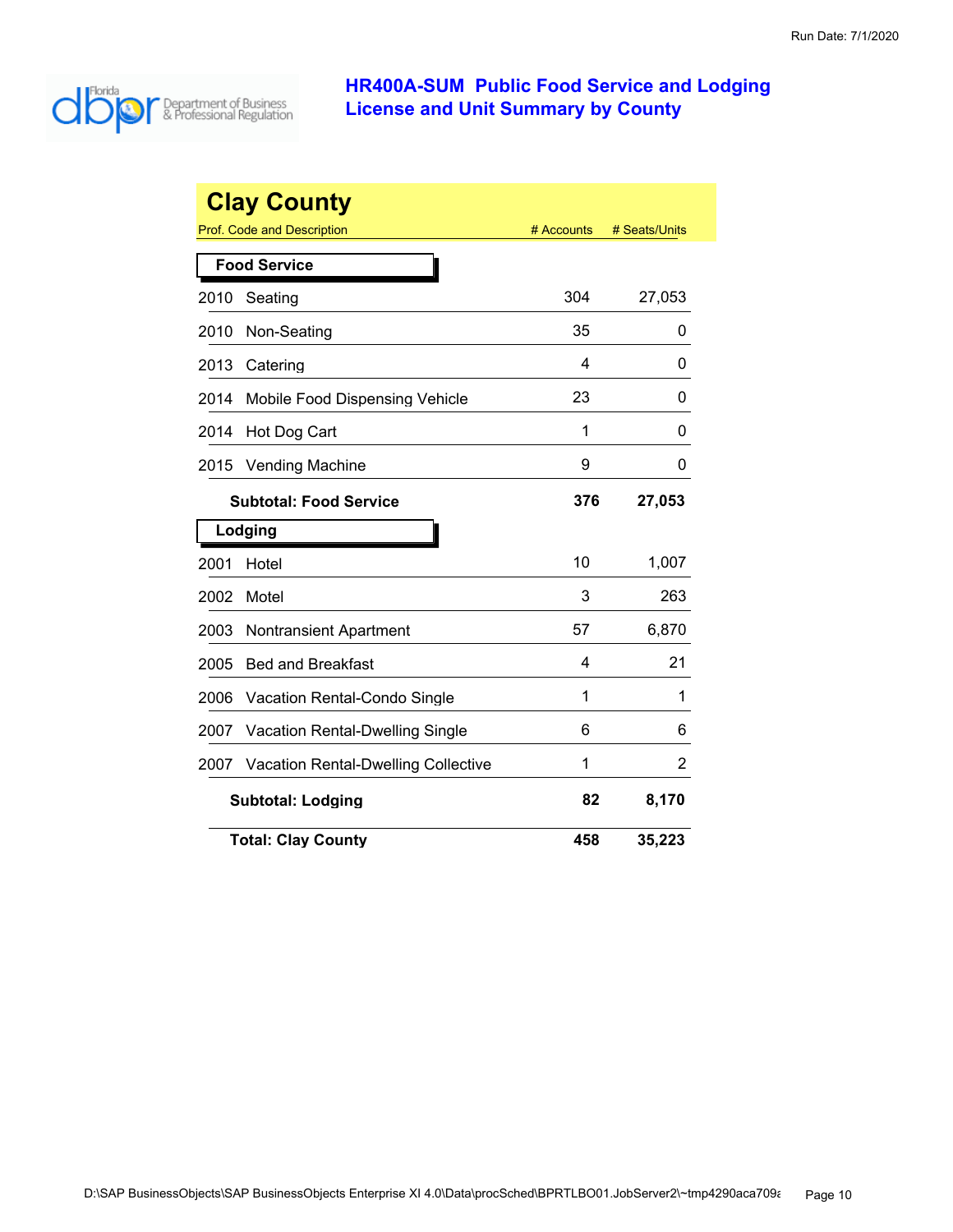# HR400A-SUM Public Food Service and Lodging License and Unit Summary by County

Run Date: 7/1/2020

## Clay County

| Prof. Code and Description | # Accounts | # Seats/Units |
|---|---|---|
| **Food Service** | | |
| 2010 Seating | 304 | 27,053 |
| 2010 Non-Seating | 35 | 0 |
| 2013 Catering | 4 | 0 |
| 2014 Mobile Food Dispensing Vehicle | 23 | 0 |
| 2014 Hot Dog Cart | 1 | 0 |
| 2015 Vending Machine | 9 | 0 |
| **Subtotal: Food Service** | **376** | **27,053** |
| **Lodging** | | |
| 2001 Hotel | 10 | 1,007 |
| 2002 Motel | 3 | 263 |
| 2003 Nontransient Apartment | 57 | 6,870 |
| 2005 Bed and Breakfast | 4 | 21 |
| 2006 Vacation Rental-Condo Single | 1 | 1 |
| 2007 Vacation Rental-Dwelling Single | 6 | 6 |
| 2007 Vacation Rental-Dwelling Collective | 1 | 2 |
| **Subtotal: Lodging** | **82** | **8,170** |
| **Total: Clay County** | **458** | **35,223** |

D:\SAP BusinessObjects\SAP BusinessObjects Enterprise XI 4.0\Data\procSched\BPRTLBO01.JobServer2\~tmp4290aca709a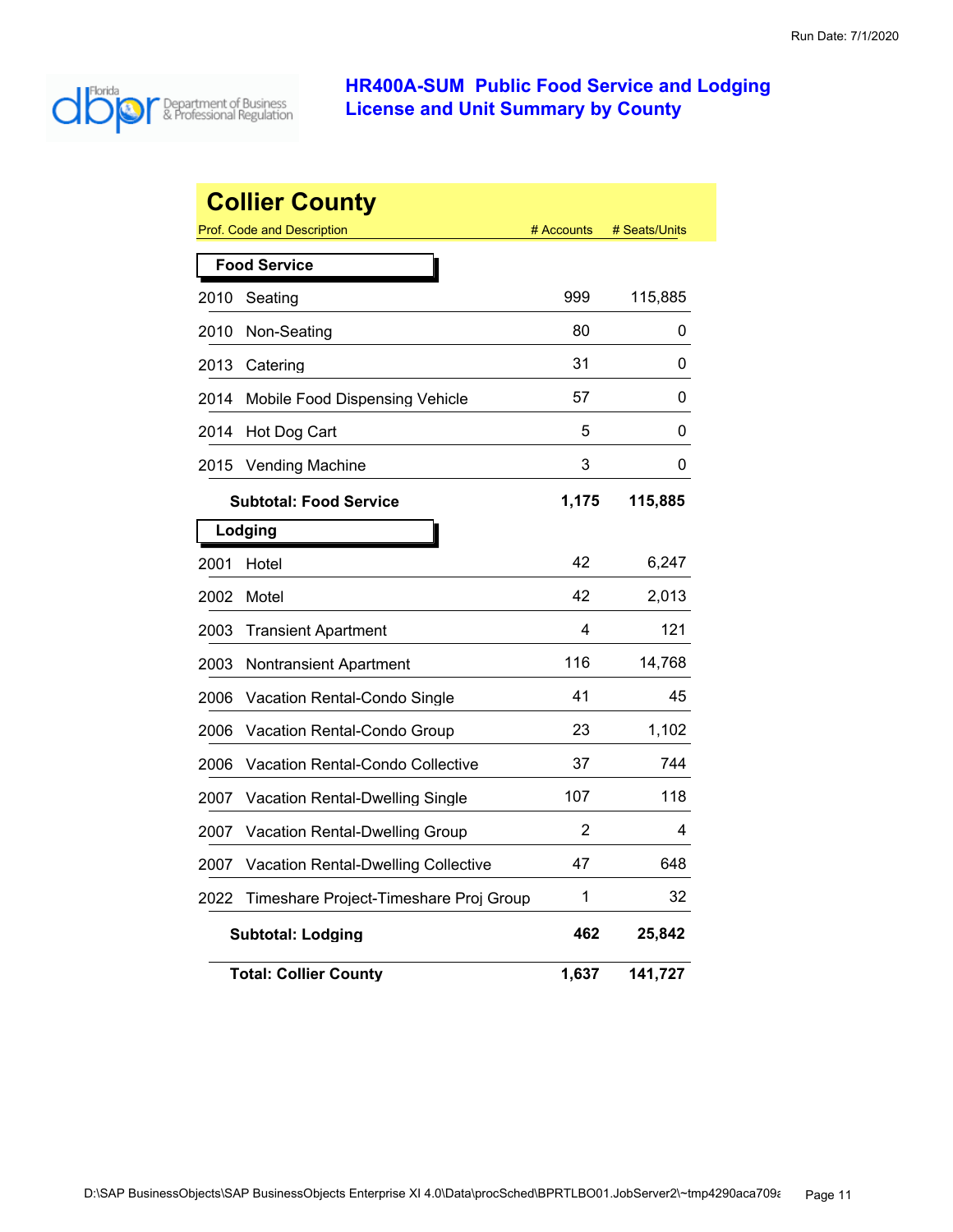# HR400A-SUM Public Food Service and Lodging License and Unit Summary by County

Run Date: 7/1/2020

## Collier County

| Prof. Code and Description | | # Accounts | # Seats/Units |
|---|---|---|---|
| **Food Service** | | | |
| 2010 | Seating | 999 | 115,885 |
| 2010 | Non-Seating | 80 | 0 |
| 2013 | Catering | 31 | 0 |
| 2014 | Mobile Food Dispensing Vehicle | 57 | 0 |
| 2014 | Hot Dog Cart | 5 | 0 |
| 2015 | Vending Machine | 3 | 0 |
| | **Subtotal: Food Service** | **1,175** | **115,885** |
| **Lodging** | | | |
| 2001 | Hotel | 42 | 6,247 |
| 2002 | Motel | 42 | 2,013 |
| 2003 | Transient Apartment | 4 | 121 |
| 2003 | Nontransient Apartment | 116 | 14,768 |
| 2006 | Vacation Rental-Condo Single | 41 | 45 |
| 2006 | Vacation Rental-Condo Group | 23 | 1,102 |
| 2006 | Vacation Rental-Condo Collective | 37 | 744 |
| 2007 | Vacation Rental-Dwelling Single | 107 | 118 |
| 2007 | Vacation Rental-Dwelling Group | 2 | 4 |
| 2007 | Vacation Rental-Dwelling Collective | 47 | 648 |
| 2022 | Timeshare Project-Timeshare Proj Group | 1 | 32 |
| | **Subtotal: Lodging** | **462** | **25,842** |
| | **Total: Collier County** | **1,637** | **141,727** |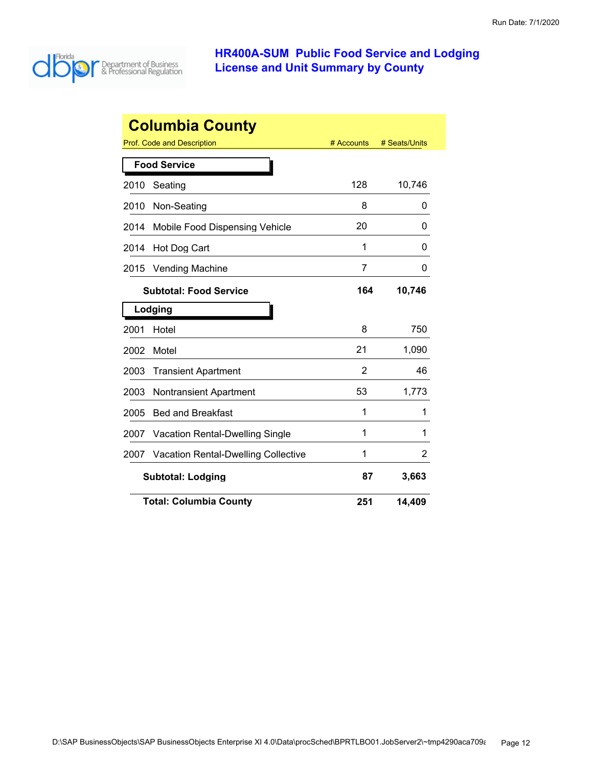Run Date: 7/1/2020

# HR400A-SUM Public Food Service and Lodging License and Unit Summary by County

## Columbia County

| Prof. Code and Description | # Accounts | # Seats/Units |
|---|---|---|
| **Food Service** | | |
| 2010 Seating | 128 | 10,746 |
| 2010 Non-Seating | 8 | 0 |
| 2014 Mobile Food Dispensing Vehicle | 20 | 0 |
| 2014 Hot Dog Cart | 1 | 0 |
| 2015 Vending Machine | 7 | 0 |
| **Subtotal: Food Service** | **164** | **10,746** |
| **Lodging** | | |
| 2001 Hotel | 8 | 750 |
| 2002 Motel | 21 | 1,090 |
| 2003 Transient Apartment | 2 | 46 |
| 2003 Nontransient Apartment | 53 | 1,773 |
| 2005 Bed and Breakfast | 1 | 1 |
| 2007 Vacation Rental-Dwelling Single | 1 | 1 |
| 2007 Vacation Rental-Dwelling Collective | 1 | 2 |
| **Subtotal: Lodging** | **87** | **3,663** |
| **Total: Columbia County** | **251** | **14,409** |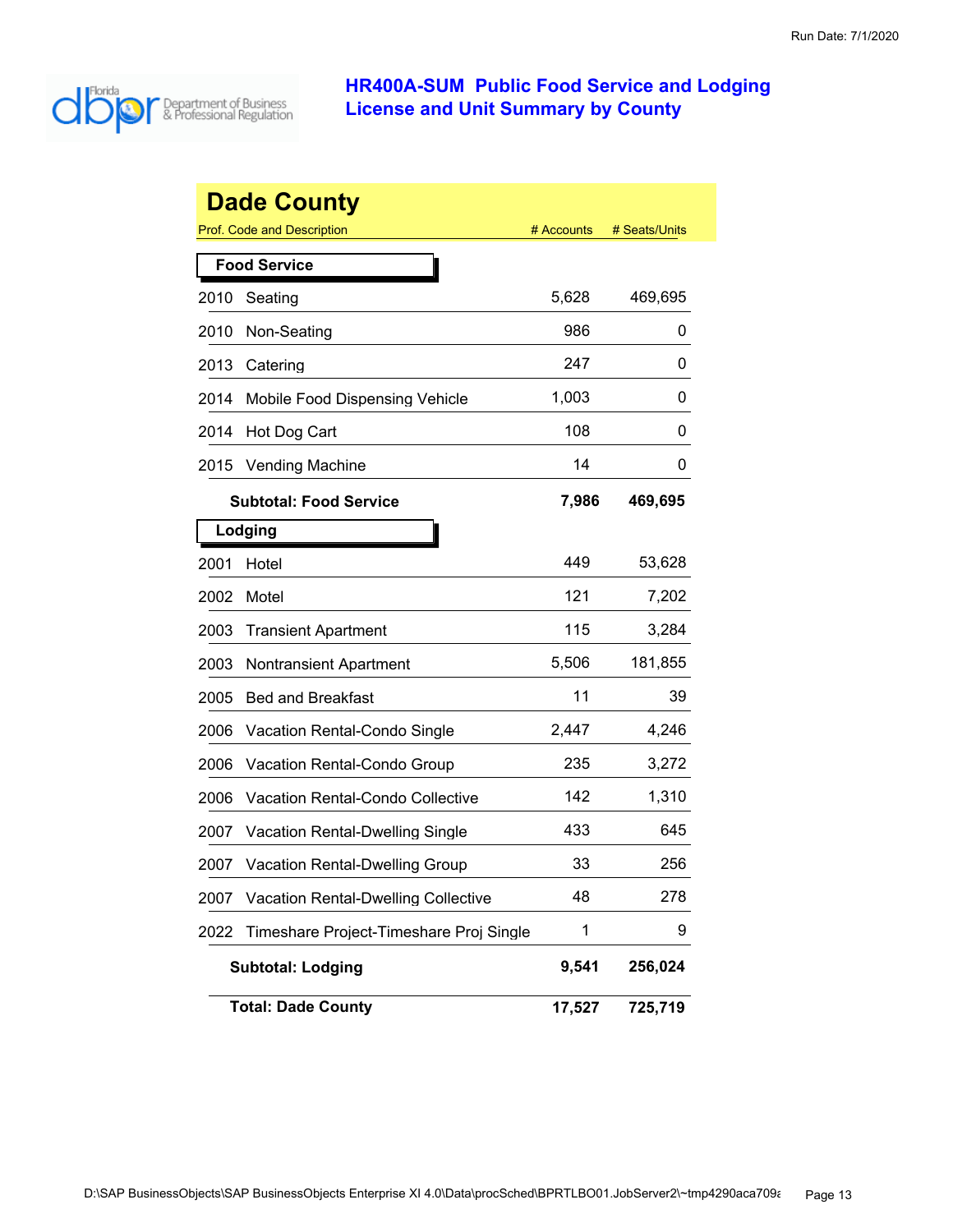# HR400A-SUM Public Food Service and Lodging License and Unit Summary by County

Run Date: 7/1/2020

## Dade County

| Prof. Code and Description | | # Accounts | # Seats/Units |
|---|---|---|---|
| **Food Service** | | | |
| 2010 | Seating | 5,628 | 469,695 |
| 2010 | Non-Seating | 986 | 0 |
| 2013 | Catering | 247 | 0 |
| 2014 | Mobile Food Dispensing Vehicle | 1,003 | 0 |
| 2014 | Hot Dog Cart | 108 | 0 |
| 2015 | Vending Machine | 14 | 0 |
| | **Subtotal: Food Service** | **7,986** | **469,695** |
| **Lodging** | | | |
| 2001 | Hotel | 449 | 53,628 |
| 2002 | Motel | 121 | 7,202 |
| 2003 | Transient Apartment | 115 | 3,284 |
| 2003 | Nontransient Apartment | 5,506 | 181,855 |
| 2005 | Bed and Breakfast | 11 | 39 |
| 2006 | Vacation Rental-Condo Single | 2,447 | 4,246 |
| 2006 | Vacation Rental-Condo Group | 235 | 3,272 |
| 2006 | Vacation Rental-Condo Collective | 142 | 1,310 |
| 2007 | Vacation Rental-Dwelling Single | 433 | 645 |
| 2007 | Vacation Rental-Dwelling Group | 33 | 256 |
| 2007 | Vacation Rental-Dwelling Collective | 48 | 278 |
| 2022 | Timeshare Project-Timeshare Proj Single | 1 | 9 |
| | **Subtotal: Lodging** | **9,541** | **256,024** |
| | **Total: Dade County** | **17,527** | **725,719** |

D:\SAP BusinessObjects\SAP BusinessObjects Enterprise XI 4.0\Data\procSched\BPRTLBO01.JobServer2\~tmp4290aca709a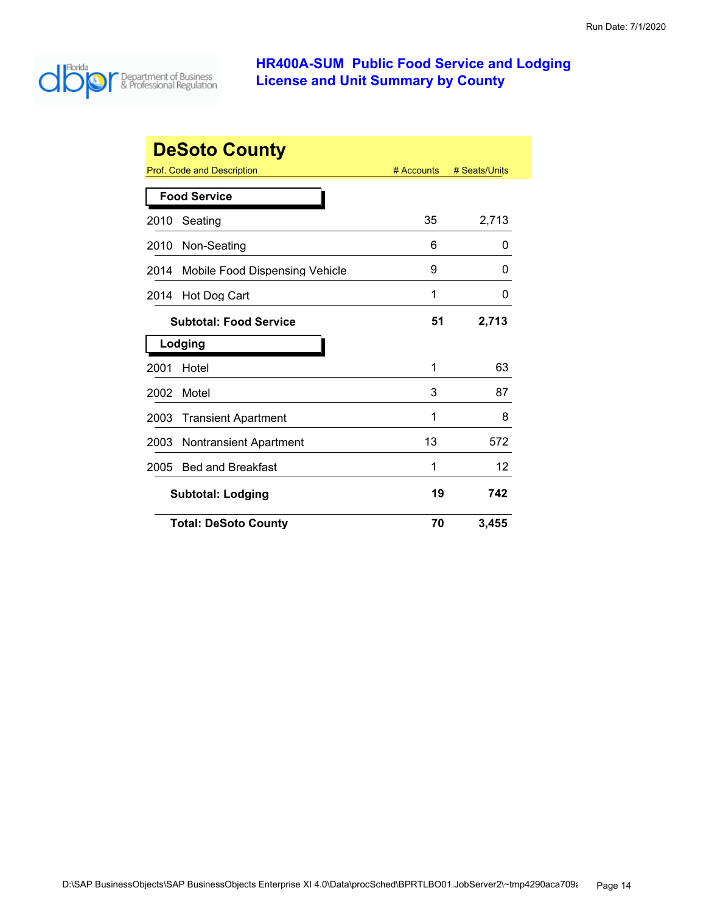# HR400A-SUM Public Food Service and Lodging License and Unit Summary by County

## DeSoto County

| Prof. Code and Description | # Accounts | # Seats/Units |
|---|---|---|
| **Food Service** | | |
| 2010 Seating | 35 | 2,713 |
| 2010 Non-Seating | 6 | 0 |
| 2014 Mobile Food Dispensing Vehicle | 9 | 0 |
| 2014 Hot Dog Cart | 1 | 0 |
| **Subtotal: Food Service** | **51** | **2,713** |
| **Lodging** | | |
| 2001 Hotel | 1 | 63 |
| 2002 Motel | 3 | 87 |
| 2003 Transient Apartment | 1 | 8 |
| 2003 Nontransient Apartment | 13 | 572 |
| 2005 Bed and Breakfast | 1 | 12 |
| **Subtotal: Lodging** | **19** | **742** |
| **Total: DeSoto County** | **70** | **3,455** |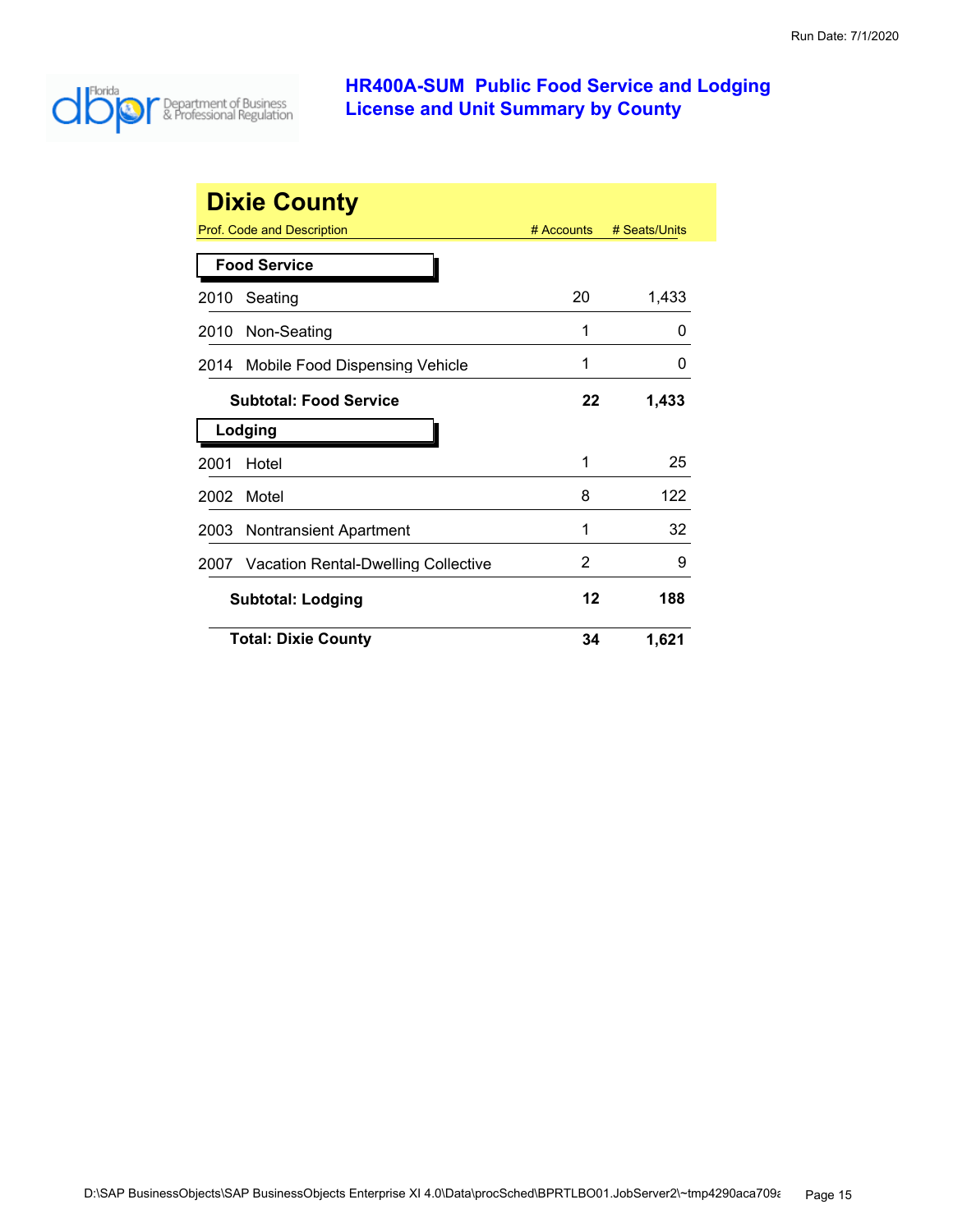## HR400A-SUM Public Food Service and Lodging License and Unit Summary by County

# Dixie County

| Prof. Code and Description | # Accounts | # Seats/Units |
|---|---|---|
| **Food Service** | | |
| 2010 Seating | 20 | 1,433 |
| 2010 Non-Seating | 1 | 0 |
| 2014 Mobile Food Dispensing Vehicle | 1 | 0 |
| **Subtotal: Food Service** | **22** | **1,433** |
| **Lodging** | | |
| 2001 Hotel | 1 | 25 |
| 2002 Motel | 8 | 122 |
| 2003 Nontransient Apartment | 1 | 32 |
| 2007 Vacation Rental-Dwelling Collective | 2 | 9 |
| **Subtotal: Lodging** | **12** | **188** |
| **Total: Dixie County** | **34** | **1,621** |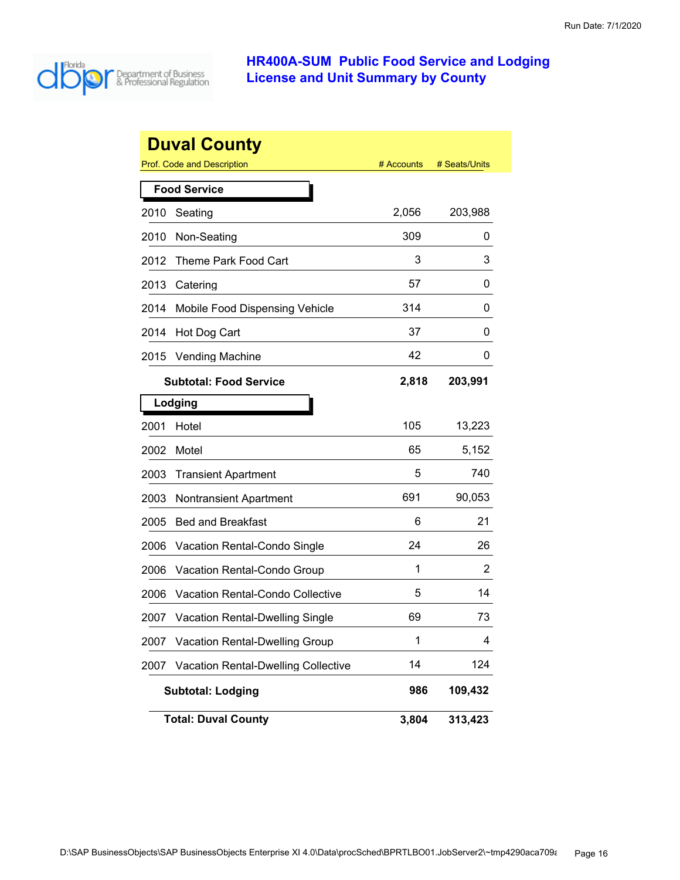# HR400A-SUM Public Food Service and Lodging License and Unit Summary by County

Run Date: 7/1/2020

## Duval County

| Prof. Code and Description | # Accounts | # Seats/Units |
|---|---|---|
| **Food Service** | | |
| 2010 Seating | 2,056 | 203,988 |
| 2010 Non-Seating | 309 | 0 |
| 2012 Theme Park Food Cart | 3 | 3 |
| 2013 Catering | 57 | 0 |
| 2014 Mobile Food Dispensing Vehicle | 314 | 0 |
| 2014 Hot Dog Cart | 37 | 0 |
| 2015 Vending Machine | 42 | 0 |
| **Subtotal: Food Service** | **2,818** | **203,991** |
| **Lodging** | | |
| 2001 Hotel | 105 | 13,223 |
| 2002 Motel | 65 | 5,152 |
| 2003 Transient Apartment | 5 | 740 |
| 2003 Nontransient Apartment | 691 | 90,053 |
| 2005 Bed and Breakfast | 6 | 21 |
| 2006 Vacation Rental-Condo Single | 24 | 26 |
| 2006 Vacation Rental-Condo Group | 1 | 2 |
| 2006 Vacation Rental-Condo Collective | 5 | 14 |
| 2007 Vacation Rental-Dwelling Single | 69 | 73 |
| 2007 Vacation Rental-Dwelling Group | 1 | 4 |
| 2007 Vacation Rental-Dwelling Collective | 14 | 124 |
| **Subtotal: Lodging** | **986** | **109,432** |
| **Total: Duval County** | **3,804** | **313,423** |

D:\SAP BusinessObjects\SAP BusinessObjects Enterprise XI 4.0\Data\procSched\BPRTLBO01.JobServer2\~tmp4290aca709a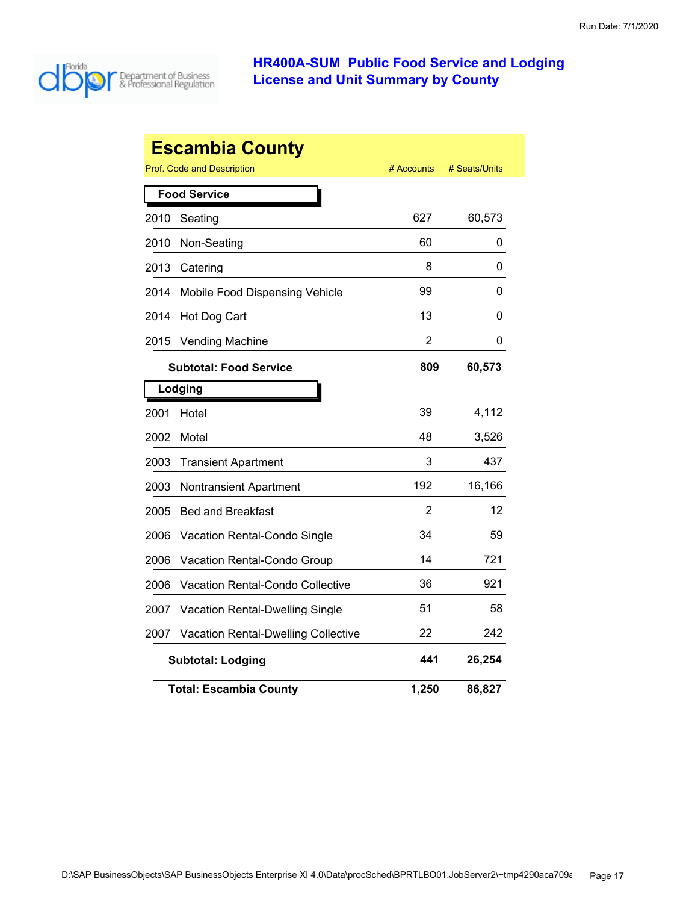Run Date: 7/1/2020

# HR400A-SUM Public Food Service and Lodging License and Unit Summary by County

## Escambia County

| Prof. Code and Description | # Accounts | # Seats/Units |
|---|---|---|
| **Food Service** | | |
| 2010 Seating | 627 | 60,573 |
| 2010 Non-Seating | 60 | 0 |
| 2013 Catering | 8 | 0 |
| 2014 Mobile Food Dispensing Vehicle | 99 | 0 |
| 2014 Hot Dog Cart | 13 | 0 |
| 2015 Vending Machine | 2 | 0 |
| **Subtotal: Food Service** | **809** | **60,573** |
| **Lodging** | | |
| 2001 Hotel | 39 | 4,112 |
| 2002 Motel | 48 | 3,526 |
| 2003 Transient Apartment | 3 | 437 |
| 2003 Nontransient Apartment | 192 | 16,166 |
| 2005 Bed and Breakfast | 2 | 12 |
| 2006 Vacation Rental-Condo Single | 34 | 59 |
| 2006 Vacation Rental-Condo Group | 14 | 721 |
| 2006 Vacation Rental-Condo Collective | 36 | 921 |
| 2007 Vacation Rental-Dwelling Single | 51 | 58 |
| 2007 Vacation Rental-Dwelling Collective | 22 | 242 |
| **Subtotal: Lodging** | **441** | **26,254** |
| **Total: Escambia County** | **1,250** | **86,827** |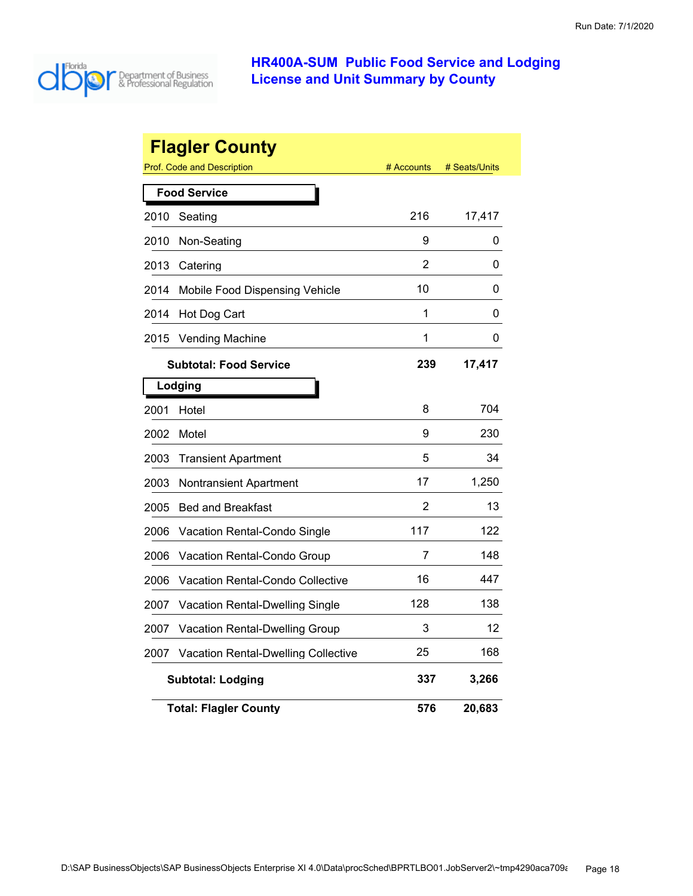# HR400A-SUM Public Food Service and Lodging License and Unit Summary by County

## Flagler County

| Prof. Code and Description | # Accounts | # Seats/Units |
|---|---|---|
| **Food Service** | | |
| 2010 Seating | 216 | 17,417 |
| 2010 Non-Seating | 9 | 0 |
| 2013 Catering | 2 | 0 |
| 2014 Mobile Food Dispensing Vehicle | 10 | 0 |
| 2014 Hot Dog Cart | 1 | 0 |
| 2015 Vending Machine | 1 | 0 |
| **Subtotal: Food Service** | **239** | **17,417** |
| **Lodging** | | |
| 2001 Hotel | 8 | 704 |
| 2002 Motel | 9 | 230 |
| 2003 Transient Apartment | 5 | 34 |
| 2003 Nontransient Apartment | 17 | 1,250 |
| 2005 Bed and Breakfast | 2 | 13 |
| 2006 Vacation Rental-Condo Single | 117 | 122 |
| 2006 Vacation Rental-Condo Group | 7 | 148 |
| 2006 Vacation Rental-Condo Collective | 16 | 447 |
| 2007 Vacation Rental-Dwelling Single | 128 | 138 |
| 2007 Vacation Rental-Dwelling Group | 3 | 12 |
| 2007 Vacation Rental-Dwelling Collective | 25 | 168 |
| **Subtotal: Lodging** | **337** | **3,266** |
| **Total: Flagler County** | **576** | **20,683** |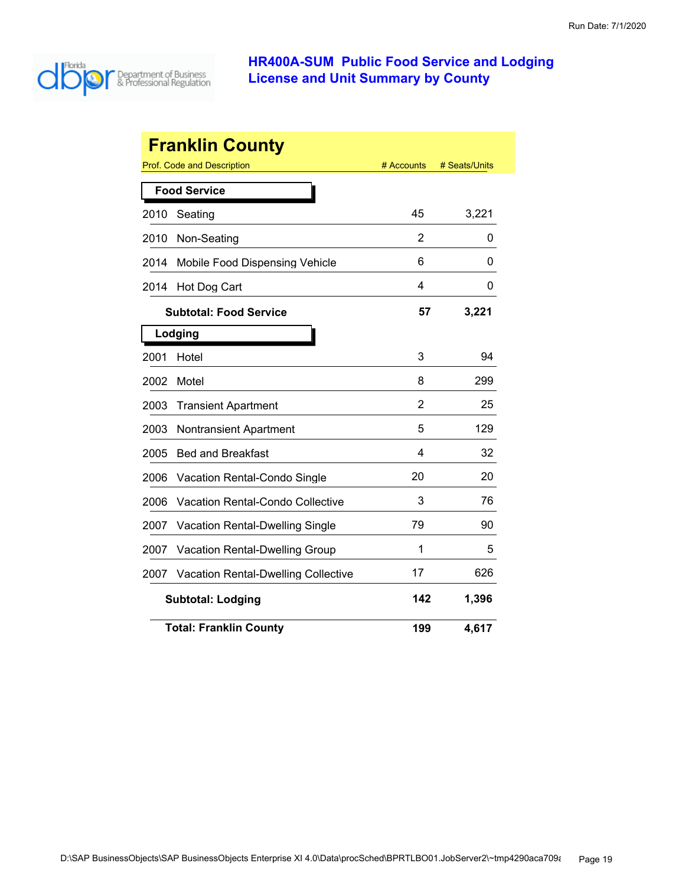# HR400A-SUM Public Food Service and Lodging License and Unit Summary by County

## Franklin County

| Prof. Code and Description | # Accounts | # Seats/Units |
|---|---|---|
| **Food Service** | | |
| 2010 Seating | 45 | 3,221 |
| 2010 Non-Seating | 2 | 0 |
| 2014 Mobile Food Dispensing Vehicle | 6 | 0 |
| 2014 Hot Dog Cart | 4 | 0 |
| **Subtotal: Food Service** | **57** | **3,221** |
| **Lodging** | | |
| 2001 Hotel | 3 | 94 |
| 2002 Motel | 8 | 299 |
| 2003 Transient Apartment | 2 | 25 |
| 2003 Nontransient Apartment | 5 | 129 |
| 2005 Bed and Breakfast | 4 | 32 |
| 2006 Vacation Rental-Condo Single | 20 | 20 |
| 2006 Vacation Rental-Condo Collective | 3 | 76 |
| 2007 Vacation Rental-Dwelling Single | 79 | 90 |
| 2007 Vacation Rental-Dwelling Group | 1 | 5 |
| 2007 Vacation Rental-Dwelling Collective | 17 | 626 |
| **Subtotal: Lodging** | **142** | **1,396** |
| **Total: Franklin County** | **199** | **4,617** |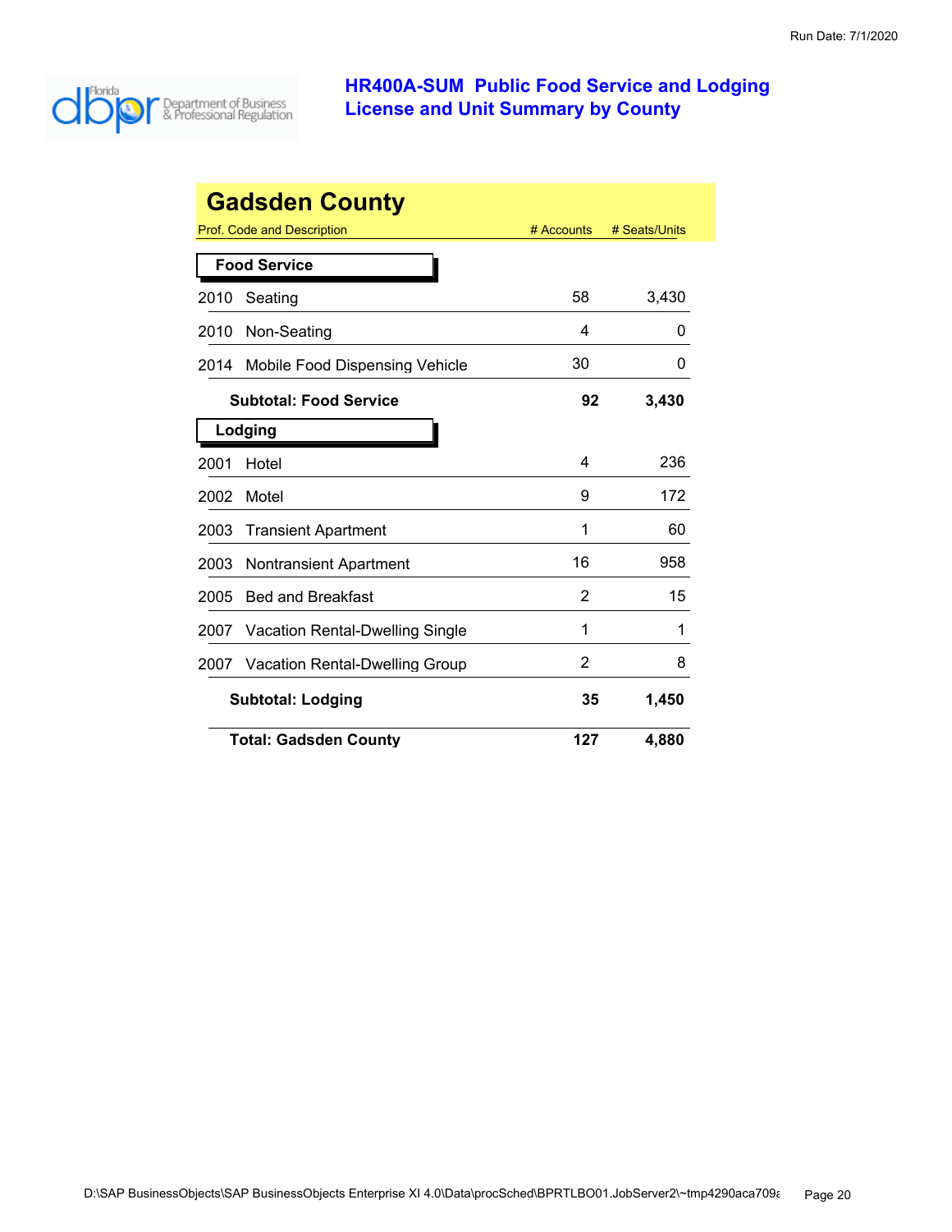# HR400A-SUM Public Food Service and Lodging License and Unit Summary by County

## Gadsden County

| Prof. Code and Description | | # Accounts | # Seats/Units |
|---|---|---|---|
| **Food Service** | | | |
| 2010 | Seating | 58 | 3,430 |
| 2010 | Non-Seating | 4 | 0 |
| 2014 | Mobile Food Dispensing Vehicle | 30 | 0 |
| | **Subtotal: Food Service** | **92** | **3,430** |
| **Lodging** | | | |
| 2001 | Hotel | 4 | 236 |
| 2002 | Motel | 9 | 172 |
| 2003 | Transient Apartment | 1 | 60 |
| 2003 | Nontransient Apartment | 16 | 958 |
| 2005 | Bed and Breakfast | 2 | 15 |
| 2007 | Vacation Rental-Dwelling Single | 1 | 1 |
| 2007 | Vacation Rental-Dwelling Group | 2 | 8 |
| | **Subtotal: Lodging** | **35** | **1,450** |
| | **Total: Gadsden County** | **127** | **4,880** |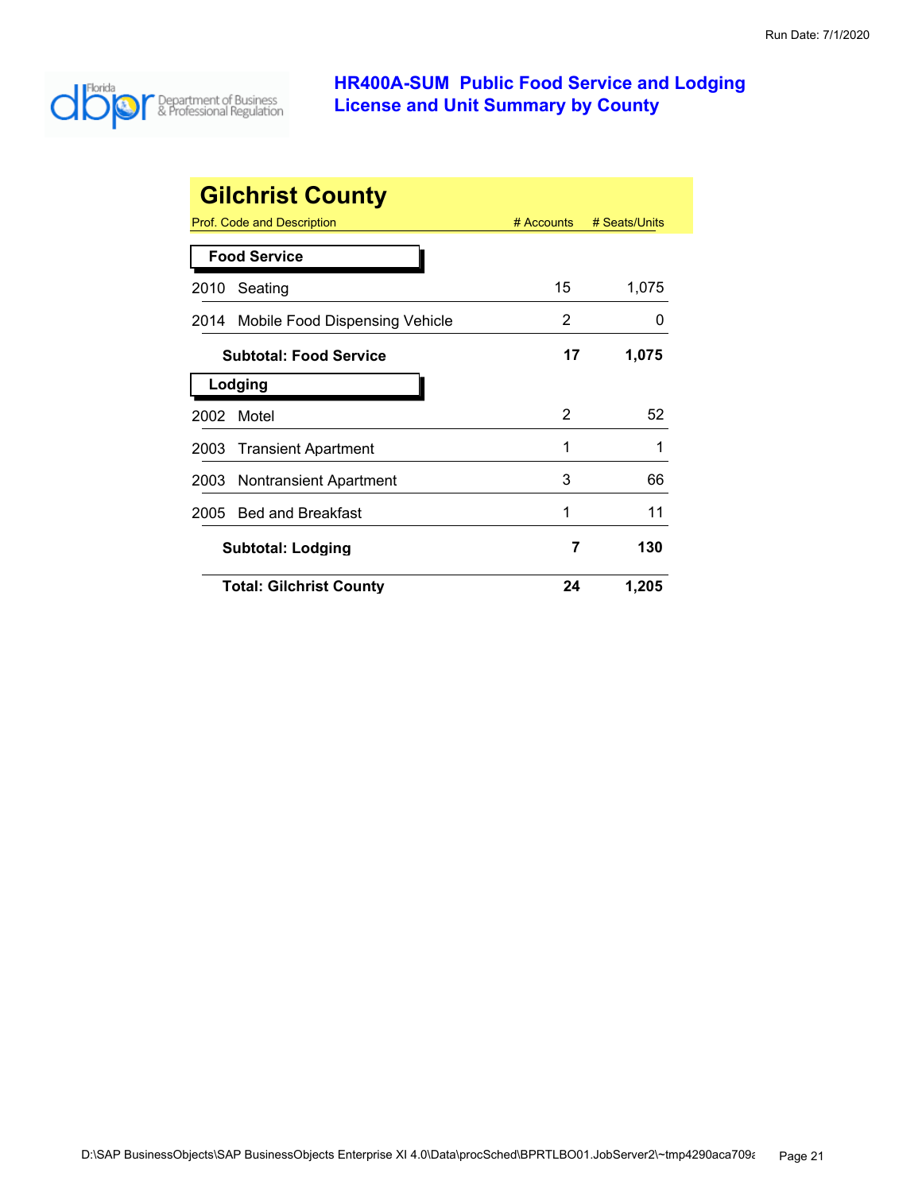# HR400A-SUM Public Food Service and Lodging License and Unit Summary by County

## Gilchrist County

| Prof. Code and Description | # Accounts | # Seats/Units |
|---|---|---|
| **Food Service** | | |
| 2010 Seating | 15 | 1,075 |
| 2014 Mobile Food Dispensing Vehicle | 2 | 0 |
| **Subtotal: Food Service** | **17** | **1,075** |
| **Lodging** | | |
| 2002 Motel | 2 | 52 |
| 2003 Transient Apartment | 1 | 1 |
| 2003 Nontransient Apartment | 3 | 66 |
| 2005 Bed and Breakfast | 1 | 11 |
| **Subtotal: Lodging** | **7** | **130** |
| **Total: Gilchrist County** | **24** | **1,205** |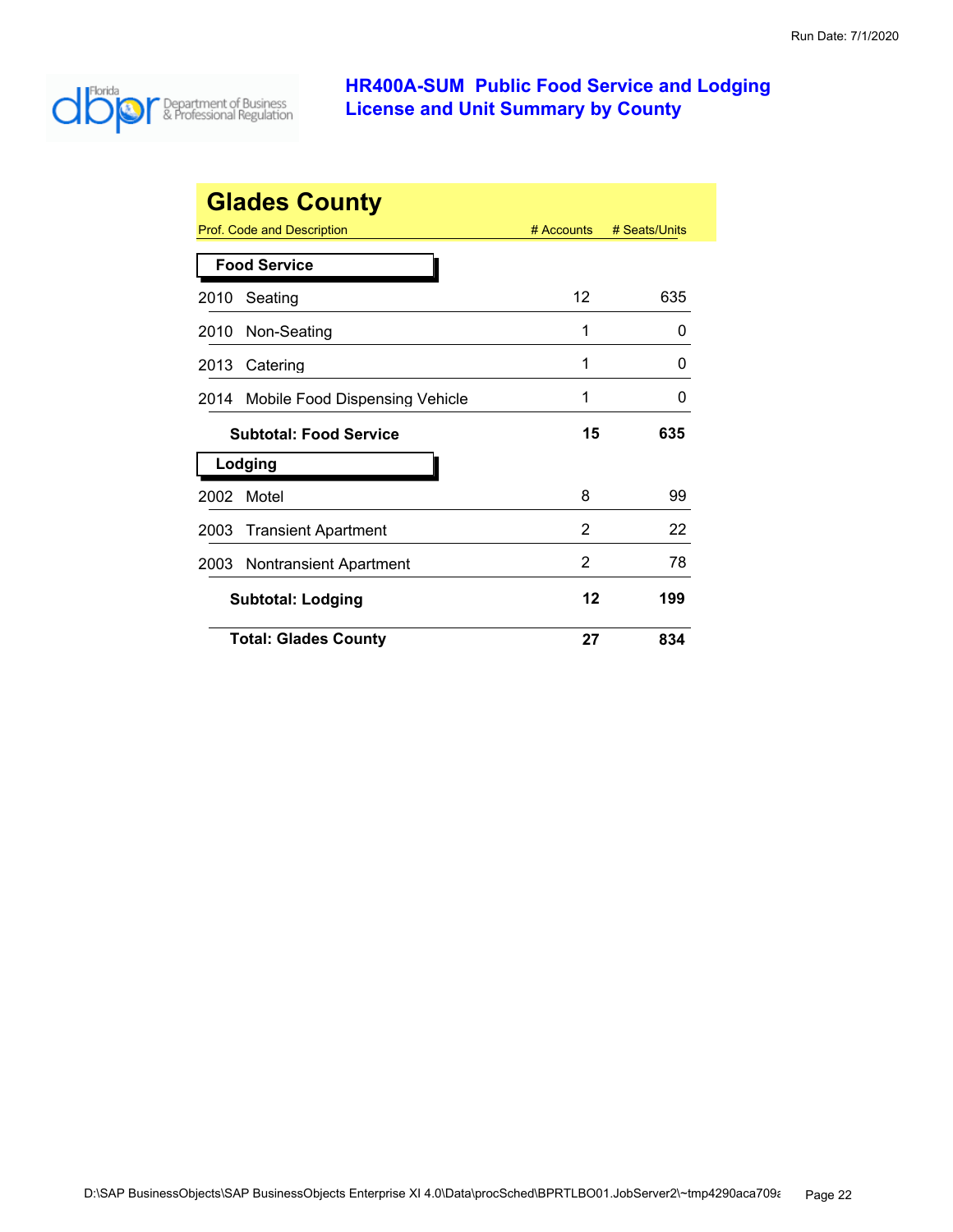# HR400A-SUM Public Food Service and Lodging License and Unit Summary by County

## Glades County

| Prof. Code and Description | # Accounts | # Seats/Units |
|---|---|---|
| **Food Service** | | |
| 2010 Seating | 12 | 635 |
| 2010 Non-Seating | 1 | 0 |
| 2013 Catering | 1 | 0 |
| 2014 Mobile Food Dispensing Vehicle | 1 | 0 |
| **Subtotal: Food Service** | **15** | **635** |
| **Lodging** | | |
| 2002 Motel | 8 | 99 |
| 2003 Transient Apartment | 2 | 22 |
| 2003 Nontransient Apartment | 2 | 78 |
| **Subtotal: Lodging** | **12** | **199** |
| **Total: Glades County** | **27** | **834** |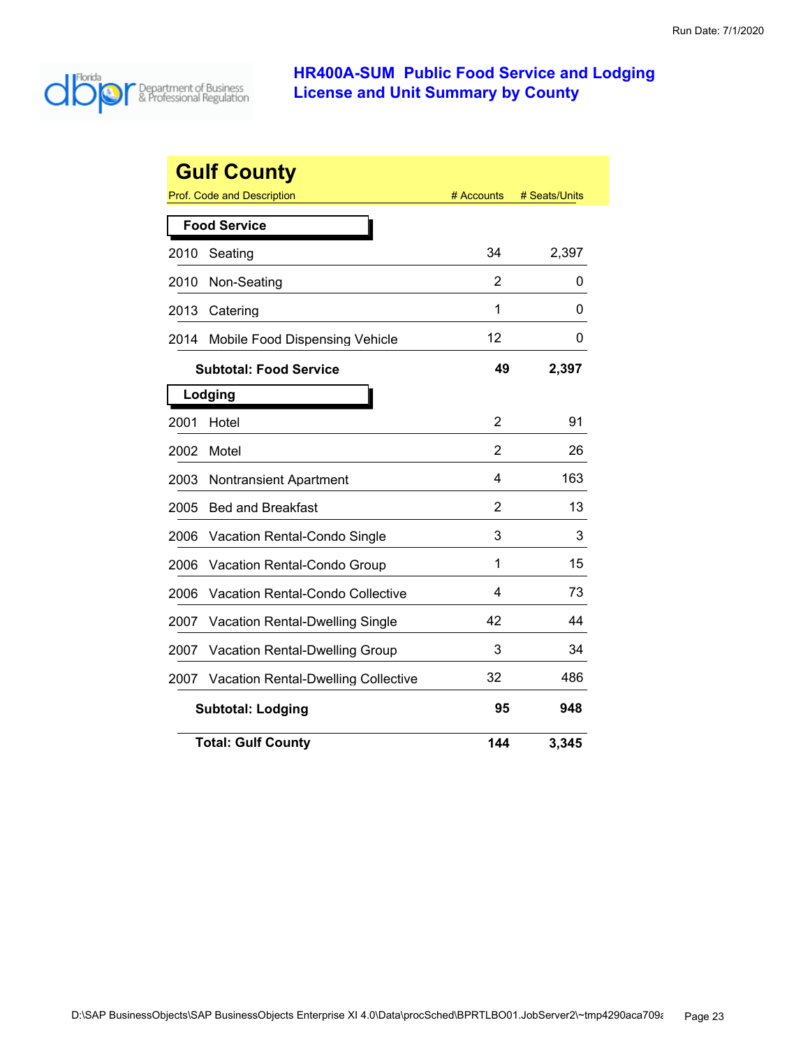# HR400A-SUM Public Food Service and Lodging License and Unit Summary by County

## Gulf County

| Prof. Code and Description | # Accounts | # Seats/Units |
|---|---|---|
| **Food Service** | | |
| 2010 Seating | 34 | 2,397 |
| 2010 Non-Seating | 2 | 0 |
| 2013 Catering | 1 | 0 |
| 2014 Mobile Food Dispensing Vehicle | 12 | 0 |
| **Subtotal: Food Service** | **49** | **2,397** |
| **Lodging** | | |
| 2001 Hotel | 2 | 91 |
| 2002 Motel | 2 | 26 |
| 2003 Nontransient Apartment | 4 | 163 |
| 2005 Bed and Breakfast | 2 | 13 |
| 2006 Vacation Rental-Condo Single | 3 | 3 |
| 2006 Vacation Rental-Condo Group | 1 | 15 |
| 2006 Vacation Rental-Condo Collective | 4 | 73 |
| 2007 Vacation Rental-Dwelling Single | 42 | 44 |
| 2007 Vacation Rental-Dwelling Group | 3 | 34 |
| 2007 Vacation Rental-Dwelling Collective | 32 | 486 |
| **Subtotal: Lodging** | **95** | **948** |
| **Total: Gulf County** | **144** | **3,345** |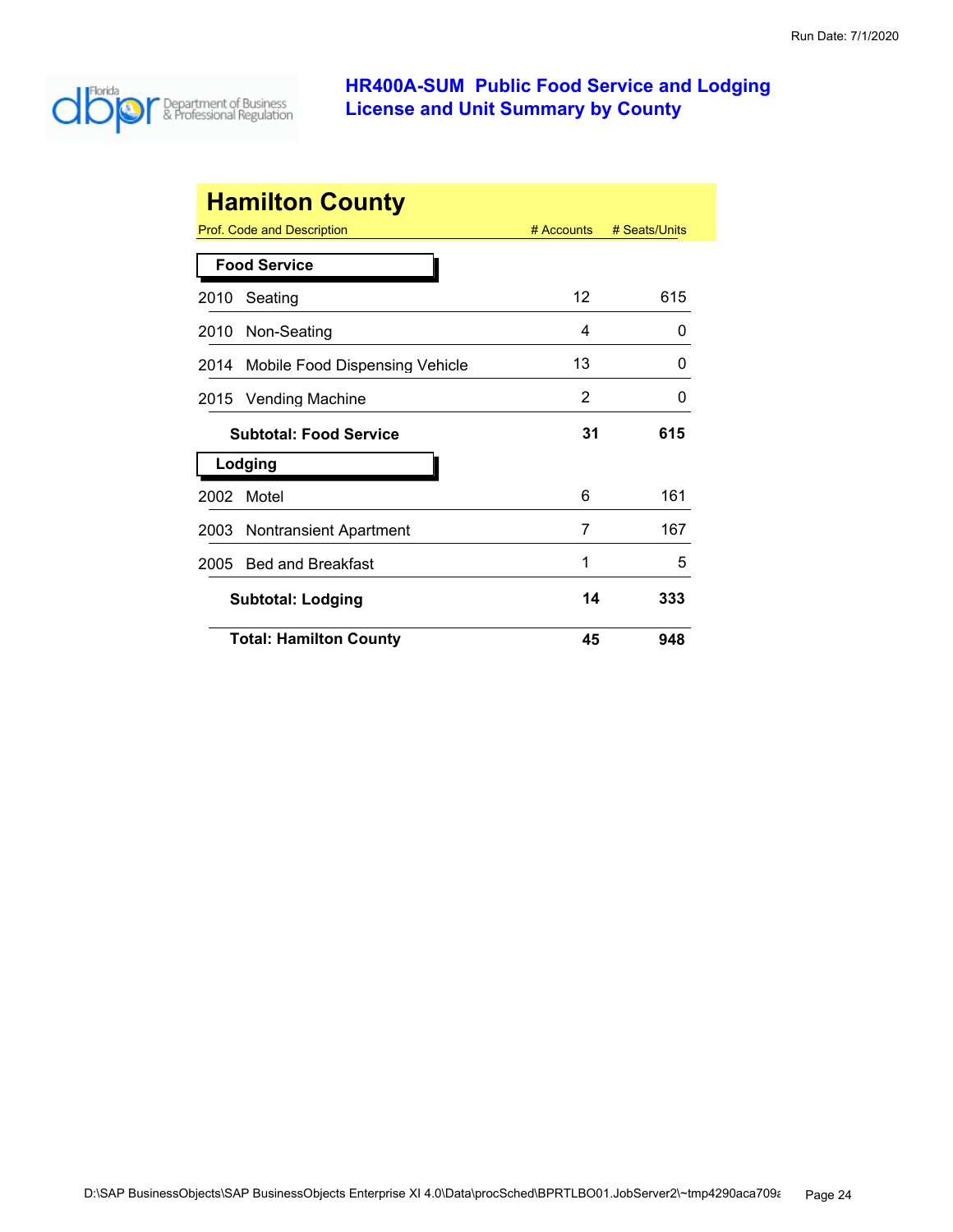# HR400A-SUM Public Food Service and Lodging License and Unit Summary by County

Run Date: 7/1/2020

## Hamilton County

| Prof. Code and Description | # Accounts | # Seats/Units |
|---|---|---|
| **Food Service** | | |
| 2010 Seating | 12 | 615 |
| 2010 Non-Seating | 4 | 0 |
| 2014 Mobile Food Dispensing Vehicle | 13 | 0 |
| 2015 Vending Machine | 2 | 0 |
| **Subtotal: Food Service** | **31** | **615** |
| **Lodging** | | |
| 2002 Motel | 6 | 161 |
| 2003 Nontransient Apartment | 7 | 167 |
| 2005 Bed and Breakfast | 1 | 5 |
| **Subtotal: Lodging** | **14** | **333** |
| **Total: Hamilton County** | **45** | **948** |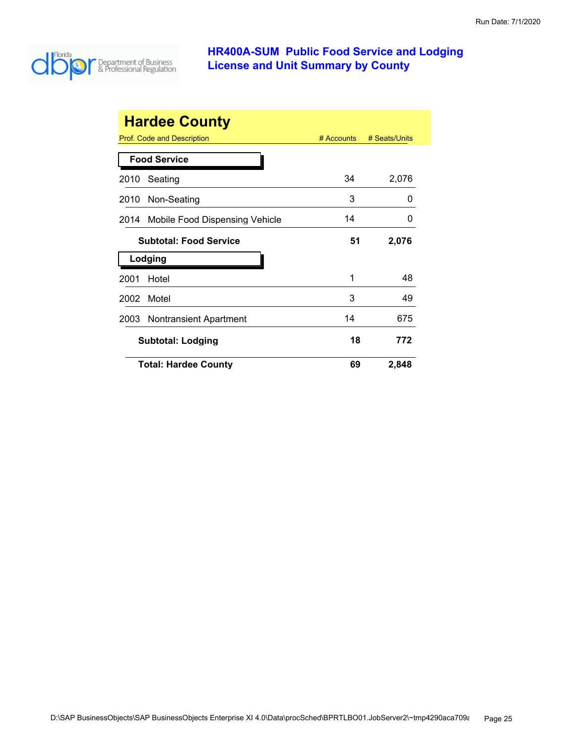# HR400A-SUM Public Food Service and Lodging License and Unit Summary by County

Run Date: 7/1/2020

## Hardee County

| Prof. Code and Description | # Accounts | # Seats/Units |
|---|---|---|
| **Food Service** | | |
| 2010 Seating | 34 | 2,076 |
| 2010 Non-Seating | 3 | 0 |
| 2014 Mobile Food Dispensing Vehicle | 14 | 0 |
| **Subtotal: Food Service** | **51** | **2,076** |
| **Lodging** | | |
| 2001 Hotel | 1 | 48 |
| 2002 Motel | 3 | 49 |
| 2003 Nontransient Apartment | 14 | 675 |
| **Subtotal: Lodging** | **18** | **772** |
| **Total: Hardee County** | **69** | **2,848** |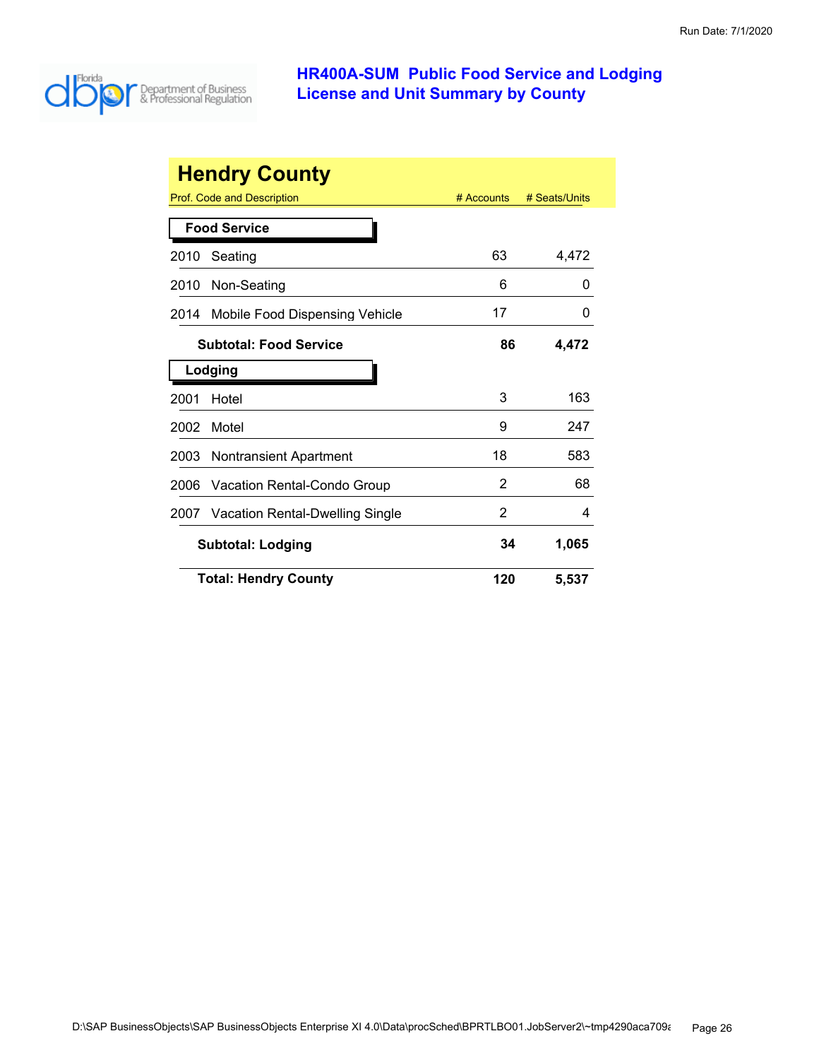## HR400A-SUM Public Food Service and Lodging License and Unit Summary by County

Run Date: 7/1/2020

# Hendry County

| Prof. Code and Description | # Accounts | # Seats/Units |
|---|---|---|
| **Food Service** | | |
| 2010 Seating | 63 | 4,472 |
| 2010 Non-Seating | 6 | 0 |
| 2014 Mobile Food Dispensing Vehicle | 17 | 0 |
| **Subtotal: Food Service** | **86** | **4,472** |
| **Lodging** | | |
| 2001 Hotel | 3 | 163 |
| 2002 Motel | 9 | 247 |
| 2003 Nontransient Apartment | 18 | 583 |
| 2006 Vacation Rental-Condo Group | 2 | 68 |
| 2007 Vacation Rental-Dwelling Single | 2 | 4 |
| **Subtotal: Lodging** | **34** | **1,065** |
| **Total: Hendry County** | **120** | **5,537** |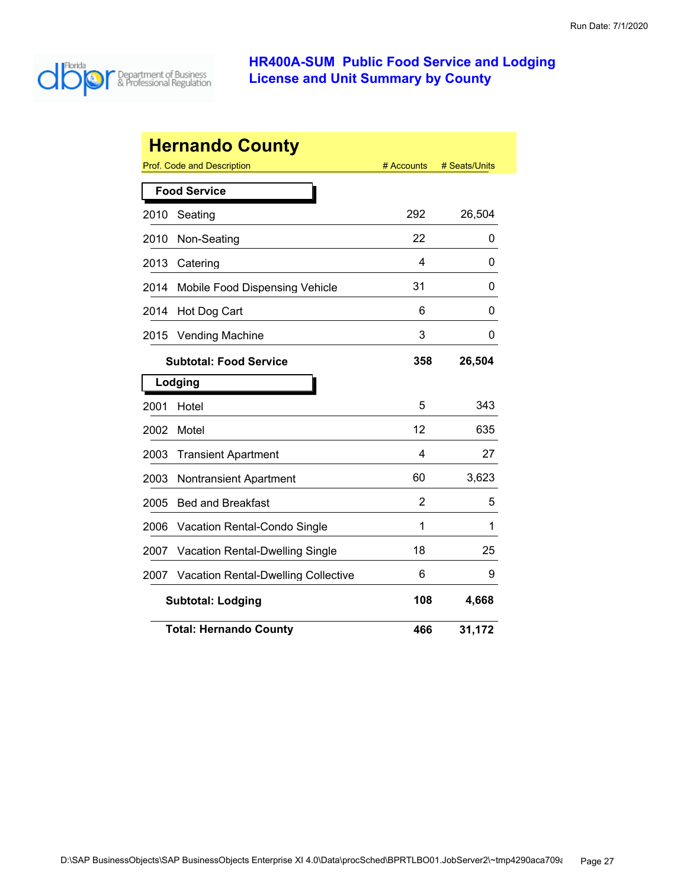# HR400A-SUM Public Food Service and Lodging License and Unit Summary by County

## Hernando County

| Prof. Code and Description | # Accounts | # Seats/Units |
|---|---|---|
| **Food Service** | | |
| 2010 Seating | 292 | 26,504 |
| 2010 Non-Seating | 22 | 0 |
| 2013 Catering | 4 | 0 |
| 2014 Mobile Food Dispensing Vehicle | 31 | 0 |
| 2014 Hot Dog Cart | 6 | 0 |
| 2015 Vending Machine | 3 | 0 |
| **Subtotal: Food Service** | **358** | **26,504** |
| **Lodging** | | |
| 2001 Hotel | 5 | 343 |
| 2002 Motel | 12 | 635 |
| 2003 Transient Apartment | 4 | 27 |
| 2003 Nontransient Apartment | 60 | 3,623 |
| 2005 Bed and Breakfast | 2 | 5 |
| 2006 Vacation Rental-Condo Single | 1 | 1 |
| 2007 Vacation Rental-Dwelling Single | 18 | 25 |
| 2007 Vacation Rental-Dwelling Collective | 6 | 9 |
| **Subtotal: Lodging** | **108** | **4,668** |
| **Total: Hernando County** | **466** | **31,172** |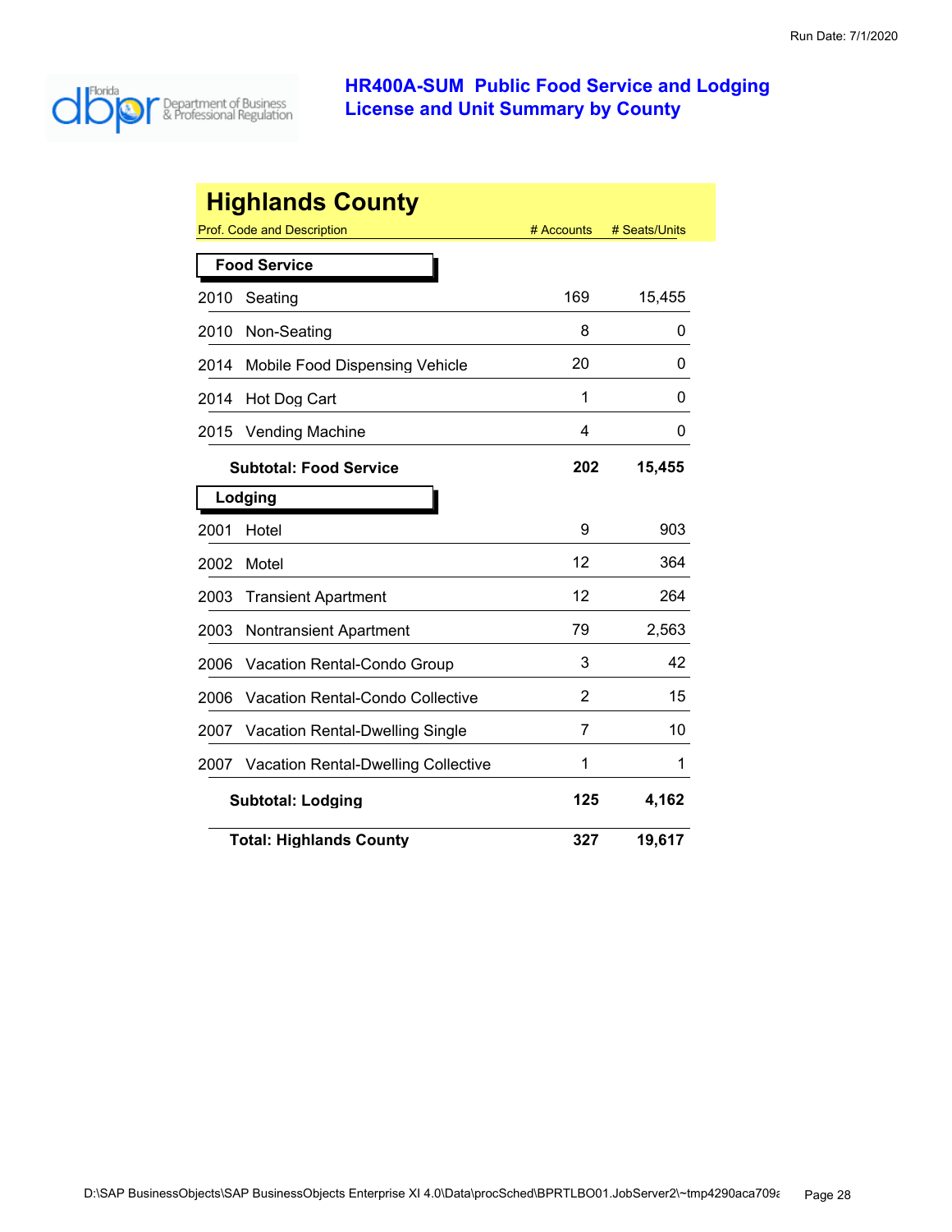# HR400A-SUM Public Food Service and Lodging License and Unit Summary by County

## Highlands County

| Prof. Code and Description | # Accounts | # Seats/Units |
|---|---|---|
| **Food Service** | | |
| 2010 Seating | 169 | 15,455 |
| 2010 Non-Seating | 8 | 0 |
| 2014 Mobile Food Dispensing Vehicle | 20 | 0 |
| 2014 Hot Dog Cart | 1 | 0 |
| 2015 Vending Machine | 4 | 0 |
| **Subtotal: Food Service** | **202** | **15,455** |
| **Lodging** | | |
| 2001 Hotel | 9 | 903 |
| 2002 Motel | 12 | 364 |
| 2003 Transient Apartment | 12 | 264 |
| 2003 Nontransient Apartment | 79 | 2,563 |
| 2006 Vacation Rental-Condo Group | 3 | 42 |
| 2006 Vacation Rental-Condo Collective | 2 | 15 |
| 2007 Vacation Rental-Dwelling Single | 7 | 10 |
| 2007 Vacation Rental-Dwelling Collective | 1 | 1 |
| **Subtotal: Lodging** | **125** | **4,162** |
| **Total: Highlands County** | **327** | **19,617** |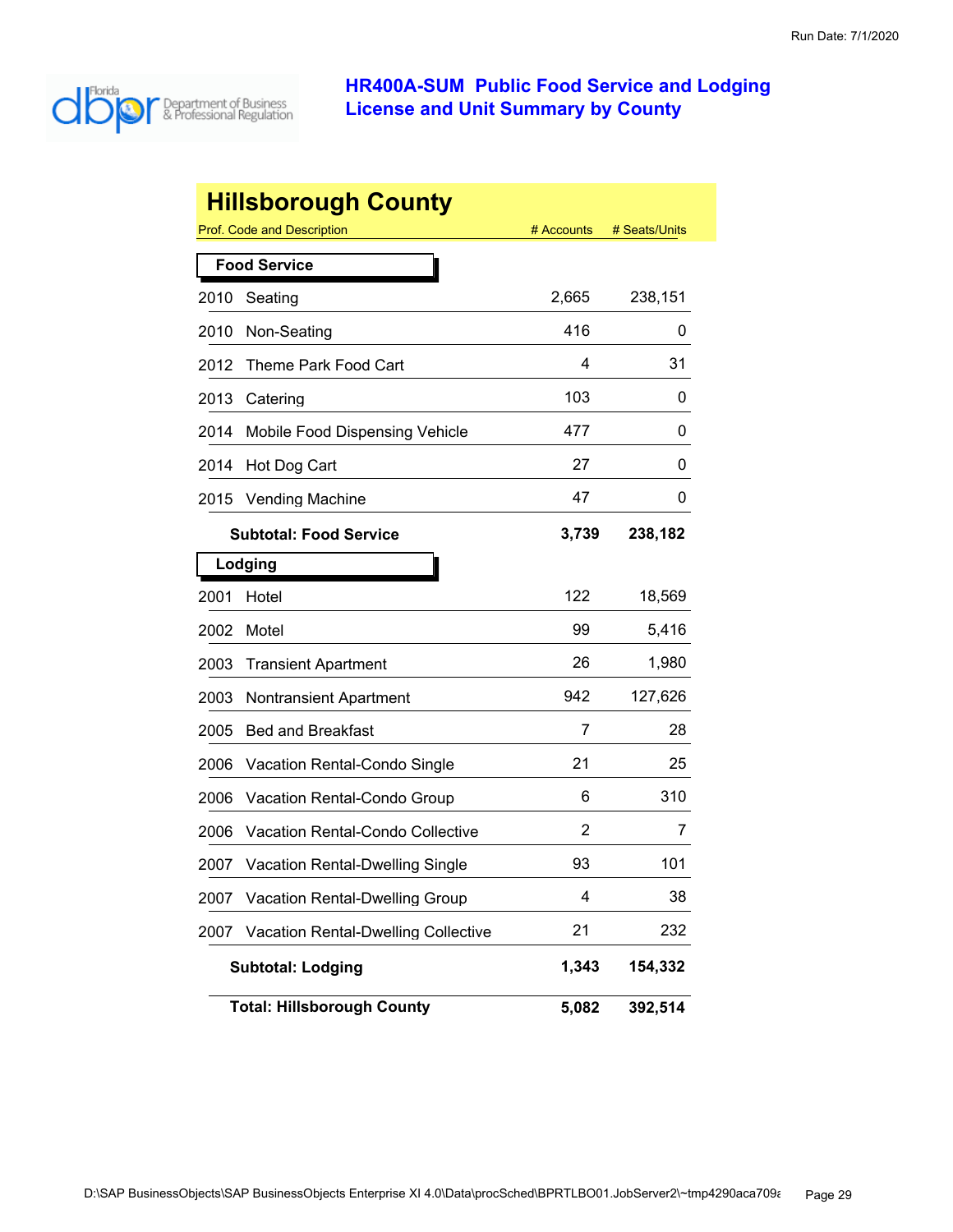# HR400A-SUM Public Food Service and Lodging License and Unit Summary by County

Run Date: 7/1/2020

## Hillsborough County

| Prof. Code and Description | | # Accounts | # Seats/Units |
|---|---|---|---|
| **Food Service** | | | |
| 2010 | Seating | 2,665 | 238,151 |
| 2010 | Non-Seating | 416 | 0 |
| 2012 | Theme Park Food Cart | 4 | 31 |
| 2013 | Catering | 103 | 0 |
| 2014 | Mobile Food Dispensing Vehicle | 477 | 0 |
| 2014 | Hot Dog Cart | 27 | 0 |
| 2015 | Vending Machine | 47 | 0 |
| | **Subtotal: Food Service** | **3,739** | **238,182** |
| **Lodging** | | | |
| 2001 | Hotel | 122 | 18,569 |
| 2002 | Motel | 99 | 5,416 |
| 2003 | Transient Apartment | 26 | 1,980 |
| 2003 | Nontransient Apartment | 942 | 127,626 |
| 2005 | Bed and Breakfast | 7 | 28 |
| 2006 | Vacation Rental-Condo Single | 21 | 25 |
| 2006 | Vacation Rental-Condo Group | 6 | 310 |
| 2006 | Vacation Rental-Condo Collective | 2 | 7 |
| 2007 | Vacation Rental-Dwelling Single | 93 | 101 |
| 2007 | Vacation Rental-Dwelling Group | 4 | 38 |
| 2007 | Vacation Rental-Dwelling Collective | 21 | 232 |
| | **Subtotal: Lodging** | **1,343** | **154,332** |
| | **Total: Hillsborough County** | **5,082** | **392,514** |

D:\SAP BusinessObjects\SAP BusinessObjects Enterprise XI 4.0\Data\procSched\BPRTLBO01.JobServer2\~tmp4290aca709a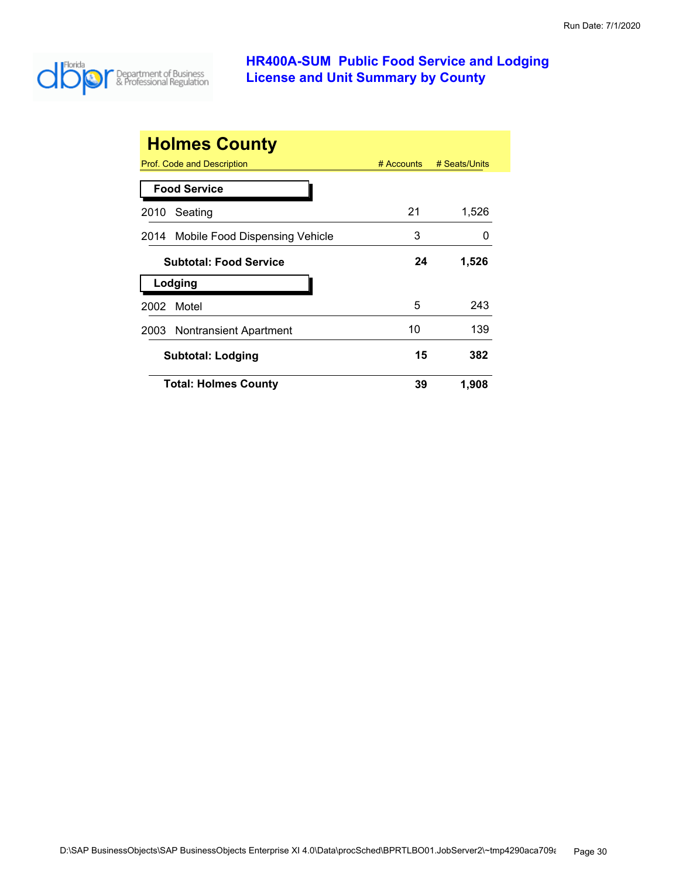# HR400A-SUM Public Food Service and Lodging License and Unit Summary by County

## Holmes County

| Prof. Code and Description | # Accounts | # Seats/Units |
|---|---|---|
| **Food Service** | | |
| 2010 Seating | 21 | 1,526 |
| 2014 Mobile Food Dispensing Vehicle | 3 | 0 |
| **Subtotal: Food Service** | **24** | **1,526** |
| **Lodging** | | |
| 2002 Motel | 5 | 243 |
| 2003 Nontransient Apartment | 10 | 139 |
| **Subtotal: Lodging** | **15** | **382** |
| **Total: Holmes County** | **39** | **1,908** |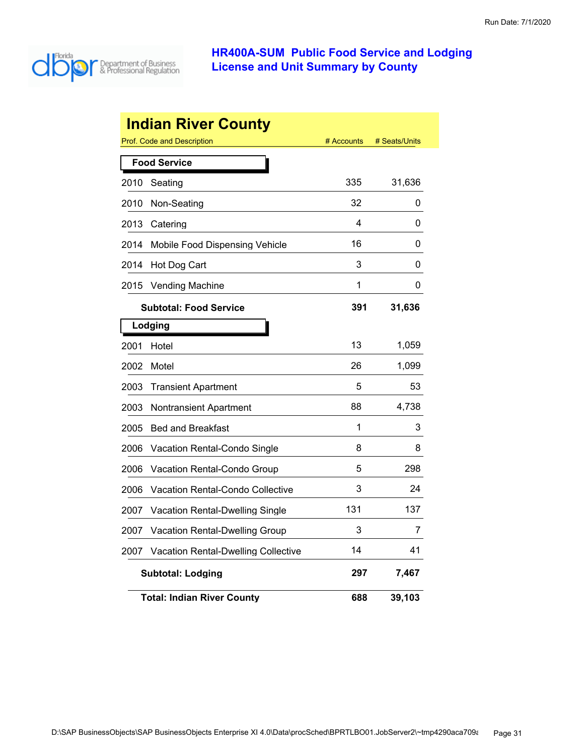# HR400A-SUM Public Food Service and Lodging License and Unit Summary by County

Run Date: 7/1/2020

## Indian River County

| Prof. Code and Description | | # Accounts | # Seats/Units |
|---|---|---|---|
| **Food Service** | | | |
| 2010 | Seating | 335 | 31,636 |
| 2010 | Non-Seating | 32 | 0 |
| 2013 | Catering | 4 | 0 |
| 2014 | Mobile Food Dispensing Vehicle | 16 | 0 |
| 2014 | Hot Dog Cart | 3 | 0 |
| 2015 | Vending Machine | 1 | 0 |
| | **Subtotal: Food Service** | **391** | **31,636** |
| **Lodging** | | | |
| 2001 | Hotel | 13 | 1,059 |
| 2002 | Motel | 26 | 1,099 |
| 2003 | Transient Apartment | 5 | 53 |
| 2003 | Nontransient Apartment | 88 | 4,738 |
| 2005 | Bed and Breakfast | 1 | 3 |
| 2006 | Vacation Rental-Condo Single | 8 | 8 |
| 2006 | Vacation Rental-Condo Group | 5 | 298 |
| 2006 | Vacation Rental-Condo Collective | 3 | 24 |
| 2007 | Vacation Rental-Dwelling Single | 131 | 137 |
| 2007 | Vacation Rental-Dwelling Group | 3 | 7 |
| 2007 | Vacation Rental-Dwelling Collective | 14 | 41 |
| | **Subtotal: Lodging** | **297** | **7,467** |
| | **Total: Indian River County** | **688** | **39,103** |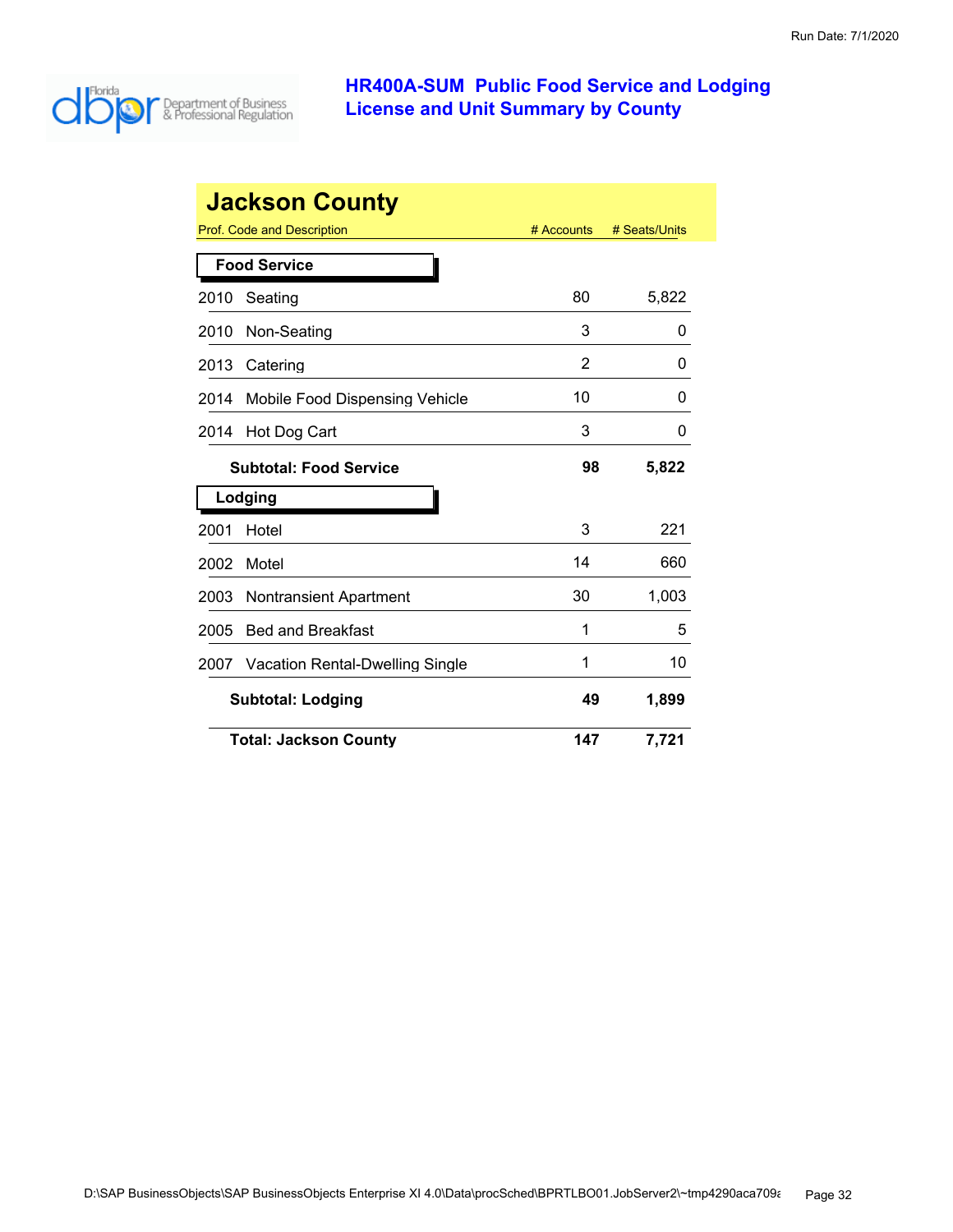# HR400A-SUM Public Food Service and Lodging License and Unit Summary by County

## Jackson County

| Prof. Code and Description | # Accounts | # Seats/Units |
|---|---|---|
| **Food Service** | | |
| 2010 Seating | 80 | 5,822 |
| 2010 Non-Seating | 3 | 0 |
| 2013 Catering | 2 | 0 |
| 2014 Mobile Food Dispensing Vehicle | 10 | 0 |
| 2014 Hot Dog Cart | 3 | 0 |
| **Subtotal: Food Service** | **98** | **5,822** |
| **Lodging** | | |
| 2001 Hotel | 3 | 221 |
| 2002 Motel | 14 | 660 |
| 2003 Nontransient Apartment | 30 | 1,003 |
| 2005 Bed and Breakfast | 1 | 5 |
| 2007 Vacation Rental-Dwelling Single | 1 | 10 |
| **Subtotal: Lodging** | **49** | **1,899** |
| **Total: Jackson County** | **147** | **7,721** |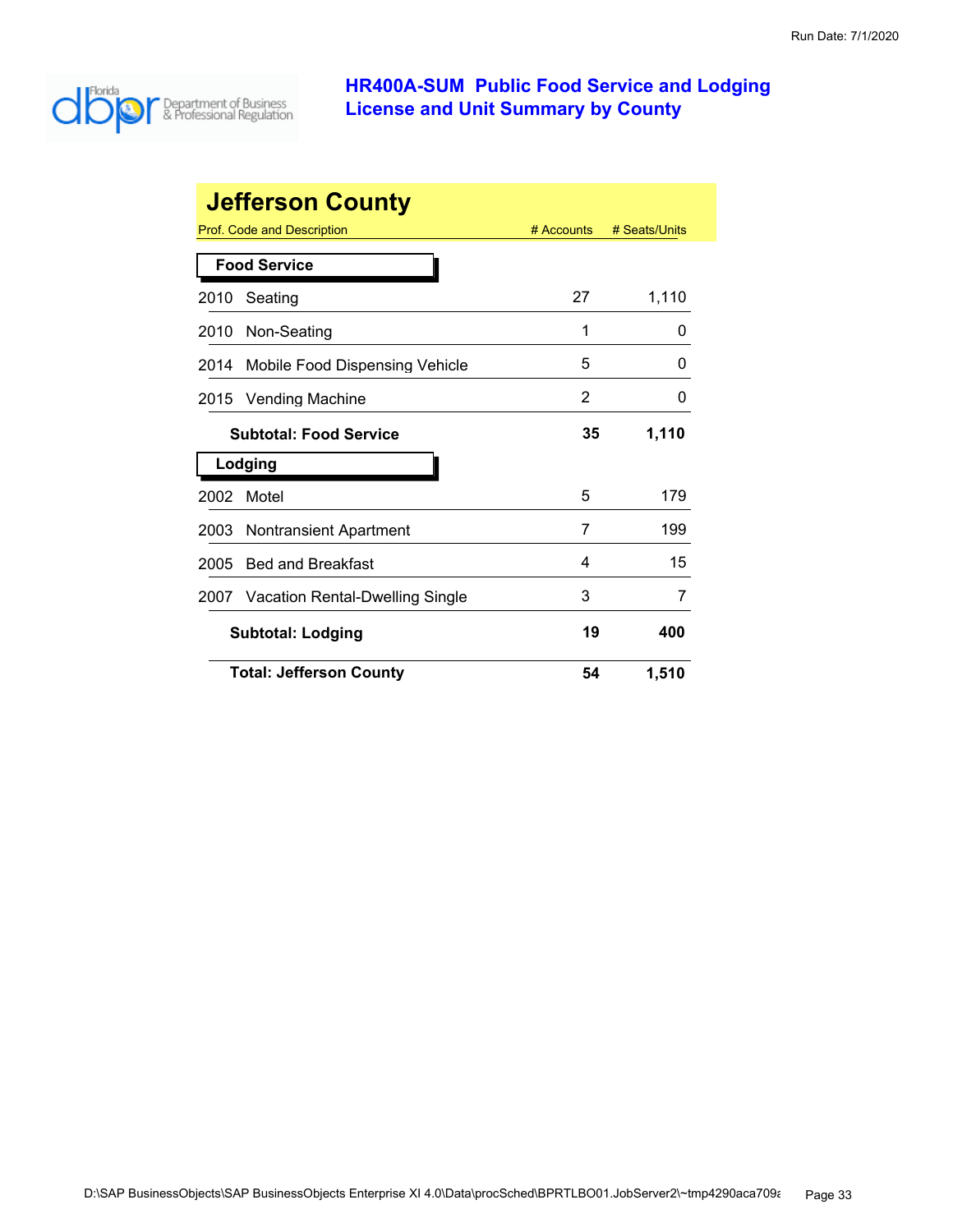# HR400A-SUM Public Food Service and Lodging License and Unit Summary by County

## Jefferson County

| Prof. Code and Description | # Accounts | # Seats/Units |
|---|---|---|
| **Food Service** | | |
| 2010 Seating | 27 | 1,110 |
| 2010 Non-Seating | 1 | 0 |
| 2014 Mobile Food Dispensing Vehicle | 5 | 0 |
| 2015 Vending Machine | 2 | 0 |
| **Subtotal: Food Service** | **35** | **1,110** |
| **Lodging** | | |
| 2002 Motel | 5 | 179 |
| 2003 Nontransient Apartment | 7 | 199 |
| 2005 Bed and Breakfast | 4 | 15 |
| 2007 Vacation Rental-Dwelling Single | 3 | 7 |
| **Subtotal: Lodging** | **19** | **400** |
| **Total: Jefferson County** | **54** | **1,510** |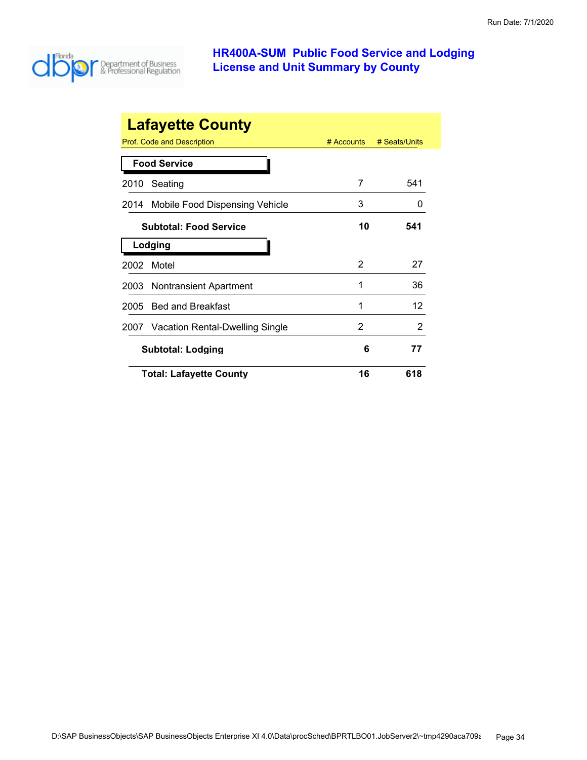# HR400A-SUM Public Food Service and Lodging License and Unit Summary by County

## Lafayette County

| Prof. Code and Description | # Accounts | # Seats/Units |
|---|---|---|
| **Food Service** | | |
| 2010 Seating | 7 | 541 |
| 2014 Mobile Food Dispensing Vehicle | 3 | 0 |
| **Subtotal: Food Service** | **10** | **541** |
| **Lodging** | | |
| 2002 Motel | 2 | 27 |
| 2003 Nontransient Apartment | 1 | 36 |
| 2005 Bed and Breakfast | 1 | 12 |
| 2007 Vacation Rental-Dwelling Single | 2 | 2 |
| **Subtotal: Lodging** | **6** | **77** |
| **Total: Lafayette County** | **16** | **618** |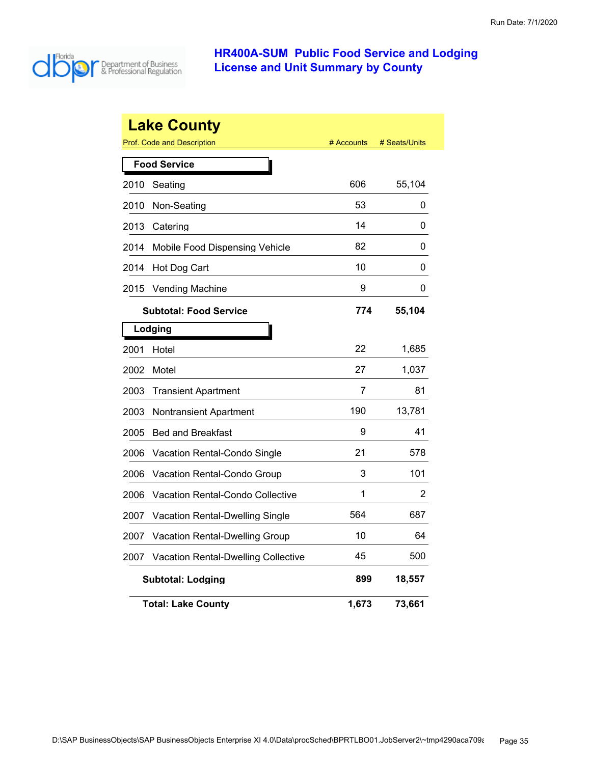# HR400A-SUM Public Food Service and Lodging License and Unit Summary by County

## Lake County

| Prof. Code and Description | | # Accounts | # Seats/Units |
|---|---|---|---|
| **Food Service** | | | |
| 2010 | Seating | 606 | 55,104 |
| 2010 | Non-Seating | 53 | 0 |
| 2013 | Catering | 14 | 0 |
| 2014 | Mobile Food Dispensing Vehicle | 82 | 0 |
| 2014 | Hot Dog Cart | 10 | 0 |
| 2015 | Vending Machine | 9 | 0 |
| | **Subtotal: Food Service** | **774** | **55,104** |
| **Lodging** | | | |
| 2001 | Hotel | 22 | 1,685 |
| 2002 | Motel | 27 | 1,037 |
| 2003 | Transient Apartment | 7 | 81 |
| 2003 | Nontransient Apartment | 190 | 13,781 |
| 2005 | Bed and Breakfast | 9 | 41 |
| 2006 | Vacation Rental-Condo Single | 21 | 578 |
| 2006 | Vacation Rental-Condo Group | 3 | 101 |
| 2006 | Vacation Rental-Condo Collective | 1 | 2 |
| 2007 | Vacation Rental-Dwelling Single | 564 | 687 |
| 2007 | Vacation Rental-Dwelling Group | 10 | 64 |
| 2007 | Vacation Rental-Dwelling Collective | 45 | 500 |
| | **Subtotal: Lodging** | **899** | **18,557** |
| | **Total: Lake County** | **1,673** | **73,661** |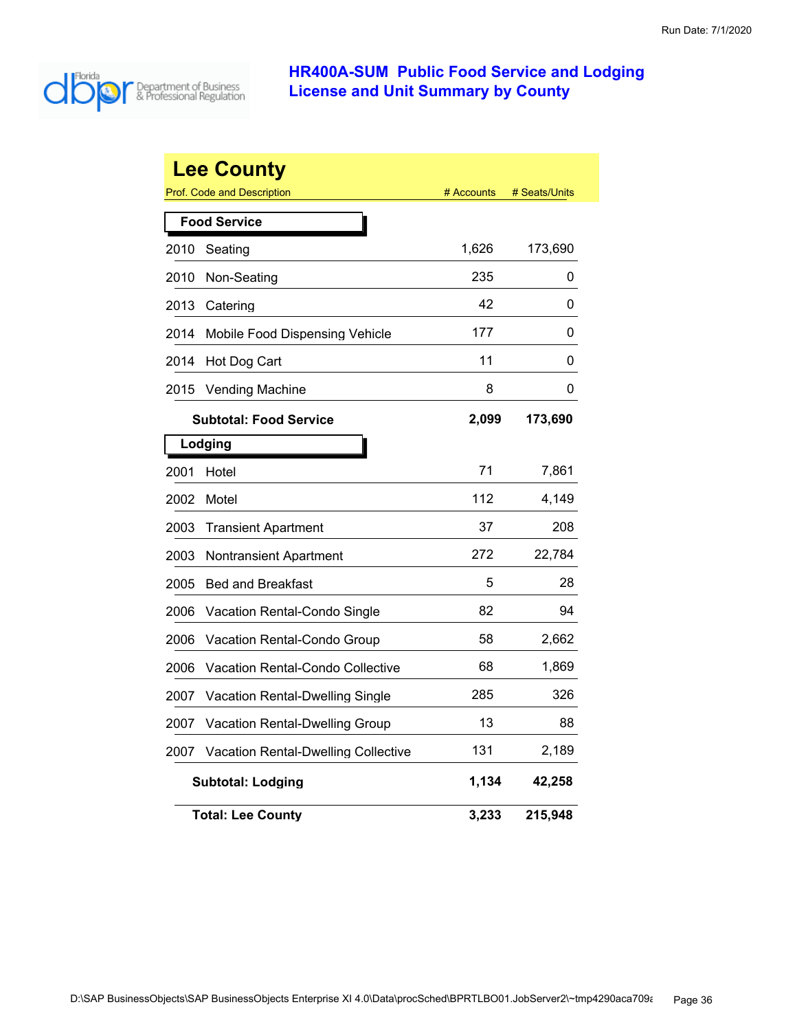# HR400A-SUM Public Food Service and Lodging License and Unit Summary by County

Run Date: 7/1/2020

## Lee County

| Prof. Code and Description | | # Accounts | # Seats/Units |
|---|---|---|---|
| **Food Service** | | | |
| 2010 | Seating | 1,626 | 173,690 |
| 2010 | Non-Seating | 235 | 0 |
| 2013 | Catering | 42 | 0 |
| 2014 | Mobile Food Dispensing Vehicle | 177 | 0 |
| 2014 | Hot Dog Cart | 11 | 0 |
| 2015 | Vending Machine | 8 | 0 |
| | **Subtotal: Food Service** | **2,099** | **173,690** |
| **Lodging** | | | |
| 2001 | Hotel | 71 | 7,861 |
| 2002 | Motel | 112 | 4,149 |
| 2003 | Transient Apartment | 37 | 208 |
| 2003 | Nontransient Apartment | 272 | 22,784 |
| 2005 | Bed and Breakfast | 5 | 28 |
| 2006 | Vacation Rental-Condo Single | 82 | 94 |
| 2006 | Vacation Rental-Condo Group | 58 | 2,662 |
| 2006 | Vacation Rental-Condo Collective | 68 | 1,869 |
| 2007 | Vacation Rental-Dwelling Single | 285 | 326 |
| 2007 | Vacation Rental-Dwelling Group | 13 | 88 |
| 2007 | Vacation Rental-Dwelling Collective | 131 | 2,189 |
| | **Subtotal: Lodging** | **1,134** | **42,258** |
| | **Total: Lee County** | **3,233** | **215,948** |

D:\SAP BusinessObjects\SAP BusinessObjects Enterprise XI 4.0\Data\procSched\BPRTLBO01.JobServer2\~tmp4290aca709a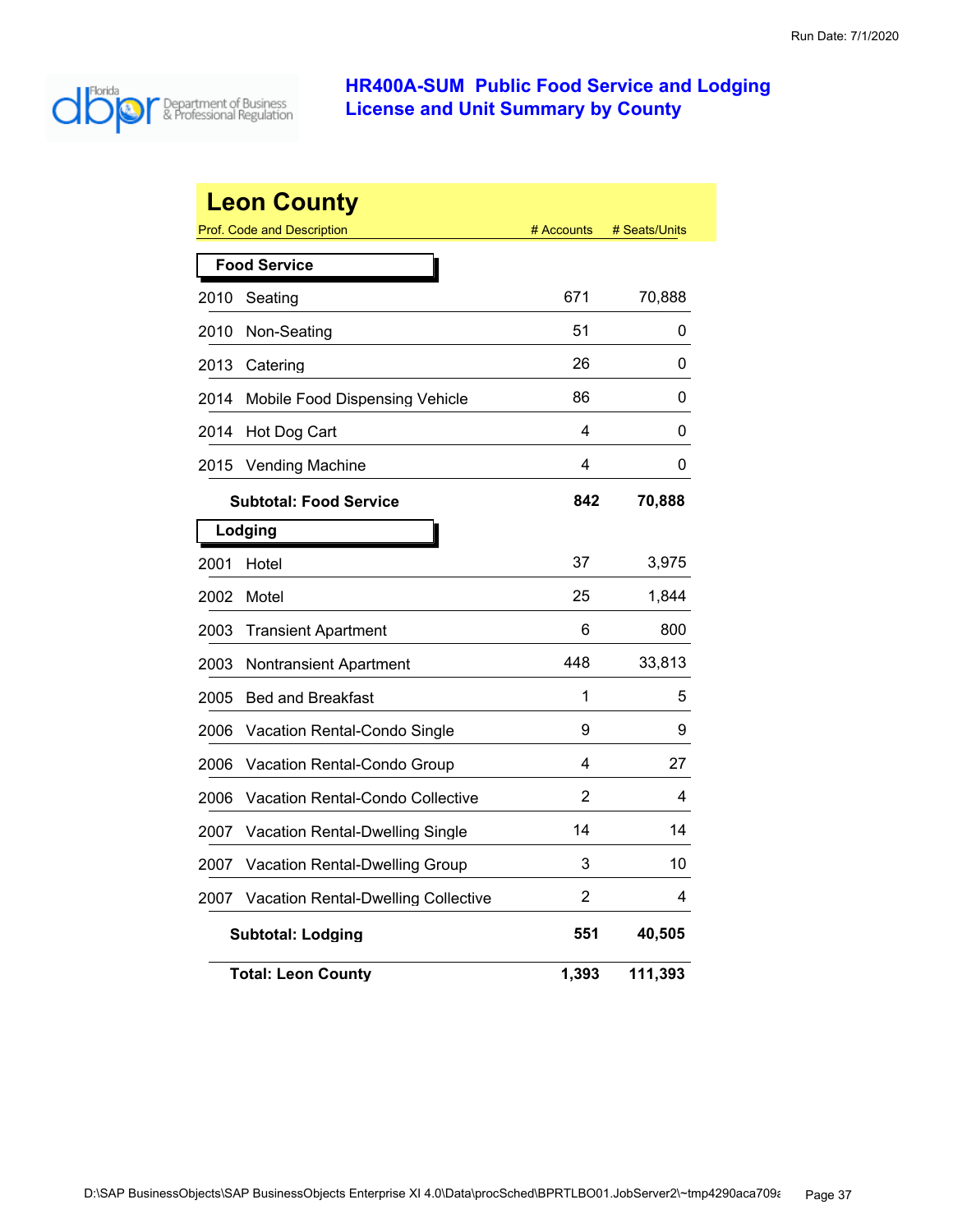# HR400A-SUM Public Food Service and Lodging License and Unit Summary by County

## Leon County

| Prof. Code and Description | # Accounts | # Seats/Units |
|---|---|---|
| **Food Service** | | |
| 2010 Seating | 671 | 70,888 |
| 2010 Non-Seating | 51 | 0 |
| 2013 Catering | 26 | 0 |
| 2014 Mobile Food Dispensing Vehicle | 86 | 0 |
| 2014 Hot Dog Cart | 4 | 0 |
| 2015 Vending Machine | 4 | 0 |
| **Subtotal: Food Service** | **842** | **70,888** |
| **Lodging** | | |
| 2001 Hotel | 37 | 3,975 |
| 2002 Motel | 25 | 1,844 |
| 2003 Transient Apartment | 6 | 800 |
| 2003 Nontransient Apartment | 448 | 33,813 |
| 2005 Bed and Breakfast | 1 | 5 |
| 2006 Vacation Rental-Condo Single | 9 | 9 |
| 2006 Vacation Rental-Condo Group | 4 | 27 |
| 2006 Vacation Rental-Condo Collective | 2 | 4 |
| 2007 Vacation Rental-Dwelling Single | 14 | 14 |
| 2007 Vacation Rental-Dwelling Group | 3 | 10 |
| 2007 Vacation Rental-Dwelling Collective | 2 | 4 |
| **Subtotal: Lodging** | **551** | **40,505** |
| **Total: Leon County** | **1,393** | **111,393** |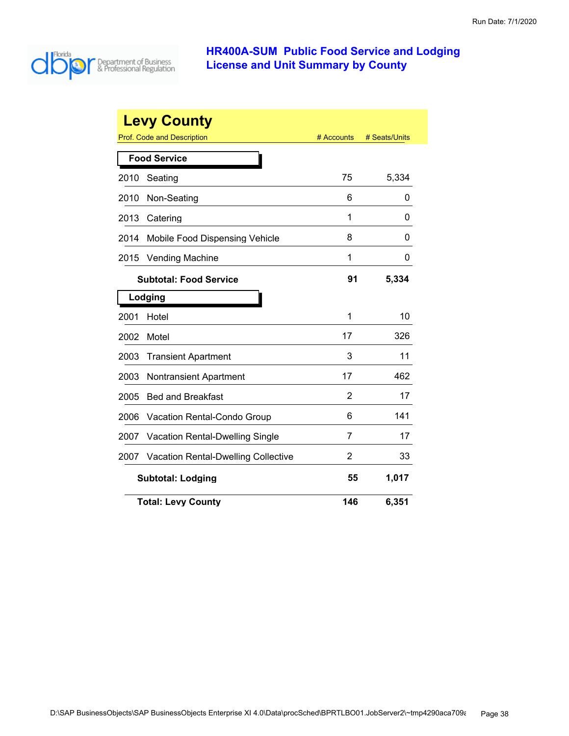# HR400A-SUM Public Food Service and Lodging License and Unit Summary by County

## Levy County

| Prof. Code and Description | | # Accounts | # Seats/Units |
|---|---|---|---|
| **Food Service** | | | |
| 2010 | Seating | 75 | 5,334 |
| 2010 | Non-Seating | 6 | 0 |
| 2013 | Catering | 1 | 0 |
| 2014 | Mobile Food Dispensing Vehicle | 8 | 0 |
| 2015 | Vending Machine | 1 | 0 |
| | **Subtotal: Food Service** | **91** | **5,334** |
| **Lodging** | | | |
| 2001 | Hotel | 1 | 10 |
| 2002 | Motel | 17 | 326 |
| 2003 | Transient Apartment | 3 | 11 |
| 2003 | Nontransient Apartment | 17 | 462 |
| 2005 | Bed and Breakfast | 2 | 17 |
| 2006 | Vacation Rental-Condo Group | 6 | 141 |
| 2007 | Vacation Rental-Dwelling Single | 7 | 17 |
| 2007 | Vacation Rental-Dwelling Collective | 2 | 33 |
| | **Subtotal: Lodging** | **55** | **1,017** |
| | **Total: Levy County** | **146** | **6,351** |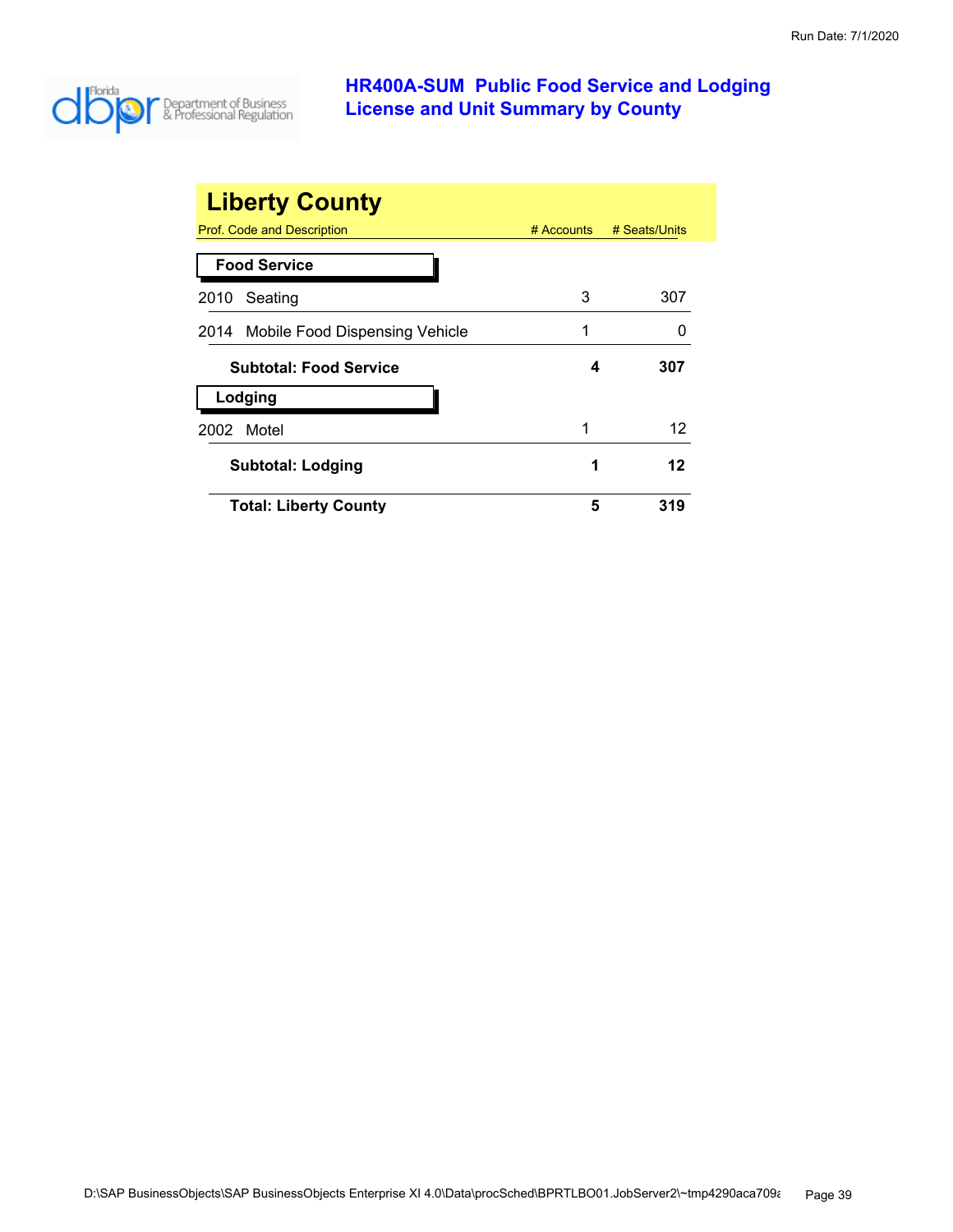# HR400A-SUM Public Food Service and Lodging License and Unit Summary by County

## Liberty County

| Prof. Code and Description | # Accounts | # Seats/Units |
|---|---|---|
| **Food Service** | | |
| 2010 Seating | 3 | 307 |
| 2014 Mobile Food Dispensing Vehicle | 1 | 0 |
| **Subtotal: Food Service** | **4** | **307** |
| **Lodging** | | |
| 2002 Motel | 1 | 12 |
| **Subtotal: Lodging** | **1** | **12** |
| **Total: Liberty County** | **5** | **319** |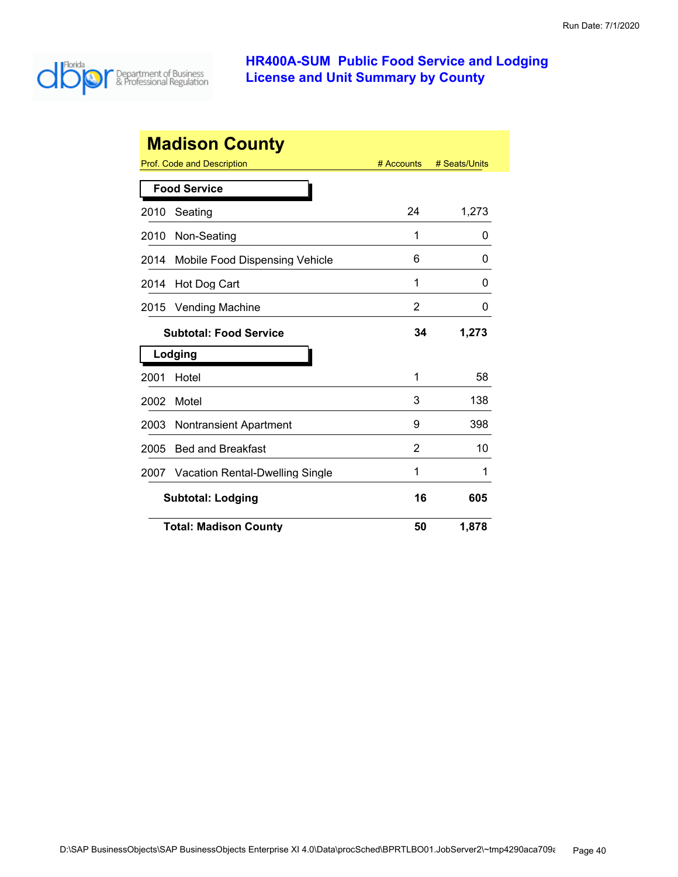# HR400A-SUM Public Food Service and Lodging License and Unit Summary by County

## Madison County

| Prof. Code and Description | # Accounts | # Seats/Units |
|---|---|---|
| **Food Service** | | |
| 2010 Seating | 24 | 1,273 |
| 2010 Non-Seating | 1 | 0 |
| 2014 Mobile Food Dispensing Vehicle | 6 | 0 |
| 2014 Hot Dog Cart | 1 | 0 |
| 2015 Vending Machine | 2 | 0 |
| **Subtotal: Food Service** | **34** | **1,273** |
| **Lodging** | | |
| 2001 Hotel | 1 | 58 |
| 2002 Motel | 3 | 138 |
| 2003 Nontransient Apartment | 9 | 398 |
| 2005 Bed and Breakfast | 2 | 10 |
| 2007 Vacation Rental-Dwelling Single | 1 | 1 |
| **Subtotal: Lodging** | **16** | **605** |
| **Total: Madison County** | **50** | **1,878** |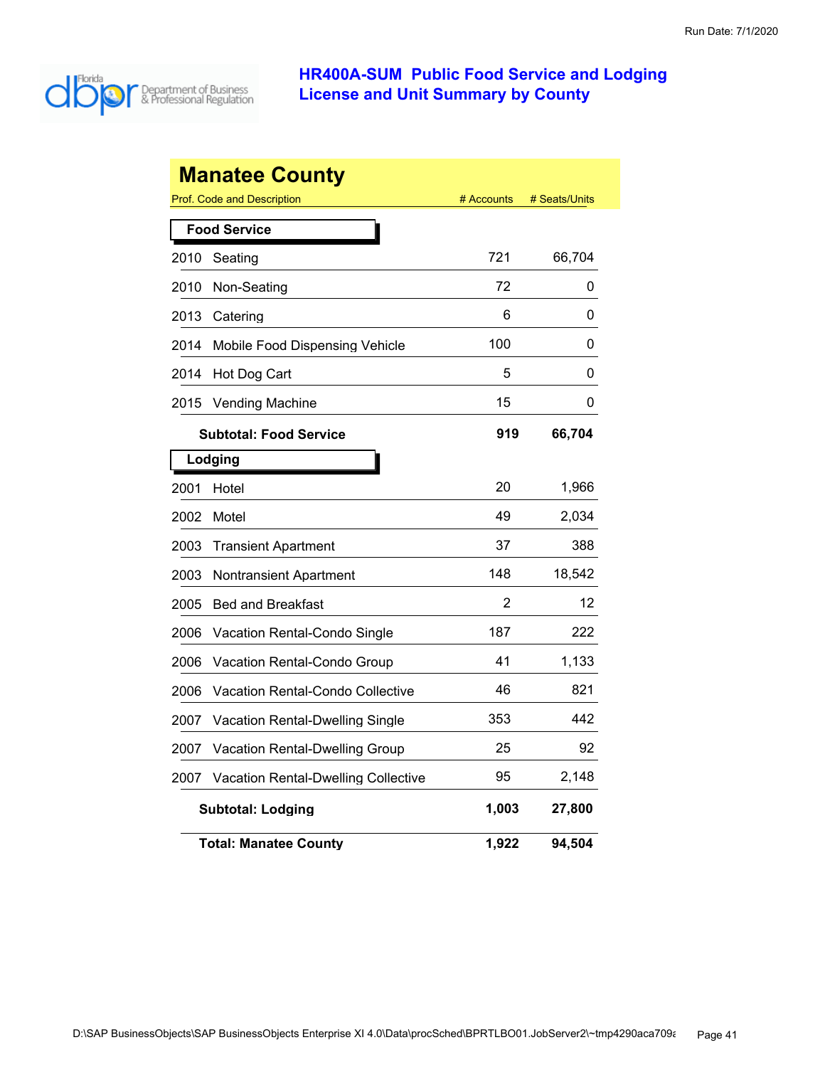# HR400A-SUM Public Food Service and Lodging License and Unit Summary by County

## Manatee County

| Prof. Code and Description | | # Accounts | # Seats/Units |
|---|---|---|---|
| **Food Service** | | | |
| 2010 | Seating | 721 | 66,704 |
| 2010 | Non-Seating | 72 | 0 |
| 2013 | Catering | 6 | 0 |
| 2014 | Mobile Food Dispensing Vehicle | 100 | 0 |
| 2014 | Hot Dog Cart | 5 | 0 |
| 2015 | Vending Machine | 15 | 0 |
| | **Subtotal: Food Service** | **919** | **66,704** |
| **Lodging** | | | |
| 2001 | Hotel | 20 | 1,966 |
| 2002 | Motel | 49 | 2,034 |
| 2003 | Transient Apartment | 37 | 388 |
| 2003 | Nontransient Apartment | 148 | 18,542 |
| 2005 | Bed and Breakfast | 2 | 12 |
| 2006 | Vacation Rental-Condo Single | 187 | 222 |
| 2006 | Vacation Rental-Condo Group | 41 | 1,133 |
| 2006 | Vacation Rental-Condo Collective | 46 | 821 |
| 2007 | Vacation Rental-Dwelling Single | 353 | 442 |
| 2007 | Vacation Rental-Dwelling Group | 25 | 92 |
| 2007 | Vacation Rental-Dwelling Collective | 95 | 2,148 |
| | **Subtotal: Lodging** | **1,003** | **27,800** |
| | **Total: Manatee County** | **1,922** | **94,504** |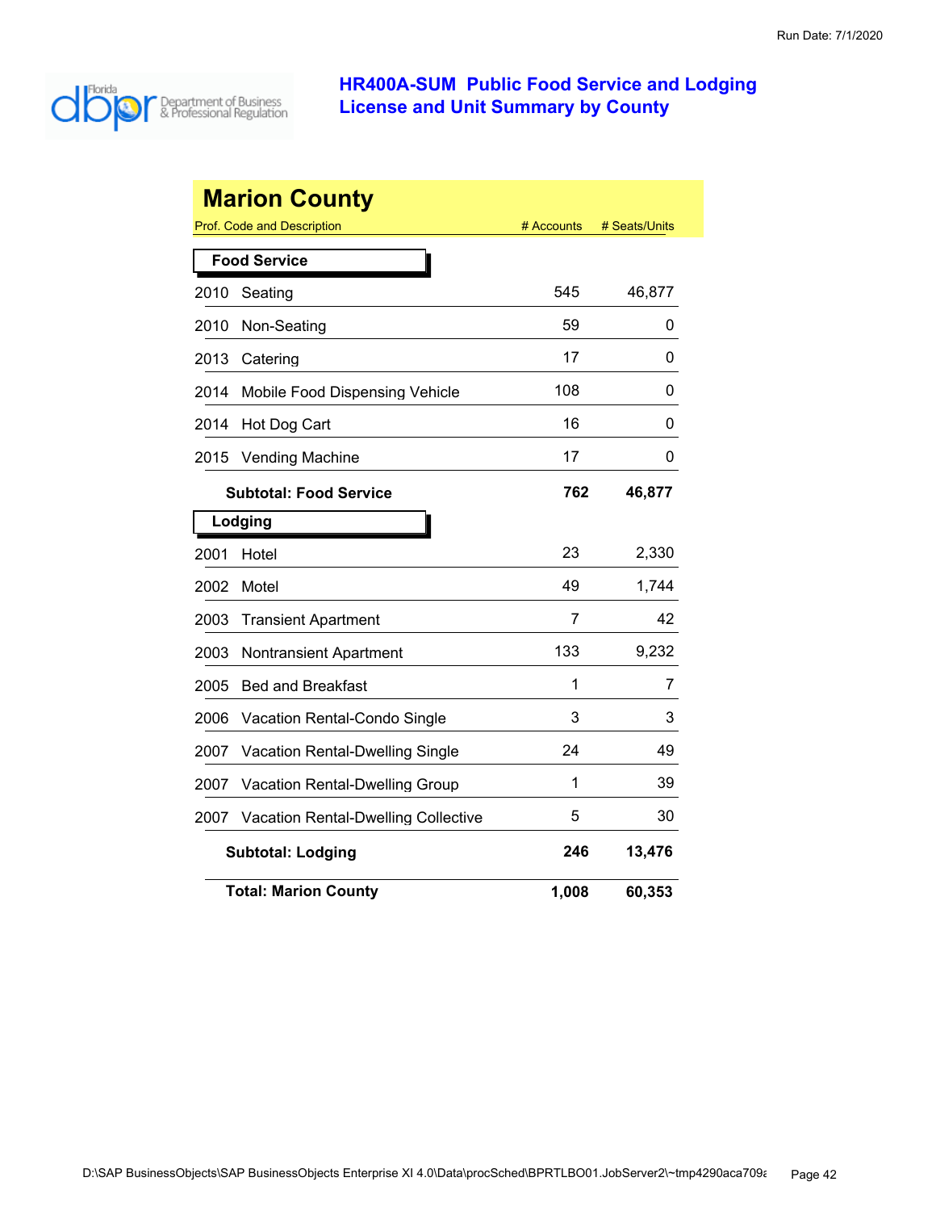# HR400A-SUM Public Food Service and Lodging License and Unit Summary by County

Run Date: 7/1/2020

## Marion County

| Prof. Code and Description | | # Accounts | # Seats/Units |
|---|---|---|---|
| **Food Service** | | | |
| 2010 | Seating | 545 | 46,877 |
| 2010 | Non-Seating | 59 | 0 |
| 2013 | Catering | 17 | 0 |
| 2014 | Mobile Food Dispensing Vehicle | 108 | 0 |
| 2014 | Hot Dog Cart | 16 | 0 |
| 2015 | Vending Machine | 17 | 0 |
| | **Subtotal: Food Service** | **762** | **46,877** |
| **Lodging** | | | |
| 2001 | Hotel | 23 | 2,330 |
| 2002 | Motel | 49 | 1,744 |
| 2003 | Transient Apartment | 7 | 42 |
| 2003 | Nontransient Apartment | 133 | 9,232 |
| 2005 | Bed and Breakfast | 1 | 7 |
| 2006 | Vacation Rental-Condo Single | 3 | 3 |
| 2007 | Vacation Rental-Dwelling Single | 24 | 49 |
| 2007 | Vacation Rental-Dwelling Group | 1 | 39 |
| 2007 | Vacation Rental-Dwelling Collective | 5 | 30 |
| | **Subtotal: Lodging** | **246** | **13,476** |
| | **Total: Marion County** | **1,008** | **60,353** |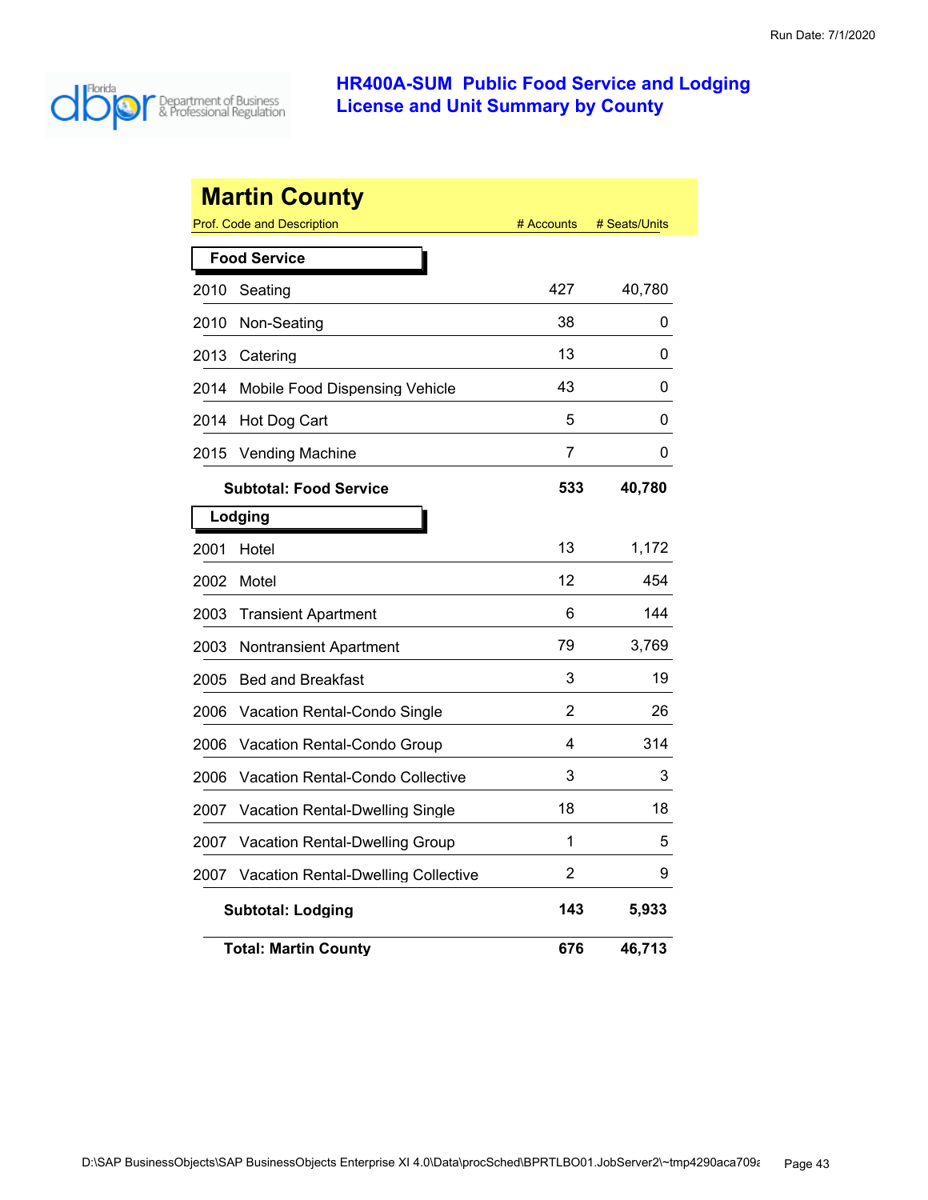Run Date: 7/1/2020

# HR400A-SUM Public Food Service and Lodging License and Unit Summary by County

## Martin County

| Prof. Code and Description | # Accounts | # Seats/Units |
|---|---|---|
| **Food Service** | | |
| 2010 Seating | 427 | 40,780 |
| 2010 Non-Seating | 38 | 0 |
| 2013 Catering | 13 | 0 |
| 2014 Mobile Food Dispensing Vehicle | 43 | 0 |
| 2014 Hot Dog Cart | 5 | 0 |
| 2015 Vending Machine | 7 | 0 |
| **Subtotal: Food Service** | **533** | **40,780** |
| **Lodging** | | |
| 2001 Hotel | 13 | 1,172 |
| 2002 Motel | 12 | 454 |
| 2003 Transient Apartment | 6 | 144 |
| 2003 Nontransient Apartment | 79 | 3,769 |
| 2005 Bed and Breakfast | 3 | 19 |
| 2006 Vacation Rental-Condo Single | 2 | 26 |
| 2006 Vacation Rental-Condo Group | 4 | 314 |
| 2006 Vacation Rental-Condo Collective | 3 | 3 |
| 2007 Vacation Rental-Dwelling Single | 18 | 18 |
| 2007 Vacation Rental-Dwelling Group | 1 | 5 |
| 2007 Vacation Rental-Dwelling Collective | 2 | 9 |
| **Subtotal: Lodging** | **143** | **5,933** |
| **Total: Martin County** | **676** | **46,713** |

D:\SAP BusinessObjects\SAP BusinessObjects Enterprise XI 4.0\Data\procSched\BPRTLBO01.JobServer2\~tmp4290aca709a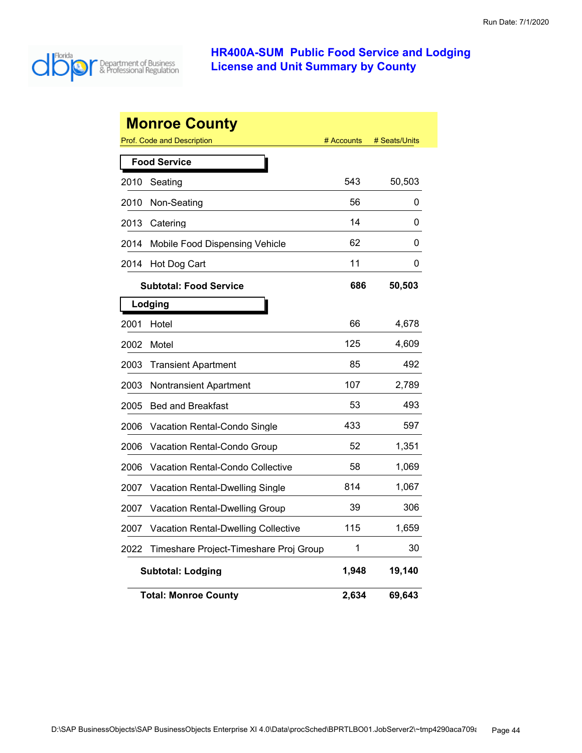# HR400A-SUM Public Food Service and Lodging License and Unit Summary by County

Run Date: 7/1/2020

## Monroe County

| Prof. Code and Description | | # Accounts | # Seats/Units |
|---|---|---|---|
| **Food Service** | | | |
| 2010 | Seating | 543 | 50,503 |
| 2010 | Non-Seating | 56 | 0 |
| 2013 | Catering | 14 | 0 |
| 2014 | Mobile Food Dispensing Vehicle | 62 | 0 |
| 2014 | Hot Dog Cart | 11 | 0 |
| **Subtotal: Food Service** | | **686** | **50,503** |
| **Lodging** | | | |
| 2001 | Hotel | 66 | 4,678 |
| 2002 | Motel | 125 | 4,609 |
| 2003 | Transient Apartment | 85 | 492 |
| 2003 | Nontransient Apartment | 107 | 2,789 |
| 2005 | Bed and Breakfast | 53 | 493 |
| 2006 | Vacation Rental-Condo Single | 433 | 597 |
| 2006 | Vacation Rental-Condo Group | 52 | 1,351 |
| 2006 | Vacation Rental-Condo Collective | 58 | 1,069 |
| 2007 | Vacation Rental-Dwelling Single | 814 | 1,067 |
| 2007 | Vacation Rental-Dwelling Group | 39 | 306 |
| 2007 | Vacation Rental-Dwelling Collective | 115 | 1,659 |
| 2022 | Timeshare Project-Timeshare Proj Group | 1 | 30 |
| **Subtotal: Lodging** | | **1,948** | **19,140** |
| **Total: Monroe County** | | **2,634** | **69,643** |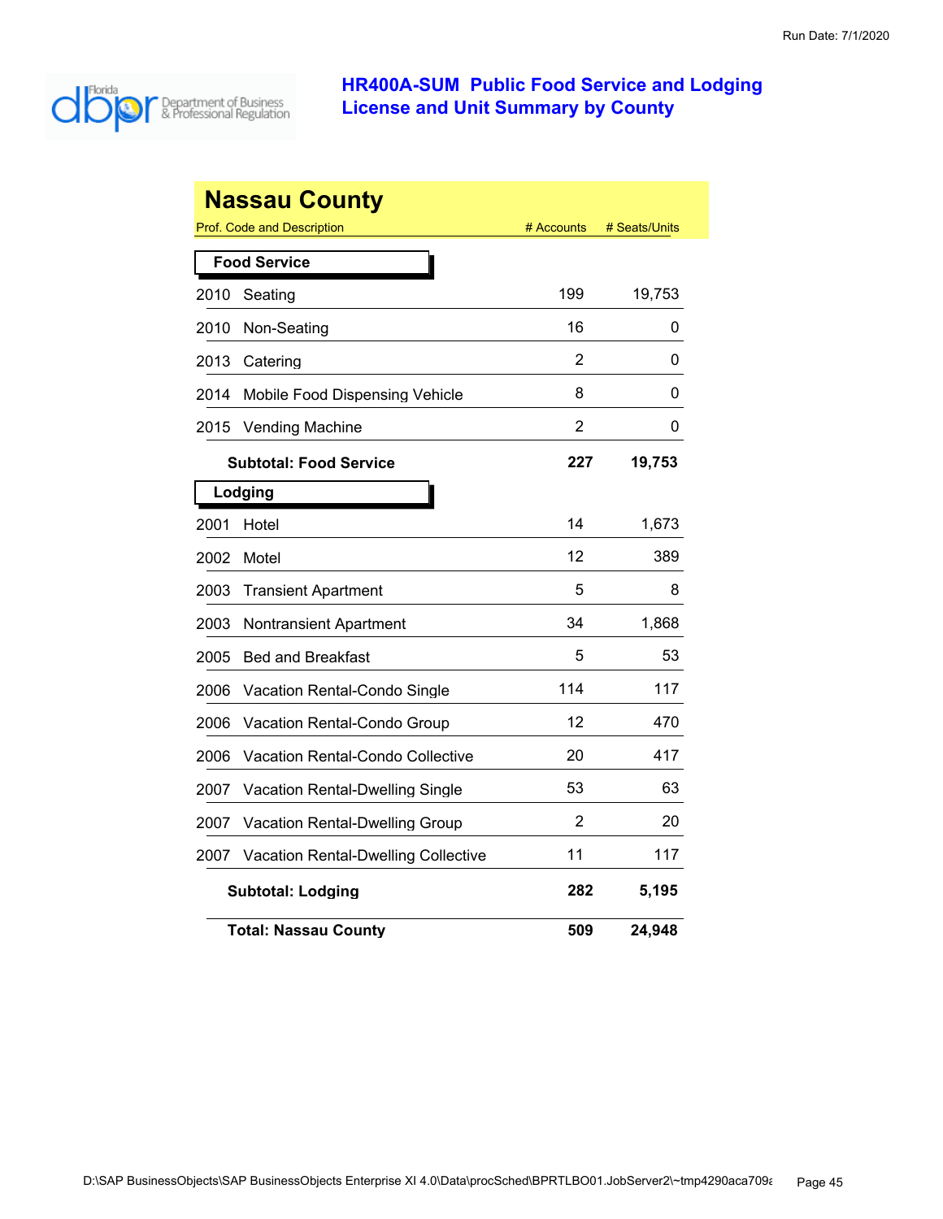# HR400A-SUM Public Food Service and Lodging License and Unit Summary by County

## Nassau County

| Prof. Code and Description | # Accounts | # Seats/Units |
|---|---|---|
| **Food Service** | | |
| 2010 Seating | 199 | 19,753 |
| 2010 Non-Seating | 16 | 0 |
| 2013 Catering | 2 | 0 |
| 2014 Mobile Food Dispensing Vehicle | 8 | 0 |
| 2015 Vending Machine | 2 | 0 |
| **Subtotal: Food Service** | **227** | **19,753** |
| **Lodging** | | |
| 2001 Hotel | 14 | 1,673 |
| 2002 Motel | 12 | 389 |
| 2003 Transient Apartment | 5 | 8 |
| 2003 Nontransient Apartment | 34 | 1,868 |
| 2005 Bed and Breakfast | 5 | 53 |
| 2006 Vacation Rental-Condo Single | 114 | 117 |
| 2006 Vacation Rental-Condo Group | 12 | 470 |
| 2006 Vacation Rental-Condo Collective | 20 | 417 |
| 2007 Vacation Rental-Dwelling Single | 53 | 63 |
| 2007 Vacation Rental-Dwelling Group | 2 | 20 |
| 2007 Vacation Rental-Dwelling Collective | 11 | 117 |
| **Subtotal: Lodging** | **282** | **5,195** |
| **Total: Nassau County** | **509** | **24,948** |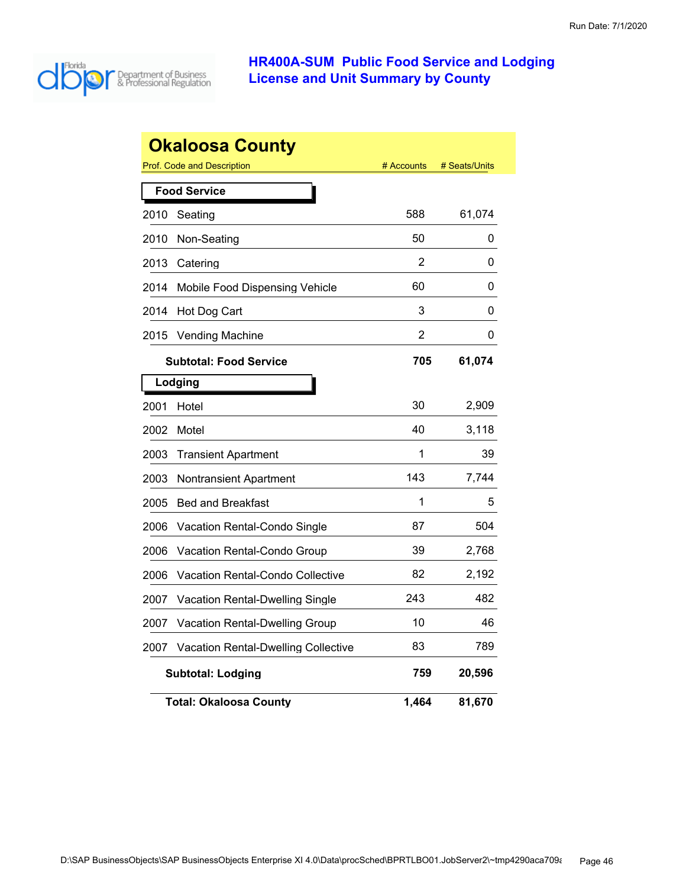# HR400A-SUM Public Food Service and Lodging License and Unit Summary by County

Run Date: 7/1/2020

## Okaloosa County

| Prof. Code and Description | | # Accounts | # Seats/Units |
|---|---|---|---|
| **Food Service** | | | |
| 2010 | Seating | 588 | 61,074 |
| 2010 | Non-Seating | 50 | 0 |
| 2013 | Catering | 2 | 0 |
| 2014 | Mobile Food Dispensing Vehicle | 60 | 0 |
| 2014 | Hot Dog Cart | 3 | 0 |
| 2015 | Vending Machine | 2 | 0 |
| | **Subtotal: Food Service** | **705** | **61,074** |
| **Lodging** | | | |
| 2001 | Hotel | 30 | 2,909 |
| 2002 | Motel | 40 | 3,118 |
| 2003 | Transient Apartment | 1 | 39 |
| 2003 | Nontransient Apartment | 143 | 7,744 |
| 2005 | Bed and Breakfast | 1 | 5 |
| 2006 | Vacation Rental-Condo Single | 87 | 504 |
| 2006 | Vacation Rental-Condo Group | 39 | 2,768 |
| 2006 | Vacation Rental-Condo Collective | 82 | 2,192 |
| 2007 | Vacation Rental-Dwelling Single | 243 | 482 |
| 2007 | Vacation Rental-Dwelling Group | 10 | 46 |
| 2007 | Vacation Rental-Dwelling Collective | 83 | 789 |
| | **Subtotal: Lodging** | **759** | **20,596** |
| | **Total: Okaloosa County** | **1,464** | **81,670** |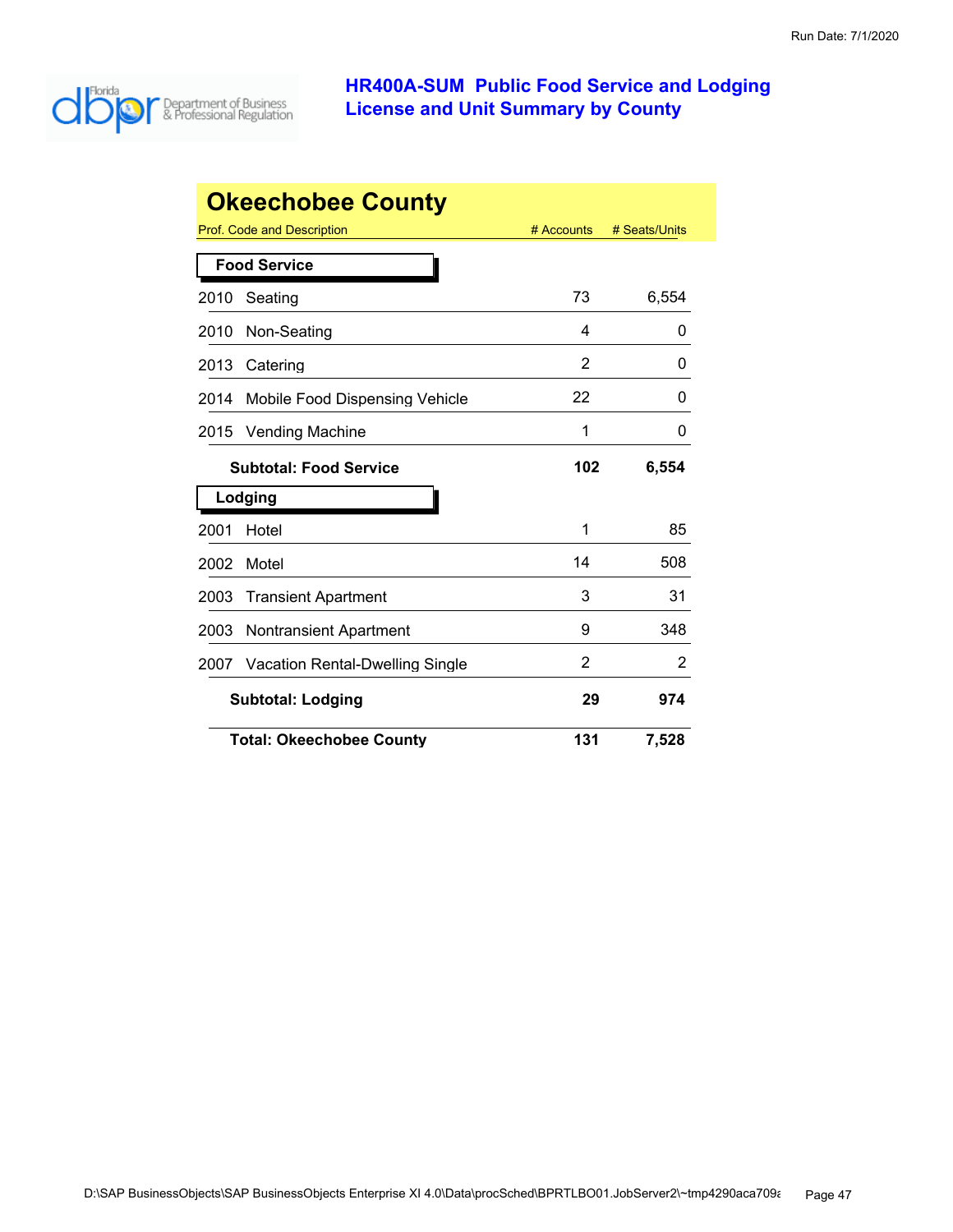# HR400A-SUM Public Food Service and Lodging License and Unit Summary by County

Run Date: 7/1/2020

## Okeechobee County

| Prof. Code and Description | # Accounts | # Seats/Units |
|---|---|---|
| **Food Service** | | |
| 2010 Seating | 73 | 6,554 |
| 2010 Non-Seating | 4 | 0 |
| 2013 Catering | 2 | 0 |
| 2014 Mobile Food Dispensing Vehicle | 22 | 0 |
| 2015 Vending Machine | 1 | 0 |
| **Subtotal: Food Service** | **102** | **6,554** |
| **Lodging** | | |
| 2001 Hotel | 1 | 85 |
| 2002 Motel | 14 | 508 |
| 2003 Transient Apartment | 3 | 31 |
| 2003 Nontransient Apartment | 9 | 348 |
| 2007 Vacation Rental-Dwelling Single | 2 | 2 |
| **Subtotal: Lodging** | **29** | **974** |
| **Total: Okeechobee County** | **131** | **7,528** |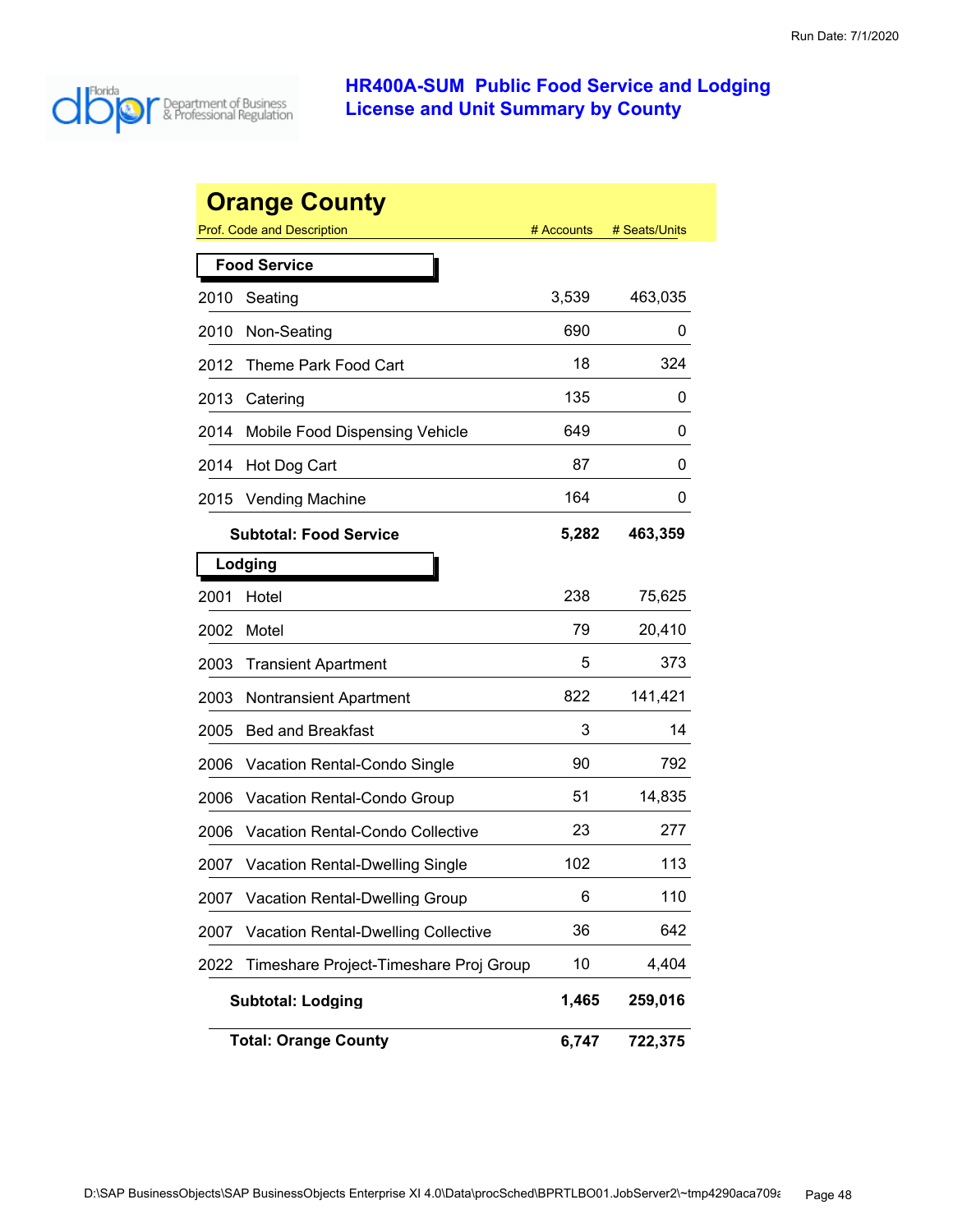# HR400A-SUM Public Food Service and Lodging License and Unit Summary by County

## Orange County

| Prof. Code and Description | | # Accounts | # Seats/Units |
|---|---|---|---|
| **Food Service** | | | |
| 2010 | Seating | 3,539 | 463,035 |
| 2010 | Non-Seating | 690 | 0 |
| 2012 | Theme Park Food Cart | 18 | 324 |
| 2013 | Catering | 135 | 0 |
| 2014 | Mobile Food Dispensing Vehicle | 649 | 0 |
| 2014 | Hot Dog Cart | 87 | 0 |
| 2015 | Vending Machine | 164 | 0 |
| | **Subtotal: Food Service** | **5,282** | **463,359** |
| **Lodging** | | | |
| 2001 | Hotel | 238 | 75,625 |
| 2002 | Motel | 79 | 20,410 |
| 2003 | Transient Apartment | 5 | 373 |
| 2003 | Nontransient Apartment | 822 | 141,421 |
| 2005 | Bed and Breakfast | 3 | 14 |
| 2006 | Vacation Rental-Condo Single | 90 | 792 |
| 2006 | Vacation Rental-Condo Group | 51 | 14,835 |
| 2006 | Vacation Rental-Condo Collective | 23 | 277 |
| 2007 | Vacation Rental-Dwelling Single | 102 | 113 |
| 2007 | Vacation Rental-Dwelling Group | 6 | 110 |
| 2007 | Vacation Rental-Dwelling Collective | 36 | 642 |
| 2022 | Timeshare Project-Timeshare Proj Group | 10 | 4,404 |
| | **Subtotal: Lodging** | **1,465** | **259,016** |
| | **Total: Orange County** | **6,747** | **722,375** |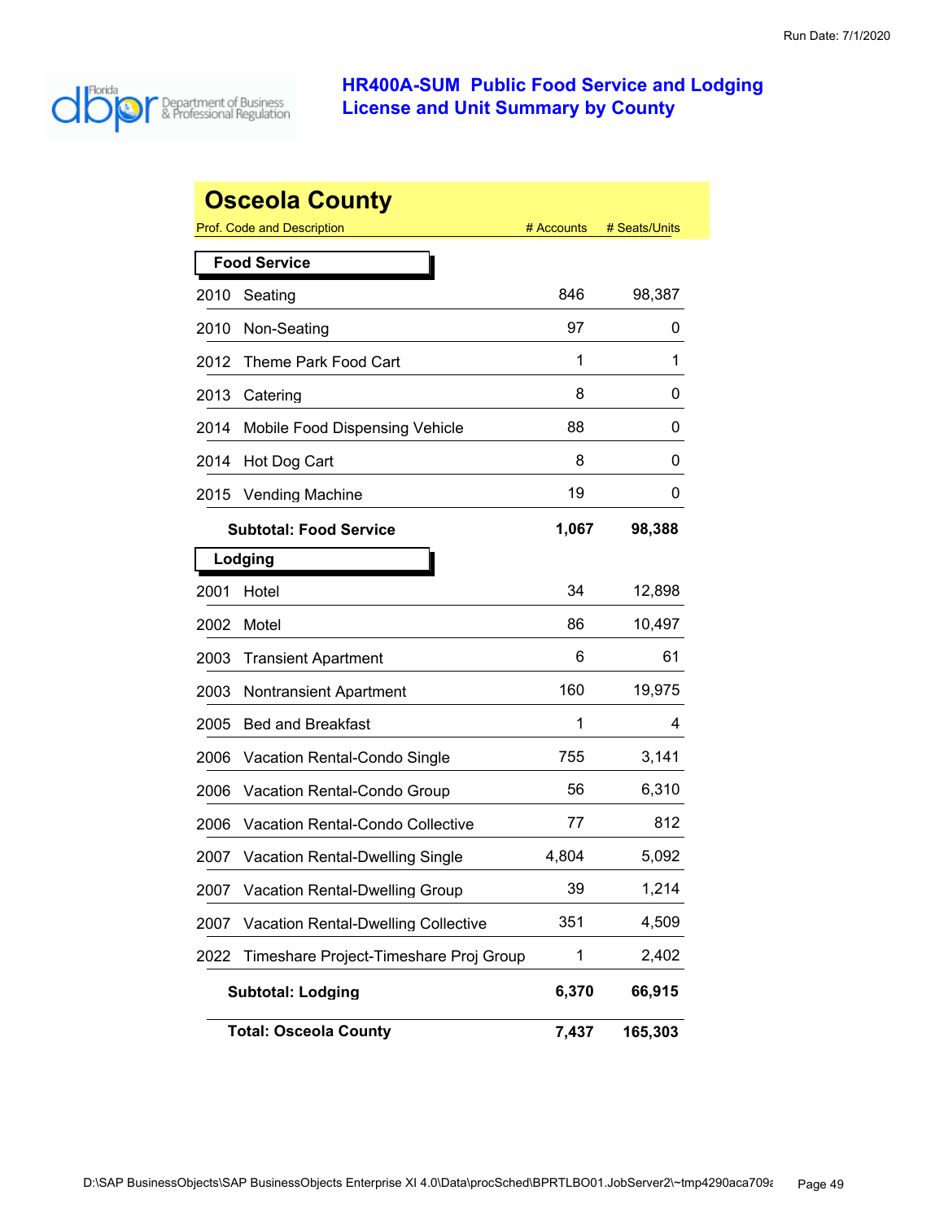Run Date: 7/1/2020

# HR400A-SUM Public Food Service and Lodging License and Unit Summary by County

## Osceola County

| Prof. Code and Description | | # Accounts | # Seats/Units |
|---|---|---|---|
| **Food Service** | | | |
| 2010 | Seating | 846 | 98,387 |
| 2010 | Non-Seating | 97 | 0 |
| 2012 | Theme Park Food Cart | 1 | 1 |
| 2013 | Catering | 8 | 0 |
| 2014 | Mobile Food Dispensing Vehicle | 88 | 0 |
| 2014 | Hot Dog Cart | 8 | 0 |
| 2015 | Vending Machine | 19 | 0 |
| | **Subtotal: Food Service** | **1,067** | **98,388** |
| **Lodging** | | | |
| 2001 | Hotel | 34 | 12,898 |
| 2002 | Motel | 86 | 10,497 |
| 2003 | Transient Apartment | 6 | 61 |
| 2003 | Nontransient Apartment | 160 | 19,975 |
| 2005 | Bed and Breakfast | 1 | 4 |
| 2006 | Vacation Rental-Condo Single | 755 | 3,141 |
| 2006 | Vacation Rental-Condo Group | 56 | 6,310 |
| 2006 | Vacation Rental-Condo Collective | 77 | 812 |
| 2007 | Vacation Rental-Dwelling Single | 4,804 | 5,092 |
| 2007 | Vacation Rental-Dwelling Group | 39 | 1,214 |
| 2007 | Vacation Rental-Dwelling Collective | 351 | 4,509 |
| 2022 | Timeshare Project-Timeshare Proj Group | 1 | 2,402 |
| | **Subtotal: Lodging** | **6,370** | **66,915** |
| | **Total: Osceola County** | **7,437** | **165,303** |

D:\SAP BusinessObjects\SAP BusinessObjects Enterprise XI 4.0\Data\procSched\BPRTLBO01.JobServer2\~tmp4290aca709a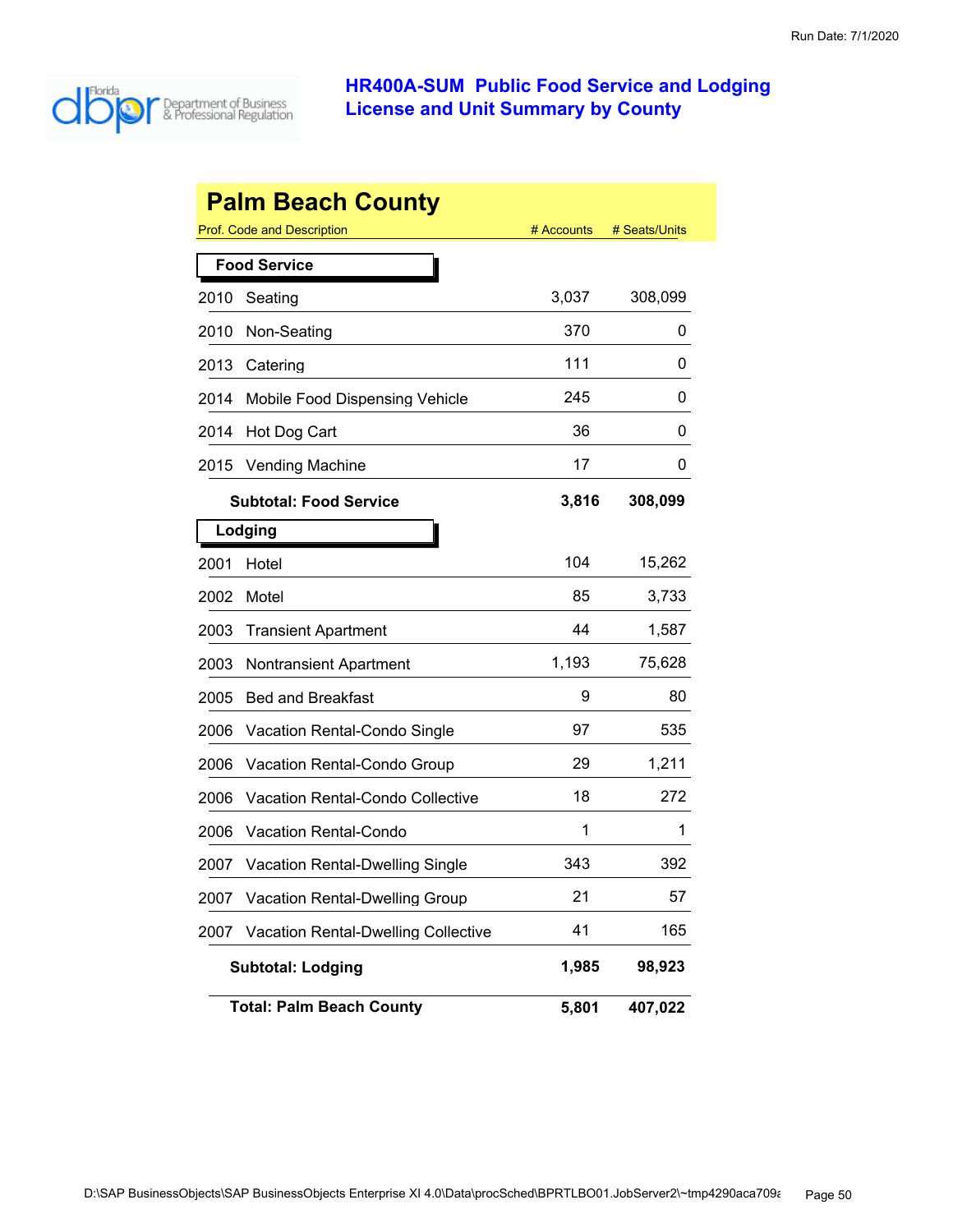Run Date: 7/1/2020

# HR400A-SUM Public Food Service and Lodging License and Unit Summary by County

## Palm Beach County

| Prof. Code and Description | | # Accounts | # Seats/Units |
|---|---|---|---|
| **Food Service** | | | |
| 2010 | Seating | 3,037 | 308,099 |
| 2010 | Non-Seating | 370 | 0 |
| 2013 | Catering | 111 | 0 |
| 2014 | Mobile Food Dispensing Vehicle | 245 | 0 |
| 2014 | Hot Dog Cart | 36 | 0 |
| 2015 | Vending Machine | 17 | 0 |
| | **Subtotal: Food Service** | **3,816** | **308,099** |
| **Lodging** | | | |
| 2001 | Hotel | 104 | 15,262 |
| 2002 | Motel | 85 | 3,733 |
| 2003 | Transient Apartment | 44 | 1,587 |
| 2003 | Nontransient Apartment | 1,193 | 75,628 |
| 2005 | Bed and Breakfast | 9 | 80 |
| 2006 | Vacation Rental-Condo Single | 97 | 535 |
| 2006 | Vacation Rental-Condo Group | 29 | 1,211 |
| 2006 | Vacation Rental-Condo Collective | 18 | 272 |
| 2006 | Vacation Rental-Condo | 1 | 1 |
| 2007 | Vacation Rental-Dwelling Single | 343 | 392 |
| 2007 | Vacation Rental-Dwelling Group | 21 | 57 |
| 2007 | Vacation Rental-Dwelling Collective | 41 | 165 |
| | **Subtotal: Lodging** | **1,985** | **98,923** |
| | **Total: Palm Beach County** | **5,801** | **407,022** |

D:\SAP BusinessObjects\SAP BusinessObjects Enterprise XI 4.0\Data\procSched\BPRTLBO01.JobServer2\~tmp4290aca709a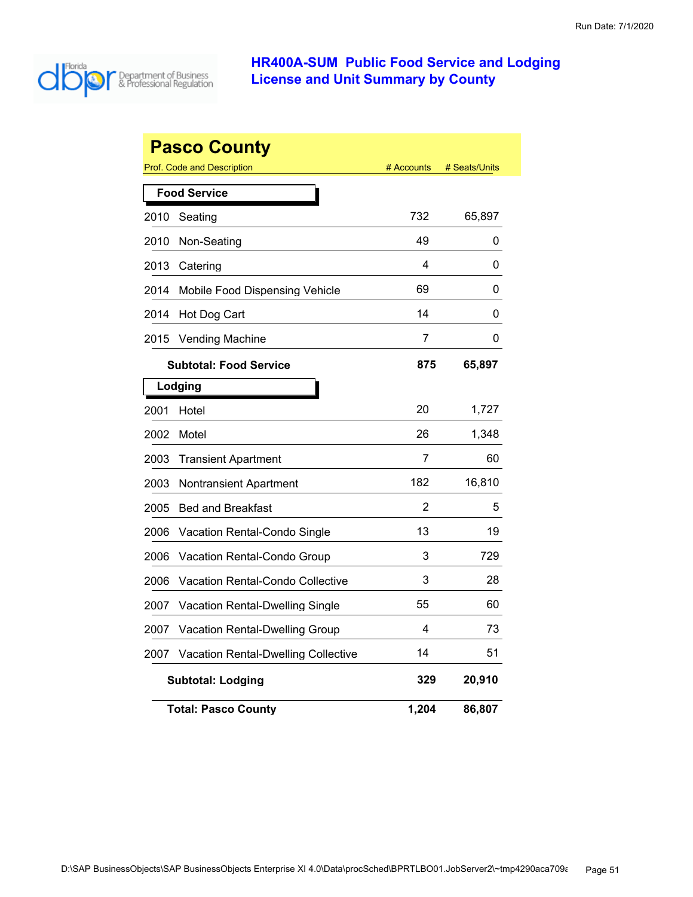## HR400A-SUM Public Food Service and Lodging License and Unit Summary by County

# Pasco County

| Prof. Code and Description | # Accounts | # Seats/Units |
|---|---|---|
| **Food Service** | | |
| 2010 Seating | 732 | 65,897 |
| 2010 Non-Seating | 49 | 0 |
| 2013 Catering | 4 | 0 |
| 2014 Mobile Food Dispensing Vehicle | 69 | 0 |
| 2014 Hot Dog Cart | 14 | 0 |
| 2015 Vending Machine | 7 | 0 |
| **Subtotal: Food Service** | **875** | **65,897** |
| **Lodging** | | |
| 2001 Hotel | 20 | 1,727 |
| 2002 Motel | 26 | 1,348 |
| 2003 Transient Apartment | 7 | 60 |
| 2003 Nontransient Apartment | 182 | 16,810 |
| 2005 Bed and Breakfast | 2 | 5 |
| 2006 Vacation Rental-Condo Single | 13 | 19 |
| 2006 Vacation Rental-Condo Group | 3 | 729 |
| 2006 Vacation Rental-Condo Collective | 3 | 28 |
| 2007 Vacation Rental-Dwelling Single | 55 | 60 |
| 2007 Vacation Rental-Dwelling Group | 4 | 73 |
| 2007 Vacation Rental-Dwelling Collective | 14 | 51 |
| **Subtotal: Lodging** | **329** | **20,910** |
| **Total: Pasco County** | **1,204** | **86,807** |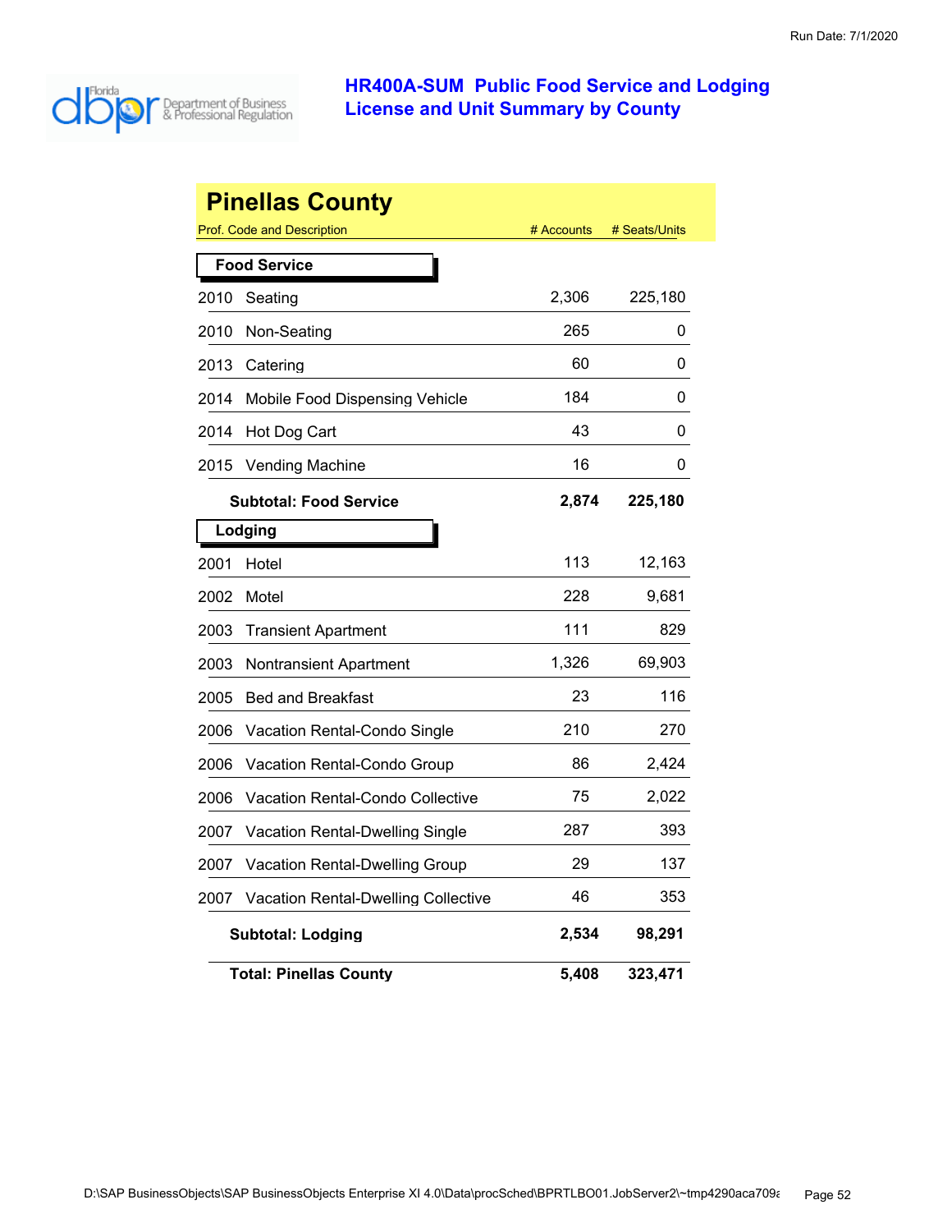# HR400A-SUM Public Food Service and Lodging License and Unit Summary by County

## Pinellas County

| Prof. Code and Description | | # Accounts | # Seats/Units |
|---|---|---|---|
| **Food Service** | | | |
| 2010 | Seating | 2,306 | 225,180 |
| 2010 | Non-Seating | 265 | 0 |
| 2013 | Catering | 60 | 0 |
| 2014 | Mobile Food Dispensing Vehicle | 184 | 0 |
| 2014 | Hot Dog Cart | 43 | 0 |
| 2015 | Vending Machine | 16 | 0 |
| | **Subtotal: Food Service** | **2,874** | **225,180** |
| **Lodging** | | | |
| 2001 | Hotel | 113 | 12,163 |
| 2002 | Motel | 228 | 9,681 |
| 2003 | Transient Apartment | 111 | 829 |
| 2003 | Nontransient Apartment | 1,326 | 69,903 |
| 2005 | Bed and Breakfast | 23 | 116 |
| 2006 | Vacation Rental-Condo Single | 210 | 270 |
| 2006 | Vacation Rental-Condo Group | 86 | 2,424 |
| 2006 | Vacation Rental-Condo Collective | 75 | 2,022 |
| 2007 | Vacation Rental-Dwelling Single | 287 | 393 |
| 2007 | Vacation Rental-Dwelling Group | 29 | 137 |
| 2007 | Vacation Rental-Dwelling Collective | 46 | 353 |
| | **Subtotal: Lodging** | **2,534** | **98,291** |
| | **Total: Pinellas County** | **5,408** | **323,471** |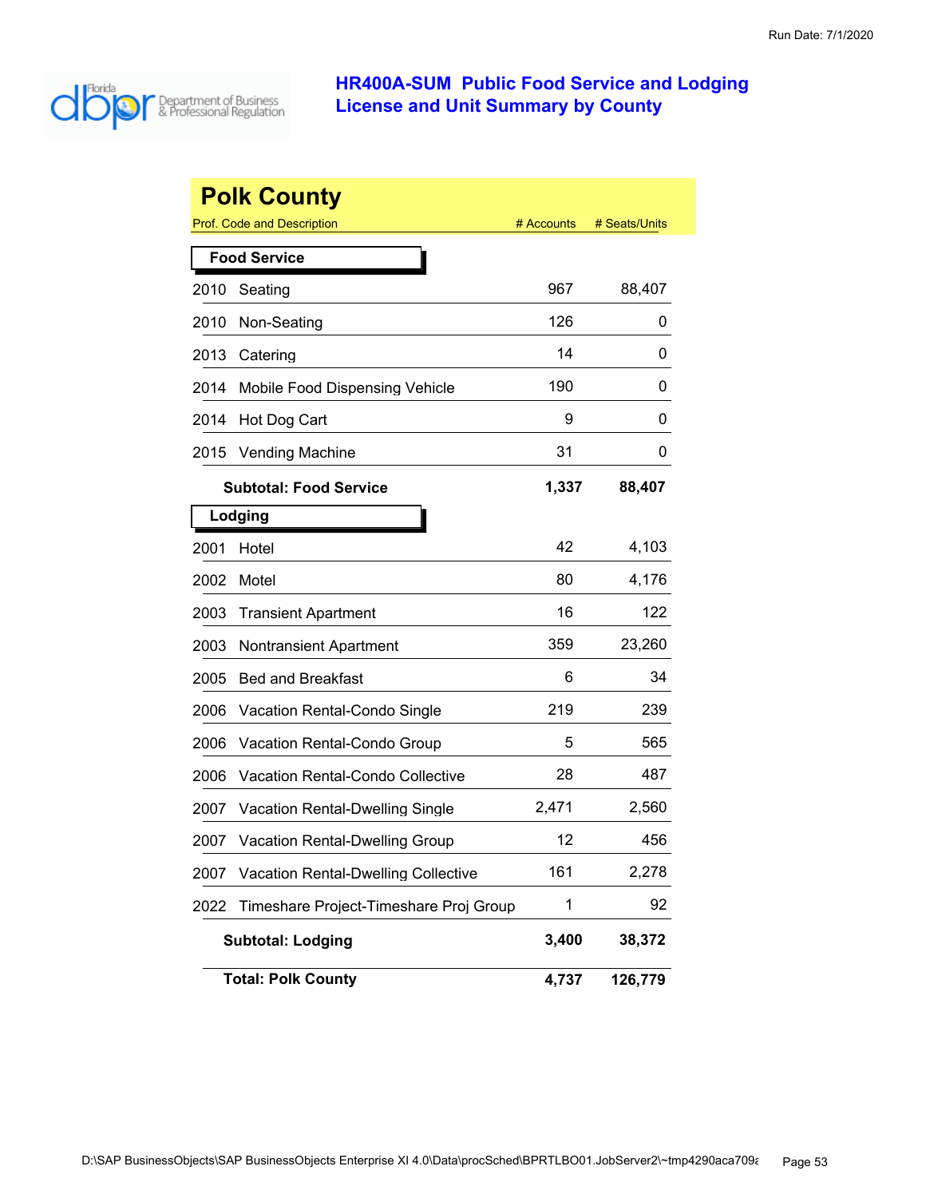# HR400A-SUM Public Food Service and Lodging License and Unit Summary by County

Run Date: 7/1/2020

## Polk County

| Prof. Code and Description | | # Accounts | # Seats/Units |
|---|---|---|---|
| **Food Service** | | | |
| 2010 | Seating | 967 | 88,407 |
| 2010 | Non-Seating | 126 | 0 |
| 2013 | Catering | 14 | 0 |
| 2014 | Mobile Food Dispensing Vehicle | 190 | 0 |
| 2014 | Hot Dog Cart | 9 | 0 |
| 2015 | Vending Machine | 31 | 0 |
| | **Subtotal: Food Service** | **1,337** | **88,407** |
| **Lodging** | | | |
| 2001 | Hotel | 42 | 4,103 |
| 2002 | Motel | 80 | 4,176 |
| 2003 | Transient Apartment | 16 | 122 |
| 2003 | Nontransient Apartment | 359 | 23,260 |
| 2005 | Bed and Breakfast | 6 | 34 |
| 2006 | Vacation Rental-Condo Single | 219 | 239 |
| 2006 | Vacation Rental-Condo Group | 5 | 565 |
| 2006 | Vacation Rental-Condo Collective | 28 | 487 |
| 2007 | Vacation Rental-Dwelling Single | 2,471 | 2,560 |
| 2007 | Vacation Rental-Dwelling Group | 12 | 456 |
| 2007 | Vacation Rental-Dwelling Collective | 161 | 2,278 |
| 2022 | Timeshare Project-Timeshare Proj Group | 1 | 92 |
| | **Subtotal: Lodging** | **3,400** | **38,372** |
| | **Total: Polk County** | **4,737** | **126,779** |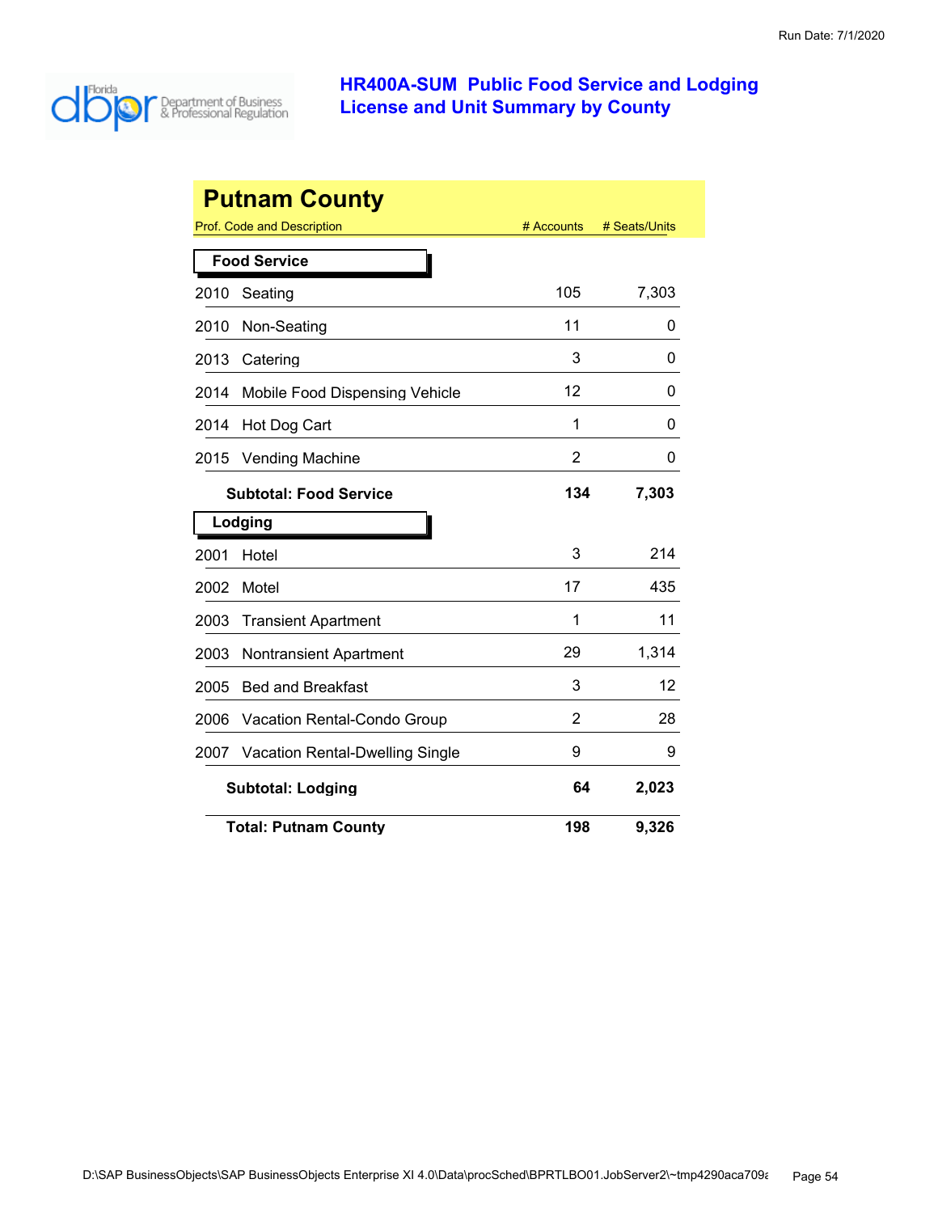## HR400A-SUM Public Food Service and Lodging License and Unit Summary by County

# Putnam County

| Prof. Code and Description | | # Accounts | # Seats/Units |
|---|---|---|---|
| **Food Service** | | | |
| 2010 | Seating | 105 | 7,303 |
| 2010 | Non-Seating | 11 | 0 |
| 2013 | Catering | 3 | 0 |
| 2014 | Mobile Food Dispensing Vehicle | 12 | 0 |
| 2014 | Hot Dog Cart | 1 | 0 |
| 2015 | Vending Machine | 2 | 0 |
| | **Subtotal: Food Service** | **134** | **7,303** |
| **Lodging** | | | |
| 2001 | Hotel | 3 | 214 |
| 2002 | Motel | 17 | 435 |
| 2003 | Transient Apartment | 1 | 11 |
| 2003 | Nontransient Apartment | 29 | 1,314 |
| 2005 | Bed and Breakfast | 3 | 12 |
| 2006 | Vacation Rental-Condo Group | 2 | 28 |
| 2007 | Vacation Rental-Dwelling Single | 9 | 9 |
| | **Subtotal: Lodging** | **64** | **2,023** |
| | **Total: Putnam County** | **198** | **9,326** |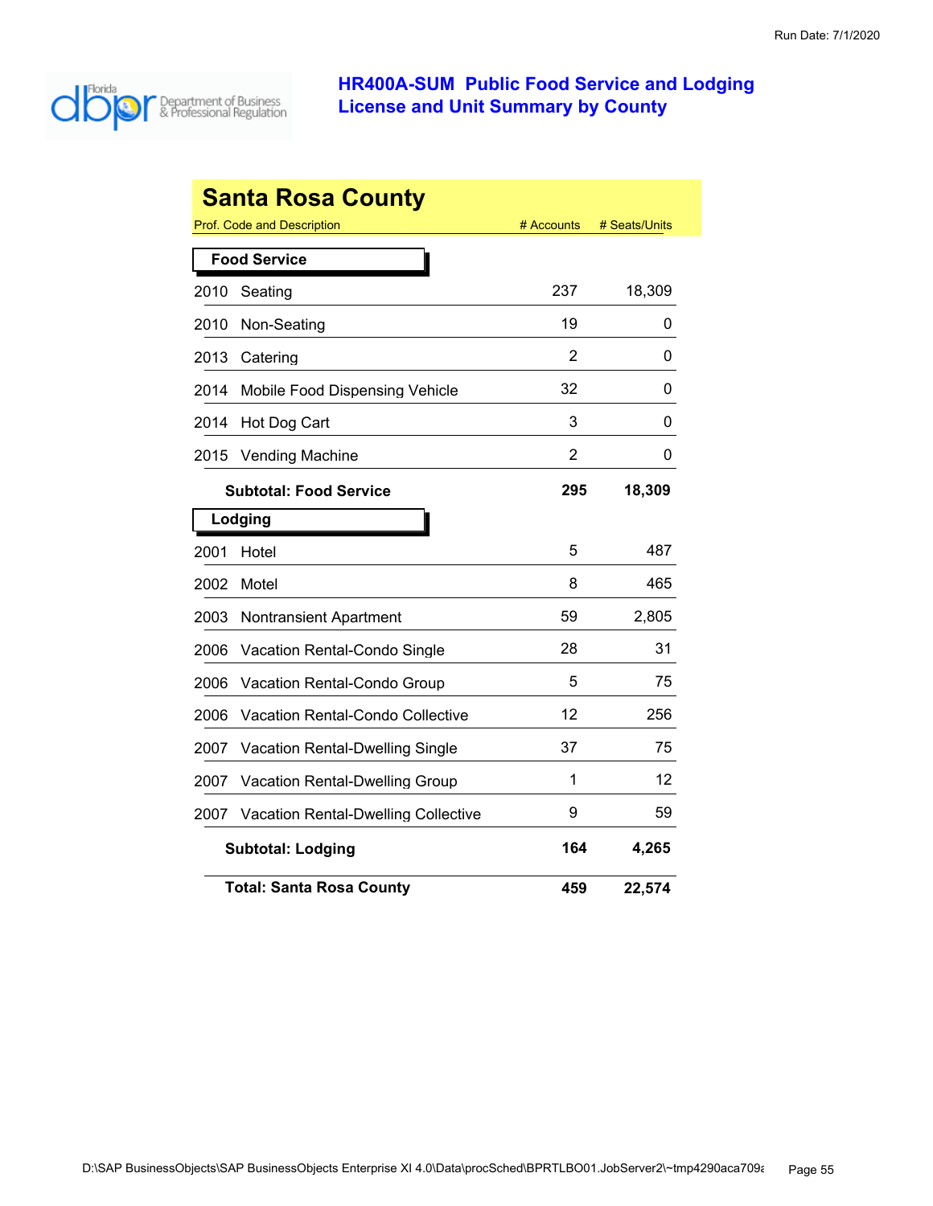# HR400A-SUM Public Food Service and Lodging License and Unit Summary by County

Run Date: 7/1/2020

## Santa Rosa County

| Prof. Code and Description | # Accounts | # Seats/Units |
|---|---|---|
| **Food Service** | | |
| 2010 Seating | 237 | 18,309 |
| 2010 Non-Seating | 19 | 0 |
| 2013 Catering | 2 | 0 |
| 2014 Mobile Food Dispensing Vehicle | 32 | 0 |
| 2014 Hot Dog Cart | 3 | 0 |
| 2015 Vending Machine | 2 | 0 |
| **Subtotal: Food Service** | **295** | **18,309** |
| **Lodging** | | |
| 2001 Hotel | 5 | 487 |
| 2002 Motel | 8 | 465 |
| 2003 Nontransient Apartment | 59 | 2,805 |
| 2006 Vacation Rental-Condo Single | 28 | 31 |
| 2006 Vacation Rental-Condo Group | 5 | 75 |
| 2006 Vacation Rental-Condo Collective | 12 | 256 |
| 2007 Vacation Rental-Dwelling Single | 37 | 75 |
| 2007 Vacation Rental-Dwelling Group | 1 | 12 |
| 2007 Vacation Rental-Dwelling Collective | 9 | 59 |
| **Subtotal: Lodging** | **164** | **4,265** |
| **Total: Santa Rosa County** | **459** | **22,574** |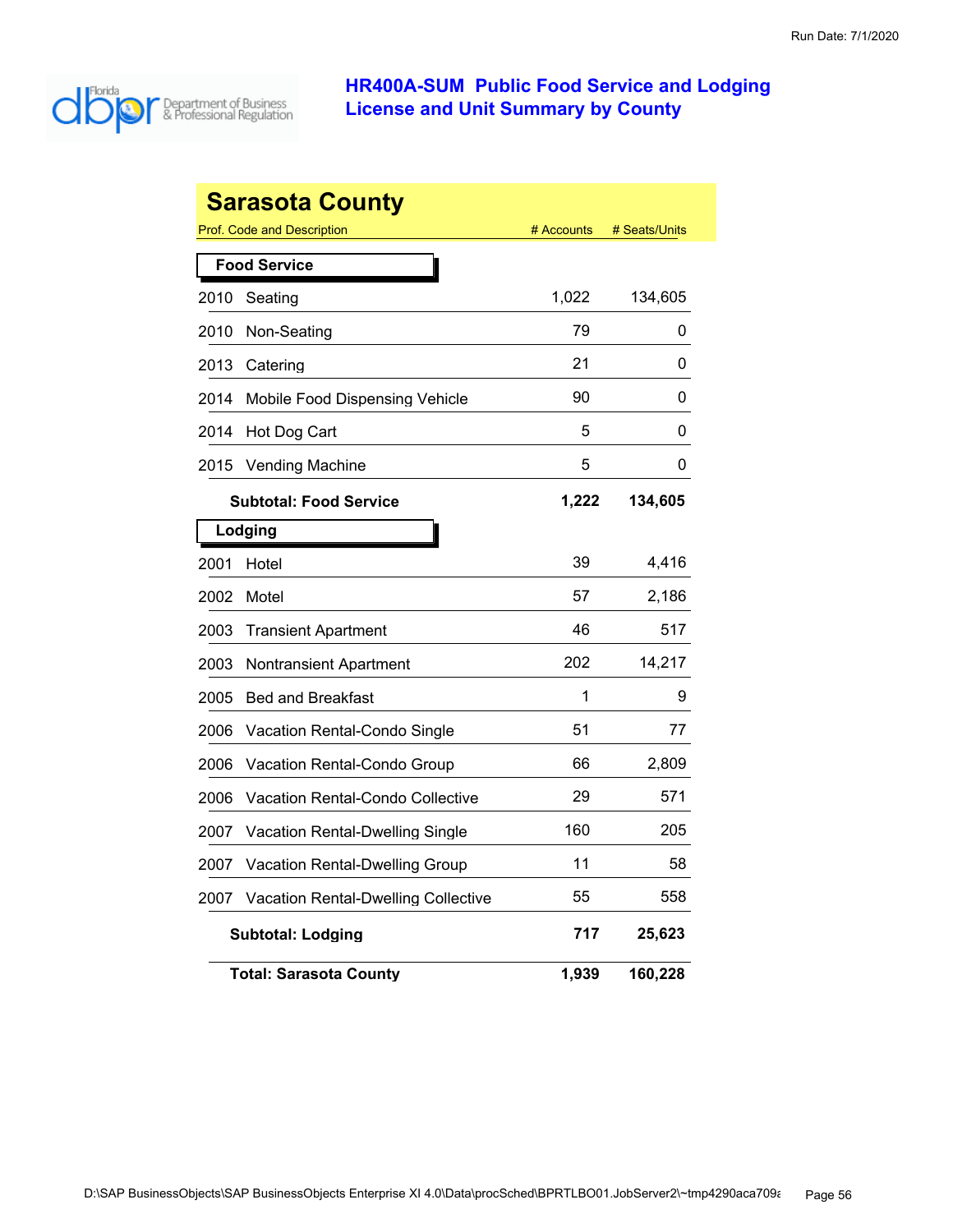Run Date: 7/1/2020

# HR400A-SUM Public Food Service and Lodging License and Unit Summary by County

## Sarasota County

| Prof. Code and Description | | # Accounts | # Seats/Units |
|---|---|---|---|
| **Food Service** | | | |
| 2010 | Seating | 1,022 | 134,605 |
| 2010 | Non-Seating | 79 | 0 |
| 2013 | Catering | 21 | 0 |
| 2014 | Mobile Food Dispensing Vehicle | 90 | 0 |
| 2014 | Hot Dog Cart | 5 | 0 |
| 2015 | Vending Machine | 5 | 0 |
| | **Subtotal: Food Service** | **1,222** | **134,605** |
| **Lodging** | | | |
| 2001 | Hotel | 39 | 4,416 |
| 2002 | Motel | 57 | 2,186 |
| 2003 | Transient Apartment | 46 | 517 |
| 2003 | Nontransient Apartment | 202 | 14,217 |
| 2005 | Bed and Breakfast | 1 | 9 |
| 2006 | Vacation Rental-Condo Single | 51 | 77 |
| 2006 | Vacation Rental-Condo Group | 66 | 2,809 |
| 2006 | Vacation Rental-Condo Collective | 29 | 571 |
| 2007 | Vacation Rental-Dwelling Single | 160 | 205 |
| 2007 | Vacation Rental-Dwelling Group | 11 | 58 |
| 2007 | Vacation Rental-Dwelling Collective | 55 | 558 |
| | **Subtotal: Lodging** | **717** | **25,623** |
| | **Total: Sarasota County** | **1,939** | **160,228** |

D:\SAP BusinessObjects\SAP BusinessObjects Enterprise XI 4.0\Data\procSched\BPRTLBO01.JobServer2\~tmp4290aca709a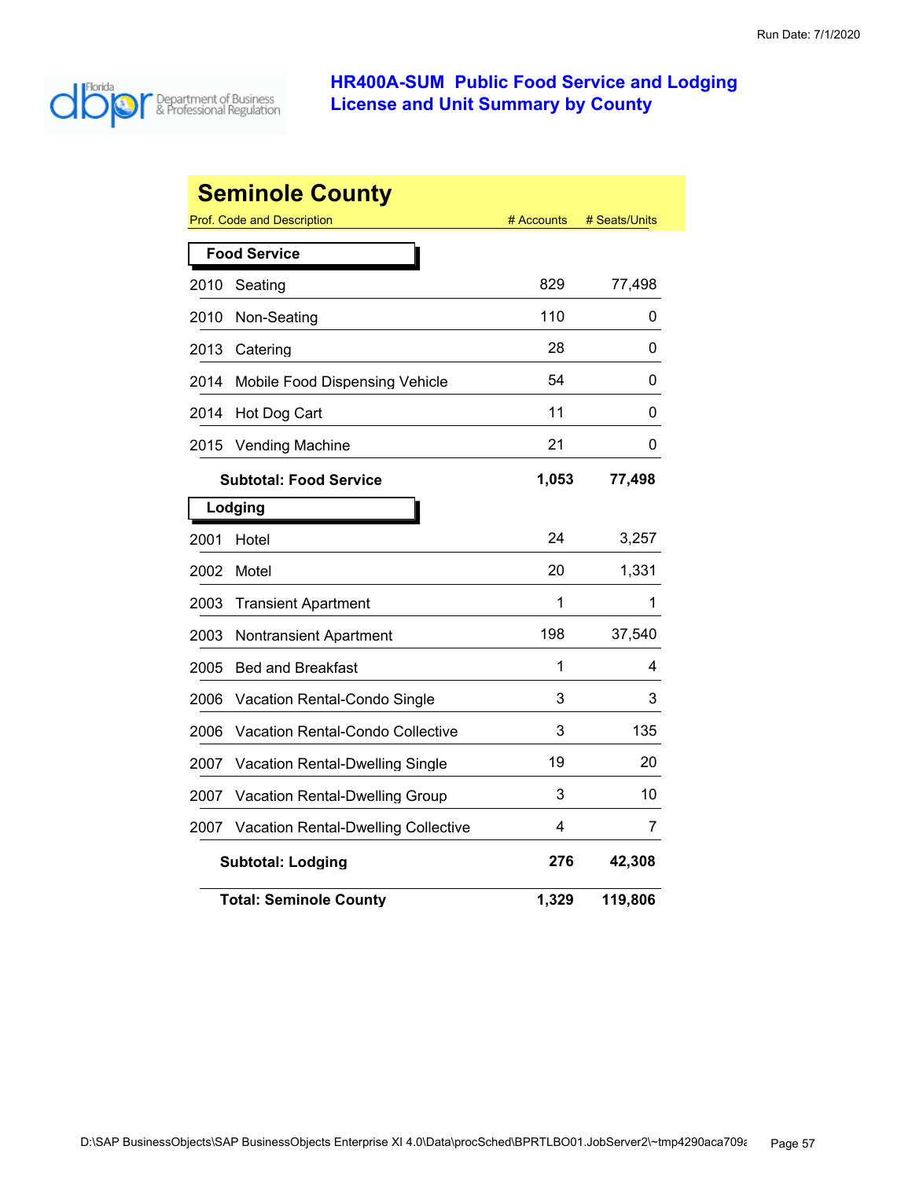# HR400A-SUM Public Food Service and Lodging License and Unit Summary by County

## Seminole County

| Prof. Code and Description | | # Accounts | # Seats/Units |
|---|---|---|---|
| **Food Service** | | | |
| 2010 | Seating | 829 | 77,498 |
| 2010 | Non-Seating | 110 | 0 |
| 2013 | Catering | 28 | 0 |
| 2014 | Mobile Food Dispensing Vehicle | 54 | 0 |
| 2014 | Hot Dog Cart | 11 | 0 |
| 2015 | Vending Machine | 21 | 0 |
| | **Subtotal: Food Service** | **1,053** | **77,498** |
| **Lodging** | | | |
| 2001 | Hotel | 24 | 3,257 |
| 2002 | Motel | 20 | 1,331 |
| 2003 | Transient Apartment | 1 | 1 |
| 2003 | Nontransient Apartment | 198 | 37,540 |
| 2005 | Bed and Breakfast | 1 | 4 |
| 2006 | Vacation Rental-Condo Single | 3 | 3 |
| 2006 | Vacation Rental-Condo Collective | 3 | 135 |
| 2007 | Vacation Rental-Dwelling Single | 19 | 20 |
| 2007 | Vacation Rental-Dwelling Group | 3 | 10 |
| 2007 | Vacation Rental-Dwelling Collective | 4 | 7 |
| | **Subtotal: Lodging** | **276** | **42,308** |
| | **Total: Seminole County** | **1,329** | **119,806** |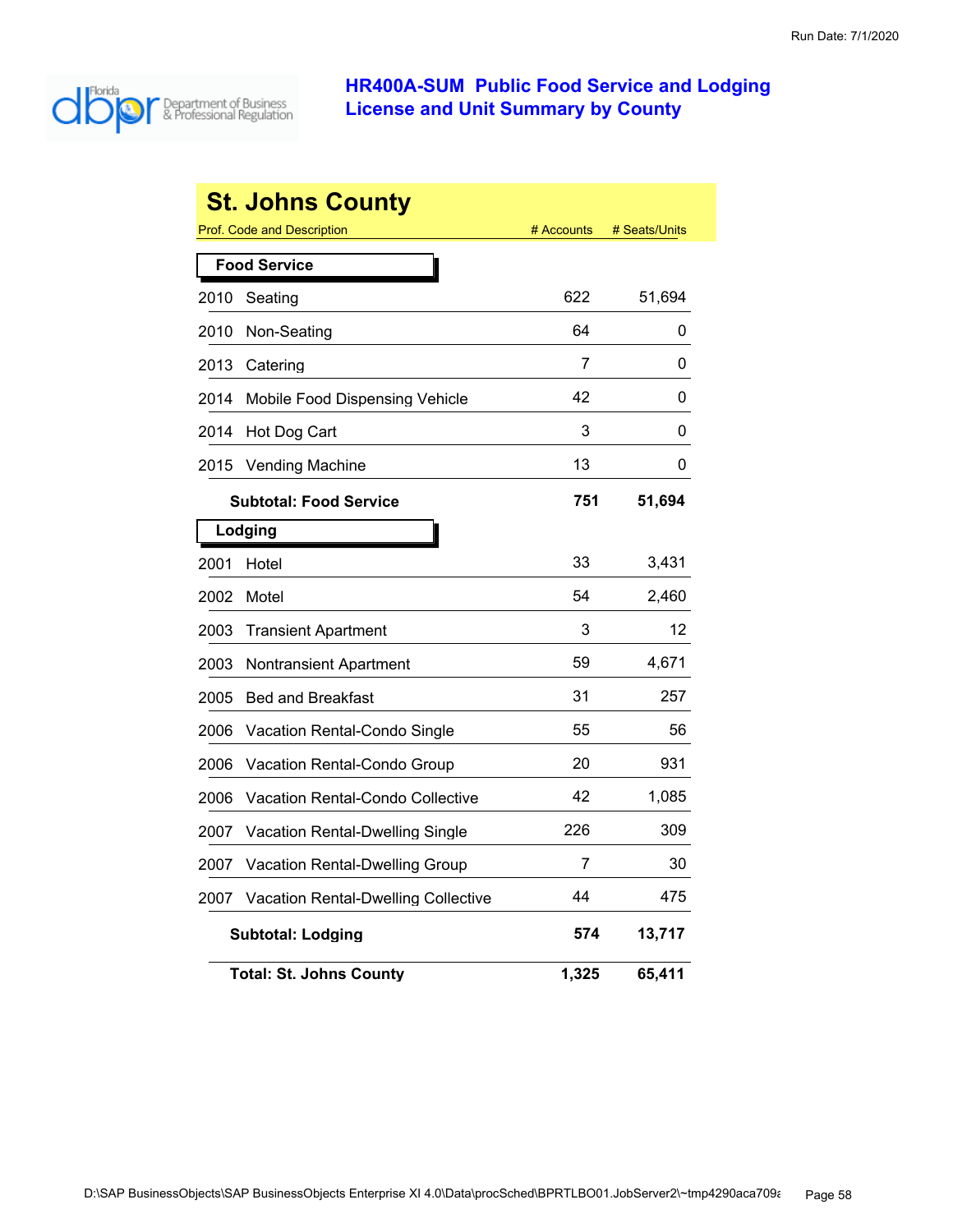# HR400A-SUM Public Food Service and Lodging License and Unit Summary by County

## St. Johns County

| Prof. Code and Description | | # Accounts | # Seats/Units |
|---|---|---|---|
| **Food Service** | | | |
| 2010 | Seating | 622 | 51,694 |
| 2010 | Non-Seating | 64 | 0 |
| 2013 | Catering | 7 | 0 |
| 2014 | Mobile Food Dispensing Vehicle | 42 | 0 |
| 2014 | Hot Dog Cart | 3 | 0 |
| 2015 | Vending Machine | 13 | 0 |
| | **Subtotal: Food Service** | **751** | **51,694** |
| **Lodging** | | | |
| 2001 | Hotel | 33 | 3,431 |
| 2002 | Motel | 54 | 2,460 |
| 2003 | Transient Apartment | 3 | 12 |
| 2003 | Nontransient Apartment | 59 | 4,671 |
| 2005 | Bed and Breakfast | 31 | 257 |
| 2006 | Vacation Rental-Condo Single | 55 | 56 |
| 2006 | Vacation Rental-Condo Group | 20 | 931 |
| 2006 | Vacation Rental-Condo Collective | 42 | 1,085 |
| 2007 | Vacation Rental-Dwelling Single | 226 | 309 |
| 2007 | Vacation Rental-Dwelling Group | 7 | 30 |
| 2007 | Vacation Rental-Dwelling Collective | 44 | 475 |
| | **Subtotal: Lodging** | **574** | **13,717** |
| | **Total: St. Johns County** | **1,325** | **65,411** |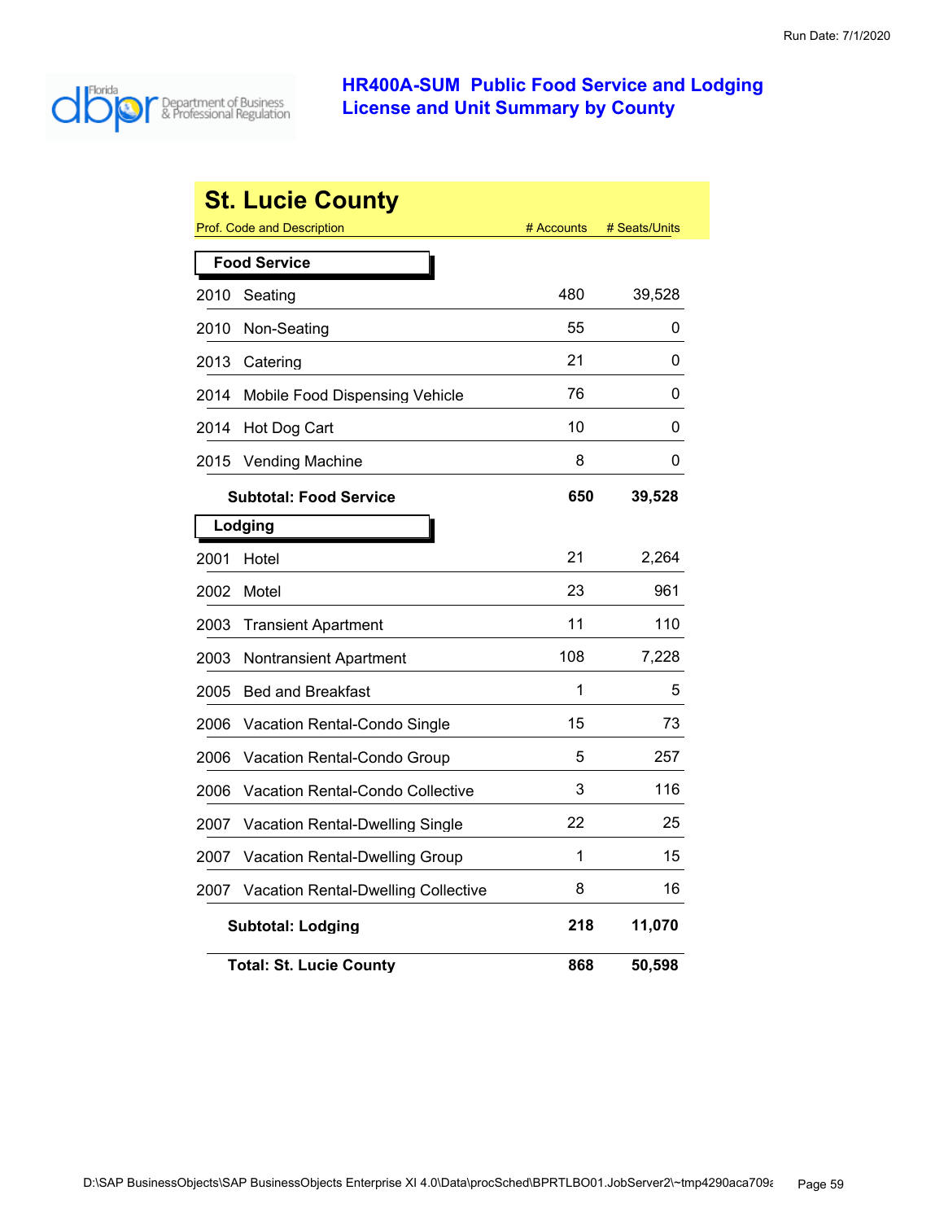# HR400A-SUM Public Food Service and Lodging License and Unit Summary by County

Run Date: 7/1/2020

## St. Lucie County

| Prof. Code and Description | | # Accounts | # Seats/Units |
|---|---|---|---|
| **Food Service** | | | |
| 2010 | Seating | 480 | 39,528 |
| 2010 | Non-Seating | 55 | 0 |
| 2013 | Catering | 21 | 0 |
| 2014 | Mobile Food Dispensing Vehicle | 76 | 0 |
| 2014 | Hot Dog Cart | 10 | 0 |
| 2015 | Vending Machine | 8 | 0 |
| | **Subtotal: Food Service** | **650** | **39,528** |
| **Lodging** | | | |
| 2001 | Hotel | 21 | 2,264 |
| 2002 | Motel | 23 | 961 |
| 2003 | Transient Apartment | 11 | 110 |
| 2003 | Nontransient Apartment | 108 | 7,228 |
| 2005 | Bed and Breakfast | 1 | 5 |
| 2006 | Vacation Rental-Condo Single | 15 | 73 |
| 2006 | Vacation Rental-Condo Group | 5 | 257 |
| 2006 | Vacation Rental-Condo Collective | 3 | 116 |
| 2007 | Vacation Rental-Dwelling Single | 22 | 25 |
| 2007 | Vacation Rental-Dwelling Group | 1 | 15 |
| 2007 | Vacation Rental-Dwelling Collective | 8 | 16 |
| | **Subtotal: Lodging** | **218** | **11,070** |
| | **Total: St. Lucie County** | **868** | **50,598** |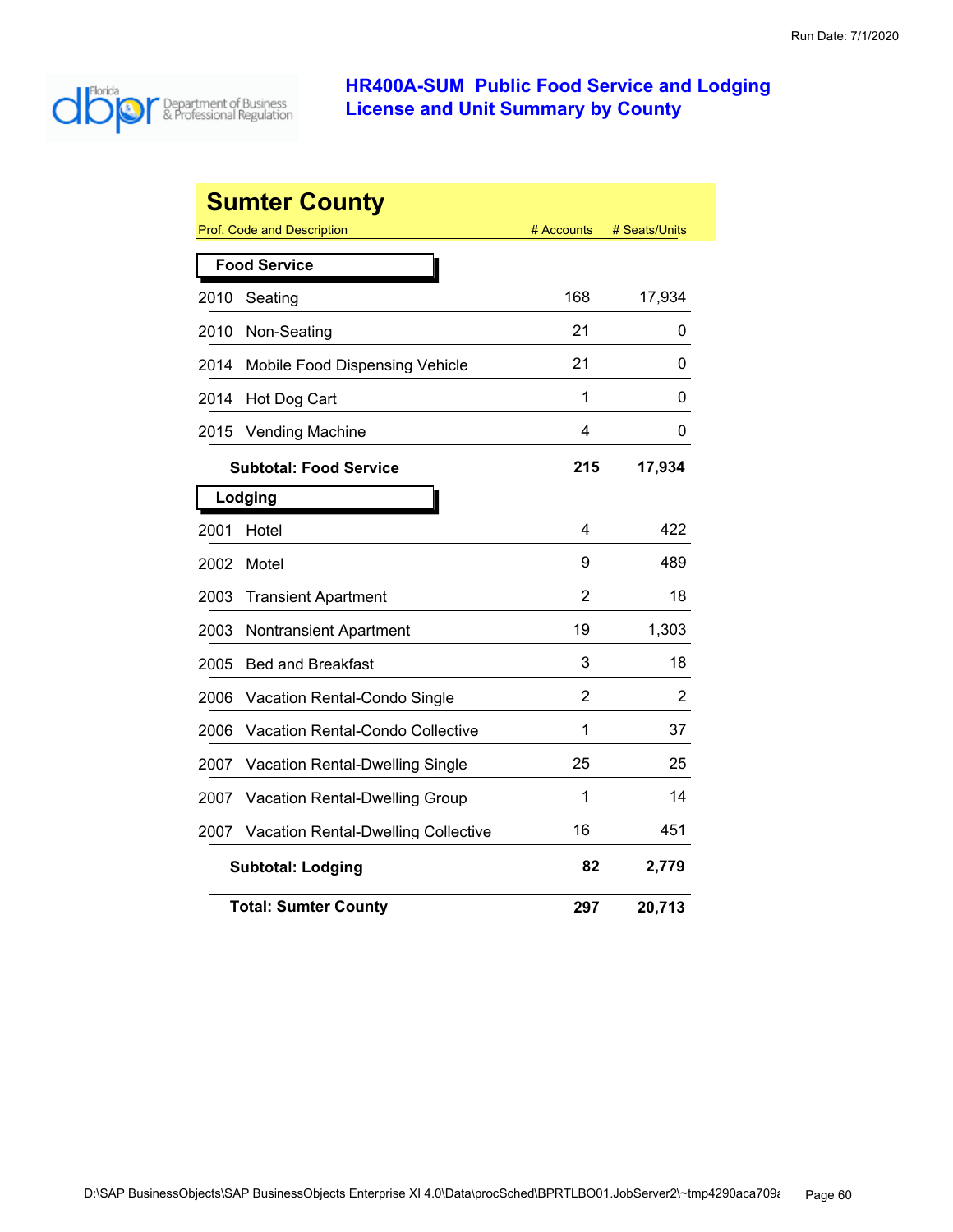# HR400A-SUM Public Food Service and Lodging License and Unit Summary by County

## Sumter County

| Prof. Code and Description | | # Accounts | # Seats/Units |
|---|---|---|---|
| **Food Service** | | | |
| 2010 | Seating | 168 | 17,934 |
| 2010 | Non-Seating | 21 | 0 |
| 2014 | Mobile Food Dispensing Vehicle | 21 | 0 |
| 2014 | Hot Dog Cart | 1 | 0 |
| 2015 | Vending Machine | 4 | 0 |
| | **Subtotal: Food Service** | **215** | **17,934** |
| **Lodging** | | | |
| 2001 | Hotel | 4 | 422 |
| 2002 | Motel | 9 | 489 |
| 2003 | Transient Apartment | 2 | 18 |
| 2003 | Nontransient Apartment | 19 | 1,303 |
| 2005 | Bed and Breakfast | 3 | 18 |
| 2006 | Vacation Rental-Condo Single | 2 | 2 |
| 2006 | Vacation Rental-Condo Collective | 1 | 37 |
| 2007 | Vacation Rental-Dwelling Single | 25 | 25 |
| 2007 | Vacation Rental-Dwelling Group | 1 | 14 |
| 2007 | Vacation Rental-Dwelling Collective | 16 | 451 |
| | **Subtotal: Lodging** | **82** | **2,779** |
| | **Total: Sumter County** | **297** | **20,713** |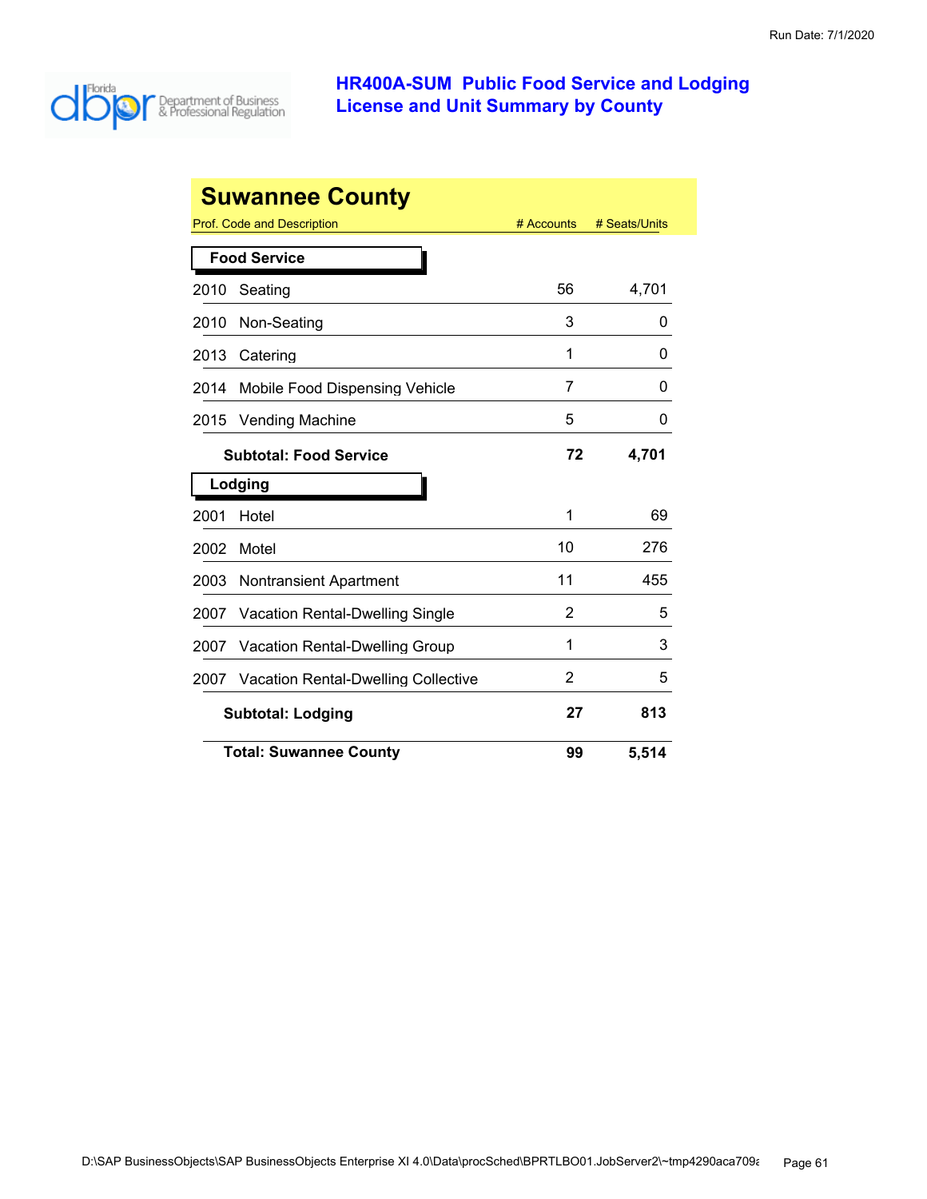# HR400A-SUM Public Food Service and Lodging License and Unit Summary by County

## Suwannee County

| Prof. Code and Description | # Accounts | # Seats/Units |
|---|---|---|
| **Food Service** | | |
| 2010 Seating | 56 | 4,701 |
| 2010 Non-Seating | 3 | 0 |
| 2013 Catering | 1 | 0 |
| 2014 Mobile Food Dispensing Vehicle | 7 | 0 |
| 2015 Vending Machine | 5 | 0 |
| **Subtotal: Food Service** | **72** | **4,701** |
| **Lodging** | | |
| 2001 Hotel | 1 | 69 |
| 2002 Motel | 10 | 276 |
| 2003 Nontransient Apartment | 11 | 455 |
| 2007 Vacation Rental-Dwelling Single | 2 | 5 |
| 2007 Vacation Rental-Dwelling Group | 1 | 3 |
| 2007 Vacation Rental-Dwelling Collective | 2 | 5 |
| **Subtotal: Lodging** | **27** | **813** |
| **Total: Suwannee County** | **99** | **5,514** |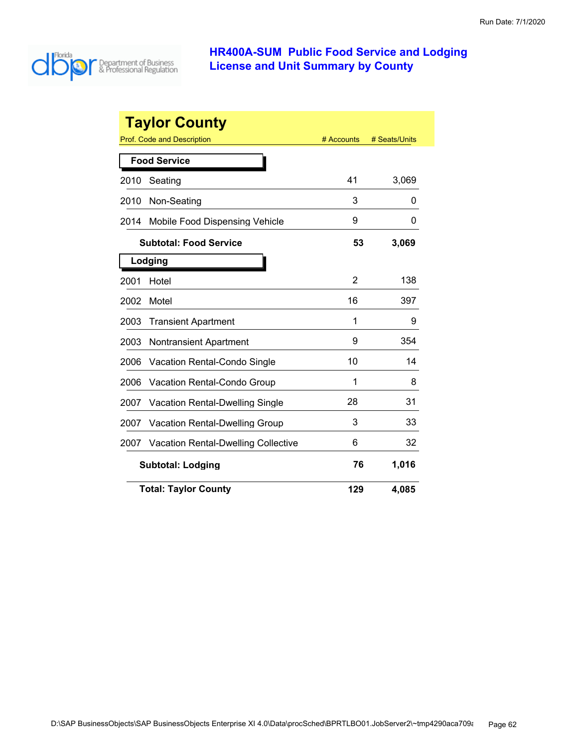# HR400A-SUM Public Food Service and Lodging License and Unit Summary by County

## Taylor County

| Prof. Code and Description | # Accounts | # Seats/Units |
|---|---|---|
| **Food Service** | | |
| 2010 Seating | 41 | 3,069 |
| 2010 Non-Seating | 3 | 0 |
| 2014 Mobile Food Dispensing Vehicle | 9 | 0 |
| **Subtotal: Food Service** | **53** | **3,069** |
| **Lodging** | | |
| 2001 Hotel | 2 | 138 |
| 2002 Motel | 16 | 397 |
| 2003 Transient Apartment | 1 | 9 |
| 2003 Nontransient Apartment | 9 | 354 |
| 2006 Vacation Rental-Condo Single | 10 | 14 |
| 2006 Vacation Rental-Condo Group | 1 | 8 |
| 2007 Vacation Rental-Dwelling Single | 28 | 31 |
| 2007 Vacation Rental-Dwelling Group | 3 | 33 |
| 2007 Vacation Rental-Dwelling Collective | 6 | 32 |
| **Subtotal: Lodging** | **76** | **1,016** |
| **Total: Taylor County** | **129** | **4,085** |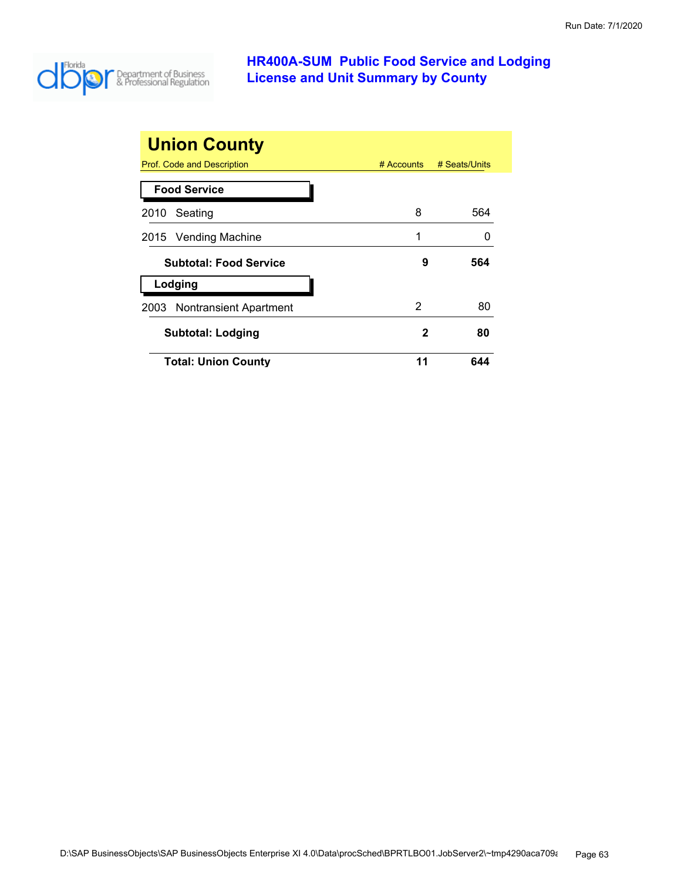# HR400A-SUM Public Food Service and Lodging License and Unit Summary by County

## Union County

| Prof. Code and Description | # Accounts | # Seats/Units |
|---|---|---|
| **Food Service** | | |
| 2010 Seating | 8 | 564 |
| 2015 Vending Machine | 1 | 0 |
| **Subtotal: Food Service** | **9** | **564** |
| **Lodging** | | |
| 2003 Nontransient Apartment | 2 | 80 |
| **Subtotal: Lodging** | **2** | **80** |
| **Total: Union County** | **11** | **644** |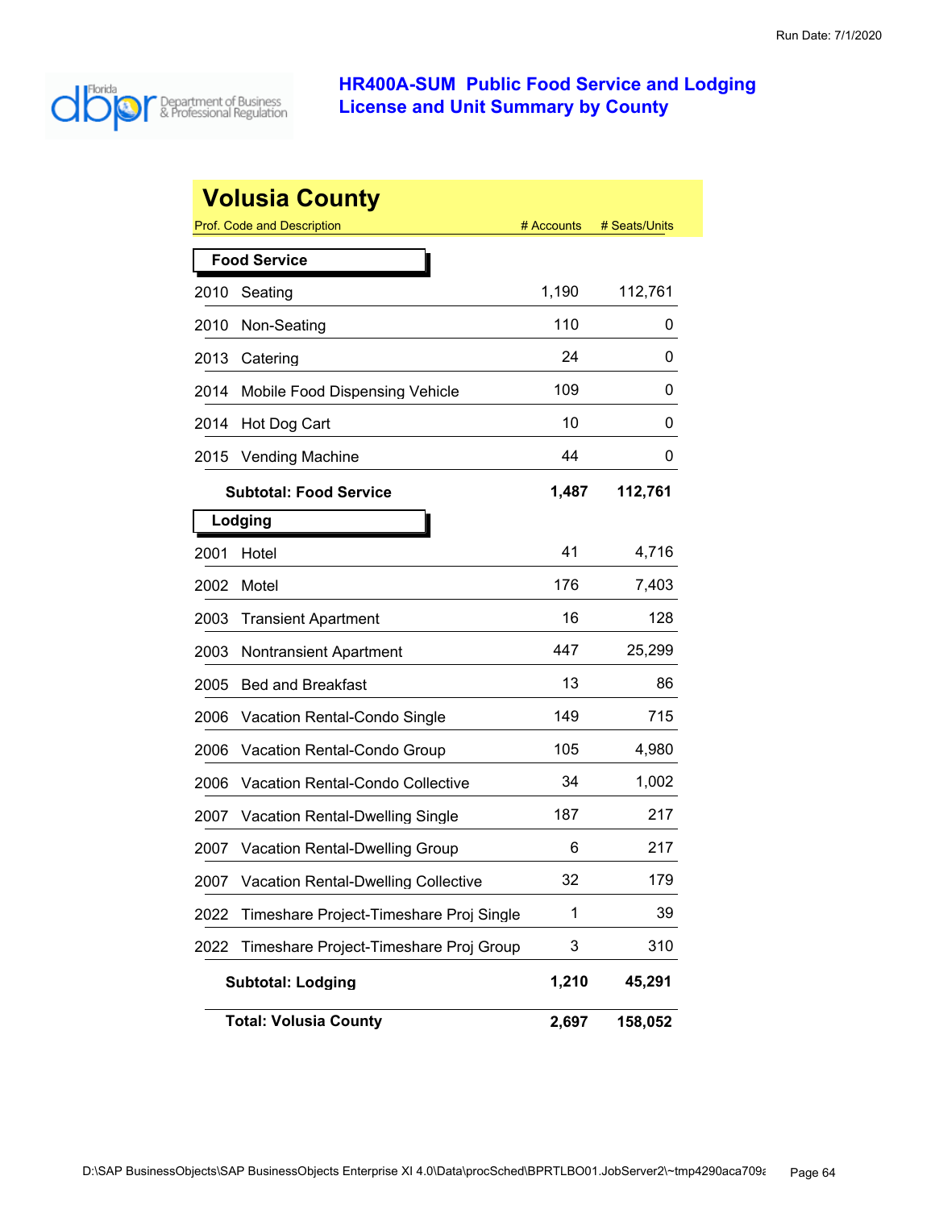Run Date: 7/1/2020

# HR400A-SUM Public Food Service and Lodging License and Unit Summary by County

## Volusia County

| Prof. Code and Description | | # Accounts | # Seats/Units |
|---|---|---|---|
| **Food Service** | | | |
| 2010 | Seating | 1,190 | 112,761 |
| 2010 | Non-Seating | 110 | 0 |
| 2013 | Catering | 24 | 0 |
| 2014 | Mobile Food Dispensing Vehicle | 109 | 0 |
| 2014 | Hot Dog Cart | 10 | 0 |
| 2015 | Vending Machine | 44 | 0 |
| | **Subtotal: Food Service** | **1,487** | **112,761** |
| **Lodging** | | | |
| 2001 | Hotel | 41 | 4,716 |
| 2002 | Motel | 176 | 7,403 |
| 2003 | Transient Apartment | 16 | 128 |
| 2003 | Nontransient Apartment | 447 | 25,299 |
| 2005 | Bed and Breakfast | 13 | 86 |
| 2006 | Vacation Rental-Condo Single | 149 | 715 |
| 2006 | Vacation Rental-Condo Group | 105 | 4,980 |
| 2006 | Vacation Rental-Condo Collective | 34 | 1,002 |
| 2007 | Vacation Rental-Dwelling Single | 187 | 217 |
| 2007 | Vacation Rental-Dwelling Group | 6 | 217 |
| 2007 | Vacation Rental-Dwelling Collective | 32 | 179 |
| 2022 | Timeshare Project-Timeshare Proj Single | 1 | 39 |
| 2022 | Timeshare Project-Timeshare Proj Group | 3 | 310 |
| | **Subtotal: Lodging** | **1,210** | **45,291** |
| | **Total: Volusia County** | **2,697** | **158,052** |

D:\SAP BusinessObjects\SAP BusinessObjects Enterprise XI 4.0\Data\procSched\BPRTLBO01.JobServer2\~tmp4290aca709a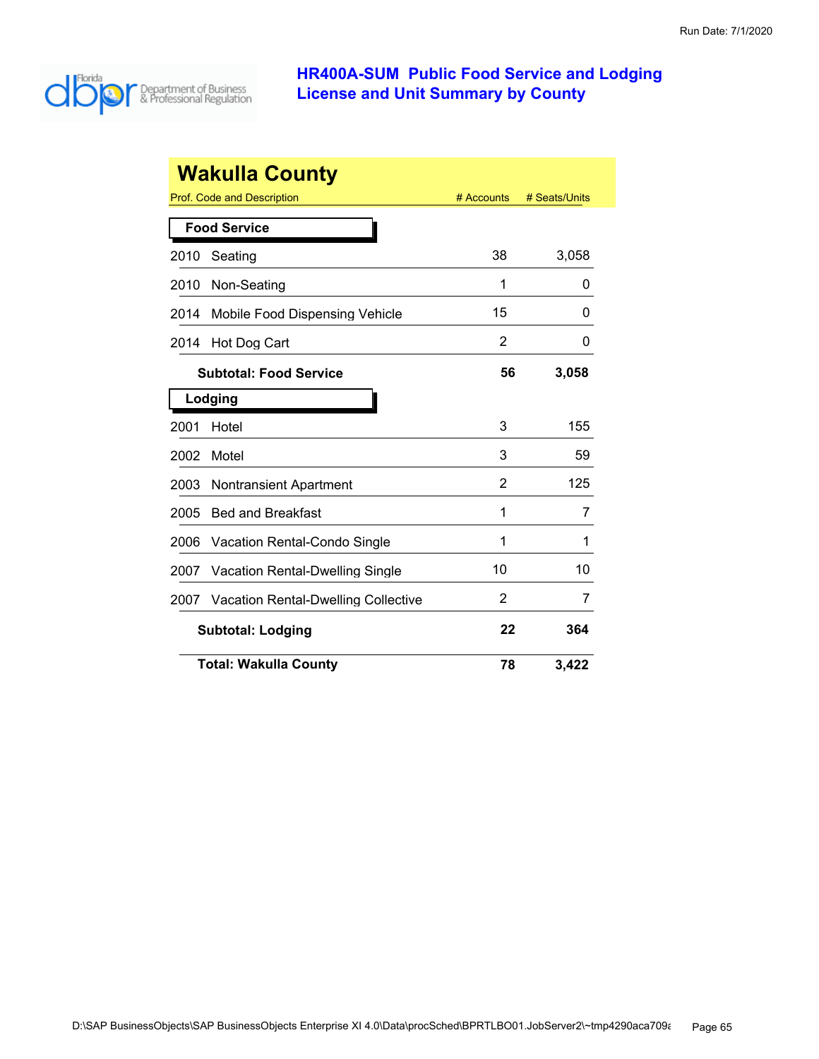Run Date: 7/1/2020

# HR400A-SUM Public Food Service and Lodging License and Unit Summary by County

## Wakulla County

| Prof. Code and Description | # Accounts | # Seats/Units |
|---|---|---|
| **Food Service** | | |
| 2010 Seating | 38 | 3,058 |
| 2010 Non-Seating | 1 | 0 |
| 2014 Mobile Food Dispensing Vehicle | 15 | 0 |
| 2014 Hot Dog Cart | 2 | 0 |
| **Subtotal: Food Service** | **56** | **3,058** |
| **Lodging** | | |
| 2001 Hotel | 3 | 155 |
| 2002 Motel | 3 | 59 |
| 2003 Nontransient Apartment | 2 | 125 |
| 2005 Bed and Breakfast | 1 | 7 |
| 2006 Vacation Rental-Condo Single | 1 | 1 |
| 2007 Vacation Rental-Dwelling Single | 10 | 10 |
| 2007 Vacation Rental-Dwelling Collective | 2 | 7 |
| **Subtotal: Lodging** | **22** | **364** |
| **Total: Wakulla County** | **78** | **3,422** |

D:\SAP BusinessObjects\SAP BusinessObjects Enterprise XI 4.0\Data\procSched\BPRTLBO01.JobServer2\~tmp4290aca709a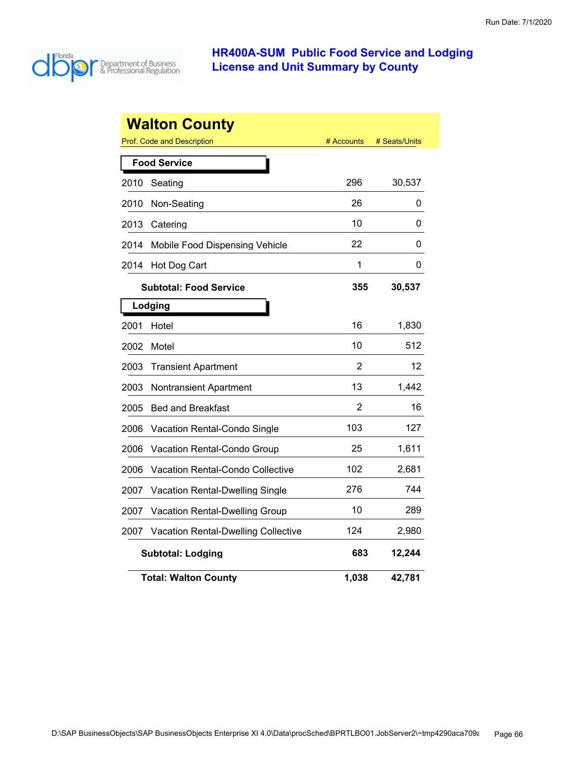# HR400A-SUM Public Food Service and Lodging License and Unit Summary by County

## Walton County

| Prof. Code and Description | | # Accounts | # Seats/Units |
|---|---|---|---|
| **Food Service** | | | |
| 2010 | Seating | 296 | 30,537 |
| 2010 | Non-Seating | 26 | 0 |
| 2013 | Catering | 10 | 0 |
| 2014 | Mobile Food Dispensing Vehicle | 22 | 0 |
| 2014 | Hot Dog Cart | 1 | 0 |
| | **Subtotal: Food Service** | **355** | **30,537** |
| **Lodging** | | | |
| 2001 | Hotel | 16 | 1,830 |
| 2002 | Motel | 10 | 512 |
| 2003 | Transient Apartment | 2 | 12 |
| 2003 | Nontransient Apartment | 13 | 1,442 |
| 2005 | Bed and Breakfast | 2 | 16 |
| 2006 | Vacation Rental-Condo Single | 103 | 127 |
| 2006 | Vacation Rental-Condo Group | 25 | 1,611 |
| 2006 | Vacation Rental-Condo Collective | 102 | 2,681 |
| 2007 | Vacation Rental-Dwelling Single | 276 | 744 |
| 2007 | Vacation Rental-Dwelling Group | 10 | 289 |
| 2007 | Vacation Rental-Dwelling Collective | 124 | 2,980 |
| | **Subtotal: Lodging** | **683** | **12,244** |
| | **Total: Walton County** | **1,038** | **42,781** |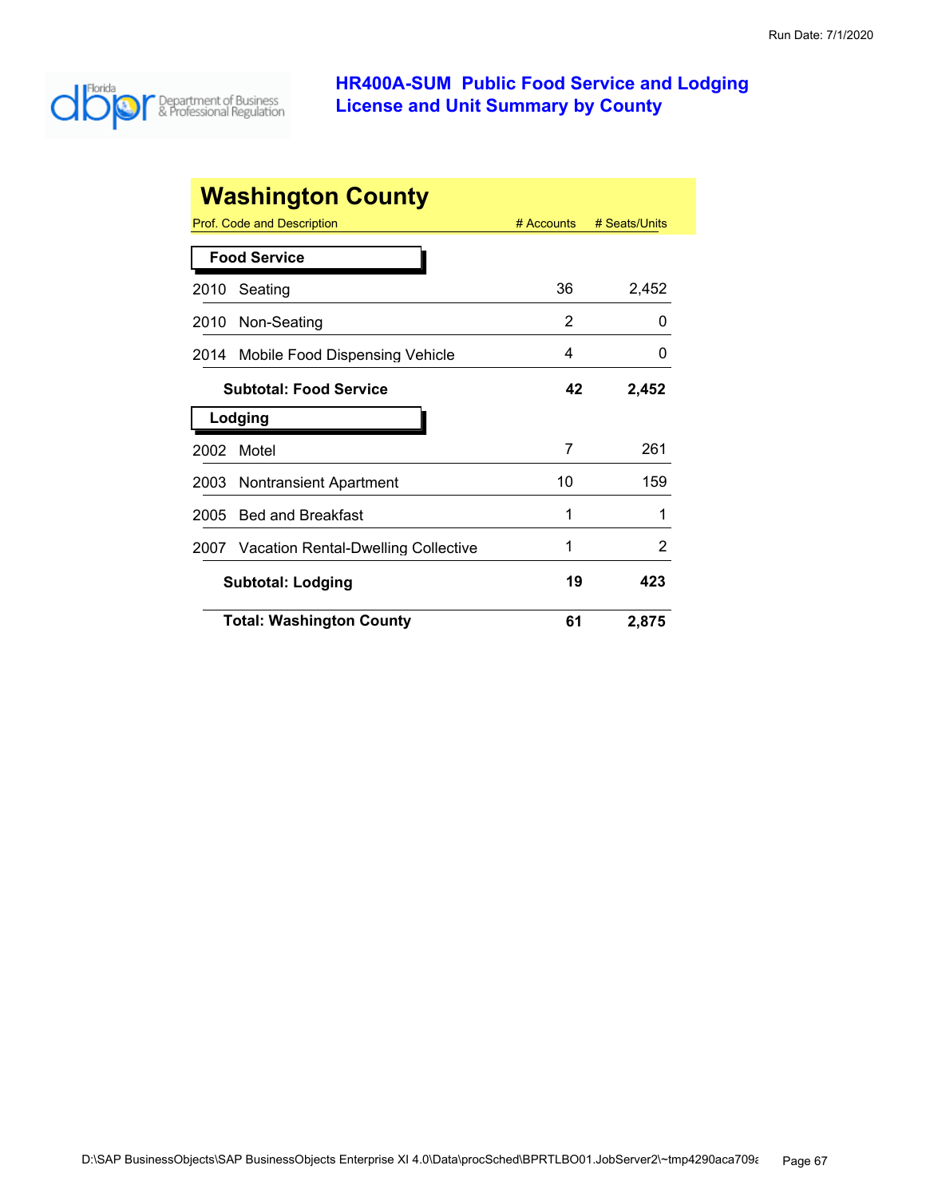# HR400A-SUM Public Food Service and Lodging License and Unit Summary by County

## Washington County

| Prof. Code and Description | # Accounts | # Seats/Units |
|---|---|---|
| **Food Service** | | |
| 2010 Seating | 36 | 2,452 |
| 2010 Non-Seating | 2 | 0 |
| 2014 Mobile Food Dispensing Vehicle | 4 | 0 |
| **Subtotal: Food Service** | **42** | **2,452** |
| **Lodging** | | |
| 2002 Motel | 7 | 261 |
| 2003 Nontransient Apartment | 10 | 159 |
| 2005 Bed and Breakfast | 1 | 1 |
| 2007 Vacation Rental-Dwelling Collective | 1 | 2 |
| **Subtotal: Lodging** | **19** | **423** |
| **Total: Washington County** | **61** | **2,875** |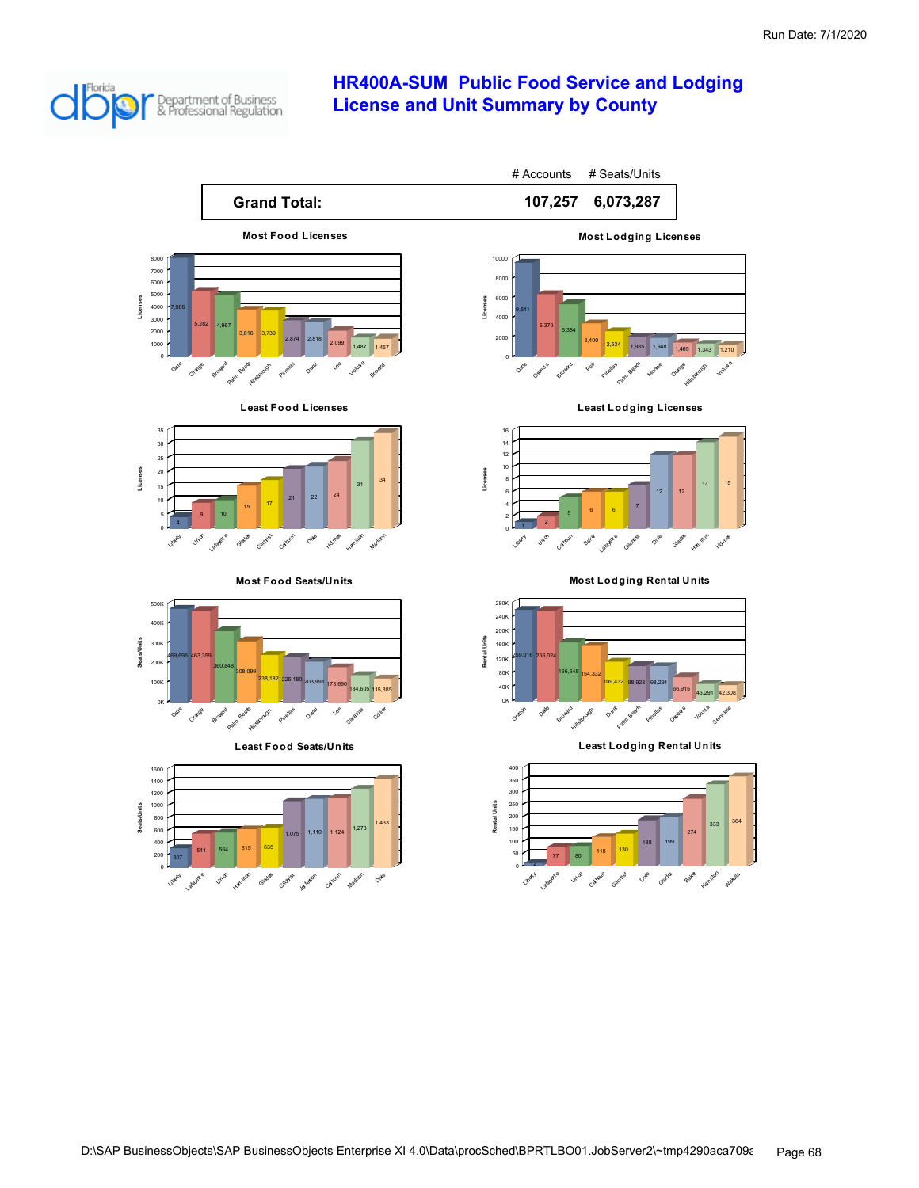Run Date: 7/1/2020

Florida dbpr Department of Business & Professional Regulation

# HR400A-SUM Public Food Service and Lodging License and Unit Summary by County

| | # Accounts | # Seats/Units |
|---|---|---|
| **Grand Total:** | **107,257** | **6,073,287** |

**Most Food Licenses**

Licenses

8000 7000 6000 5000 4000 3000 2000 1000 0

7,986 5,282 4,967 3,816 3,739 2,874 2,818 2,099 1,487 1,457

Dade Orange Broward Palm Beach Hillsborough Pinellas Duval Lee Volusia Brevard

**Most Lodging Licenses**

Licenses

10000 8000 6000 4000 2000 0

9,541 6,370 5,384 3,400 2,534 1,985 1,948 1,465 1,343 1,210

Dade Osceola Broward Polk Pinellas Palm Beach Monroe Orange Hillsborough Volusia

**Least Food Licenses**

Licenses

35 30 25 20 15 10 5 0

4 9 10 15 17 21 22 24 31 34

Liberty Union Lafayette Glades Gilchrist Calhoun Dixie Holmes Hamilton Madison

**Least Lodging Licenses**

Licenses

16 14 12 10 8 6 4 2 0

1 2 5 6 6 7 12 12 14 15

Liberty Union Calhoun Baker Lafayette Gilchrist Dixie Glades Hamilton Holmes

**Most Food Seats/Units**

Seats/Units

500K 400K 300K 200K 100K 0K

469,695 463,359 360,848 308,099 238,182 225,180 203,991 173,690 134,605 115,885

Dade Orange Broward Palm Beach Hillsborough Pinellas Duval Lee Sarasota Collier

**Most Lodging Rental Units**

Rental Units

280K 240K 200K 160K 120K 80K 40K 0K

259,016 256,024 166,548 154,332 109,432 98,923 98,291 66,915 46,291 42,308

Orange Dade Broward Hillsborough Duval Palm Beach Pinellas Osceola Volusia Seminole

**Least Food Seats/Units**

Seats/Units

1600 1400 1200 1000 800 600 400 200 0

307 541 564 615 635 1,075 1,110 1,124 1,273 1,433

Liberty Lafayette Union Hamilton Glades Gilchrist Jefferson Calhoun Madison Dixie

**Least Lodging Rental Units**

Rental Units

400 350 300 250 200 150 100 50 0

12 77 80 118 130 188 199 274 333 364

Liberty Lafayette Union Calhoun Gilchrist Dixie Glades Baker Hamilton Wakulla

D:\SAP BusinessObjects\SAP BusinessObjects Enterprise XI 4.0\Data\procSched\BPRTLBO01.JobServer2\~tmp4290aca709a